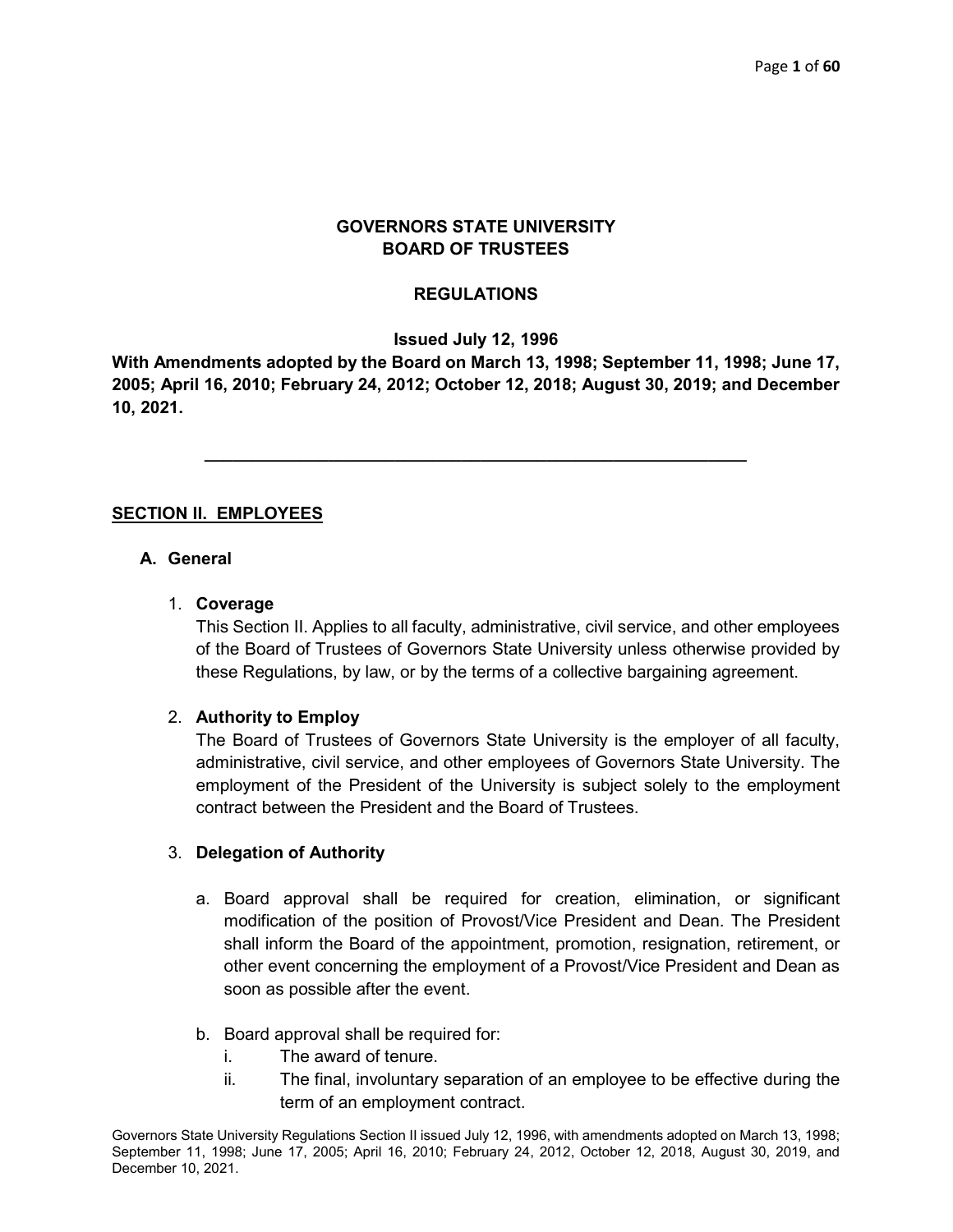# GOVERNORS STATE UNIVERSITY
# BOARD OF TRUSTEES

## REGULATIONS

**Issued July 12, 1996**

**With Amendments adopted by the Board on March 13, 1998; September 11, 1998; June 17, 2005; April 16, 2010; February 24, 2012; October 12, 2018; August 30, 2019; and December 10, 2021.**

---

## SECTION II. EMPLOYEES

### A. General

1. **Coverage**
   This Section II. Applies to all faculty, administrative, civil service, and other employees of the Board of Trustees of Governors State University unless otherwise provided by these Regulations, by law, or by the terms of a collective bargaining agreement.

2. **Authority to Employ**
   The Board of Trustees of Governors State University is the employer of all faculty, administrative, civil service, and other employees of Governors State University. The employment of the President of the University is subject solely to the employment contract between the President and the Board of Trustees.

3. **Delegation of Authority**

   a. Board approval shall be required for creation, elimination, or significant modification of the position of Provost/Vice President and Dean. The President shall inform the Board of the appointment, promotion, resignation, retirement, or other event concerning the employment of a Provost/Vice President and Dean as soon as possible after the event.

   b. Board approval shall be required for:
      i. The award of tenure.
      ii. The final, involuntary separation of an employee to be effective during the term of an employment contract.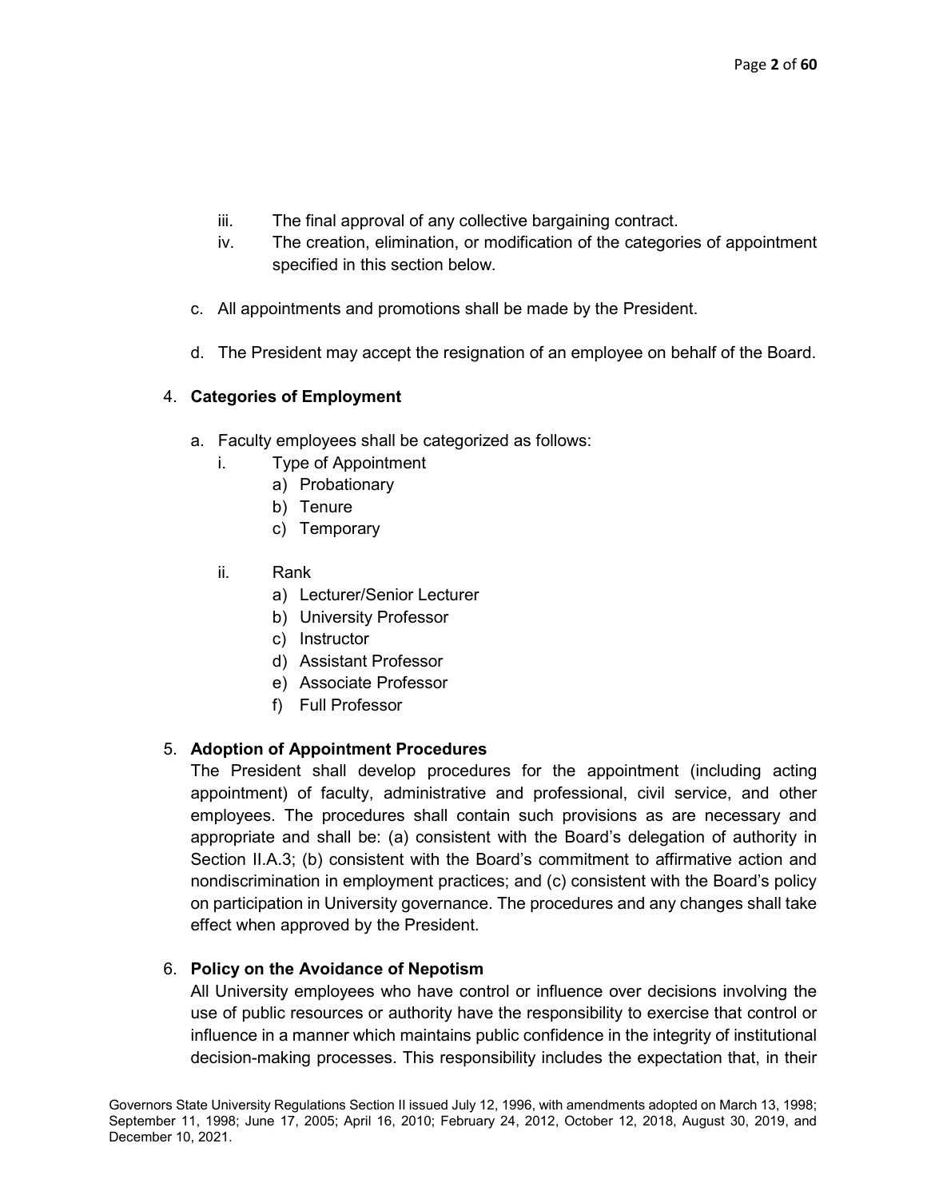iii. The final approval of any collective bargaining contract.
iv. The creation, elimination, or modification of the categories of appointment specified in this section below.

c. All appointments and promotions shall be made by the President.

d. The President may accept the resignation of an employee on behalf of the Board.

4. **Categories of Employment**

   a. Faculty employees shall be categorized as follows:
      i. Type of Appointment
         a) Probationary
         b) Tenure
         c) Temporary

      ii. Rank
         a) Lecturer/Senior Lecturer
         b) University Professor
         c) Instructor
         d) Assistant Professor
         e) Associate Professor
         f) Full Professor

5. **Adoption of Appointment Procedures**
   The President shall develop procedures for the appointment (including acting appointment) of faculty, administrative and professional, civil service, and other employees. The procedures shall contain such provisions as are necessary and appropriate and shall be: (a) consistent with the Board's delegation of authority in Section II.A.3; (b) consistent with the Board's commitment to affirmative action and nondiscrimination in employment practices; and (c) consistent with the Board's policy on participation in University governance. The procedures and any changes shall take effect when approved by the President.

6. **Policy on the Avoidance of Nepotism**
   All University employees who have control or influence over decisions involving the use of public resources or authority have the responsibility to exercise that control or influence in a manner which maintains public confidence in the integrity of institutional decision-making processes. This responsibility includes the expectation that, in their

Governors State University Regulations Section II issued July 12, 1996, with amendments adopted on March 13, 1998; September 11, 1998; June 17, 2005; April 16, 2010; February 24, 2012, October 12, 2018, August 30, 2019, and December 10, 2021.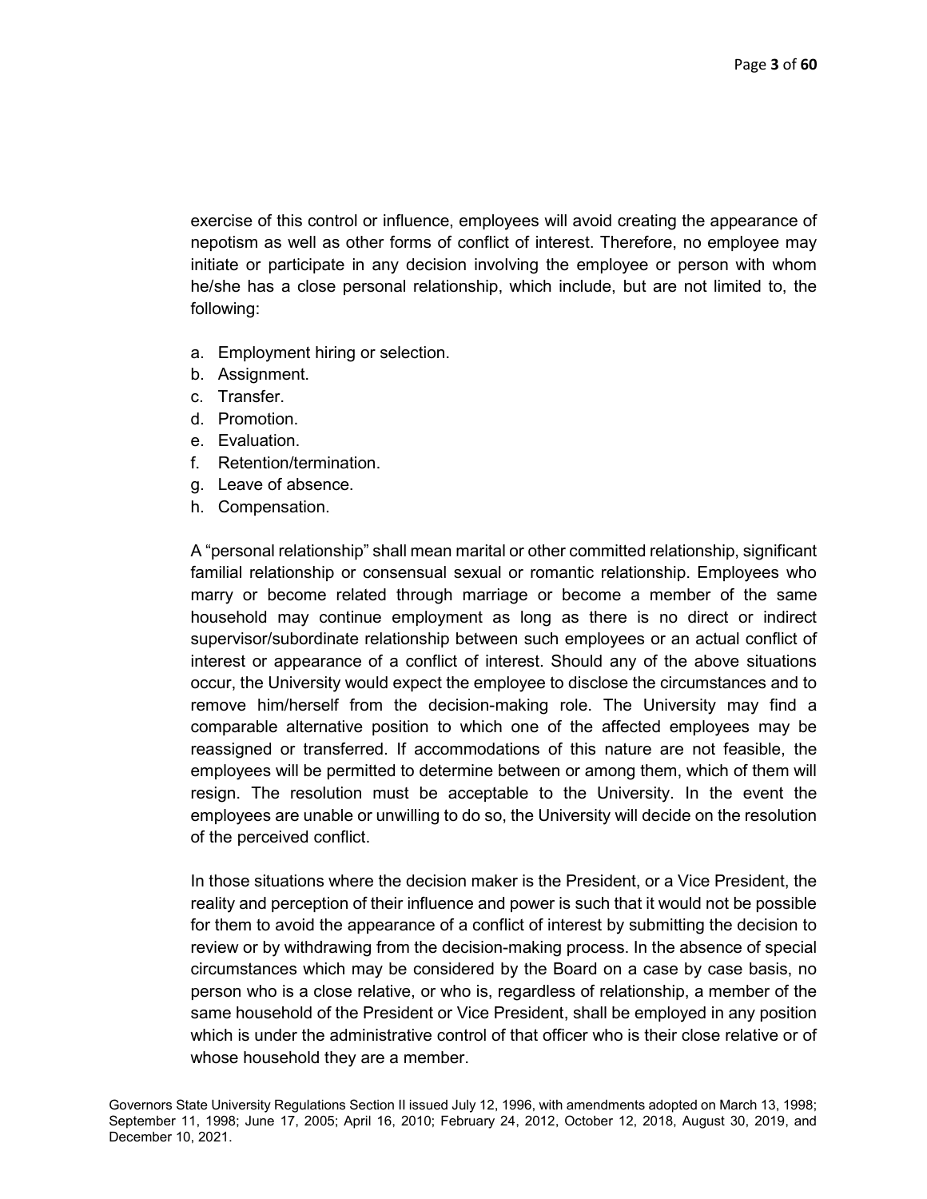exercise of this control or influence, employees will avoid creating the appearance of nepotism as well as other forms of conflict of interest. Therefore, no employee may initiate or participate in any decision involving the employee or person with whom he/she has a close personal relationship, which include, but are not limited to, the following:

a. Employment hiring or selection.
b. Assignment.
c. Transfer.
d. Promotion.
e. Evaluation.
f. Retention/termination.
g. Leave of absence.
h. Compensation.

A "personal relationship" shall mean marital or other committed relationship, significant familial relationship or consensual sexual or romantic relationship. Employees who marry or become related through marriage or become a member of the same household may continue employment as long as there is no direct or indirect supervisor/subordinate relationship between such employees or an actual conflict of interest or appearance of a conflict of interest. Should any of the above situations occur, the University would expect the employee to disclose the circumstances and to remove him/herself from the decision-making role. The University may find a comparable alternative position to which one of the affected employees may be reassigned or transferred. If accommodations of this nature are not feasible, the employees will be permitted to determine between or among them, which of them will resign. The resolution must be acceptable to the University. In the event the employees are unable or unwilling to do so, the University will decide on the resolution of the perceived conflict.

In those situations where the decision maker is the President, or a Vice President, the reality and perception of their influence and power is such that it would not be possible for them to avoid the appearance of a conflict of interest by submitting the decision to review or by withdrawing from the decision-making process. In the absence of special circumstances which may be considered by the Board on a case by case basis, no person who is a close relative, or who is, regardless of relationship, a member of the same household of the President or Vice President, shall be employed in any position which is under the administrative control of that officer who is their close relative or of whose household they are a member.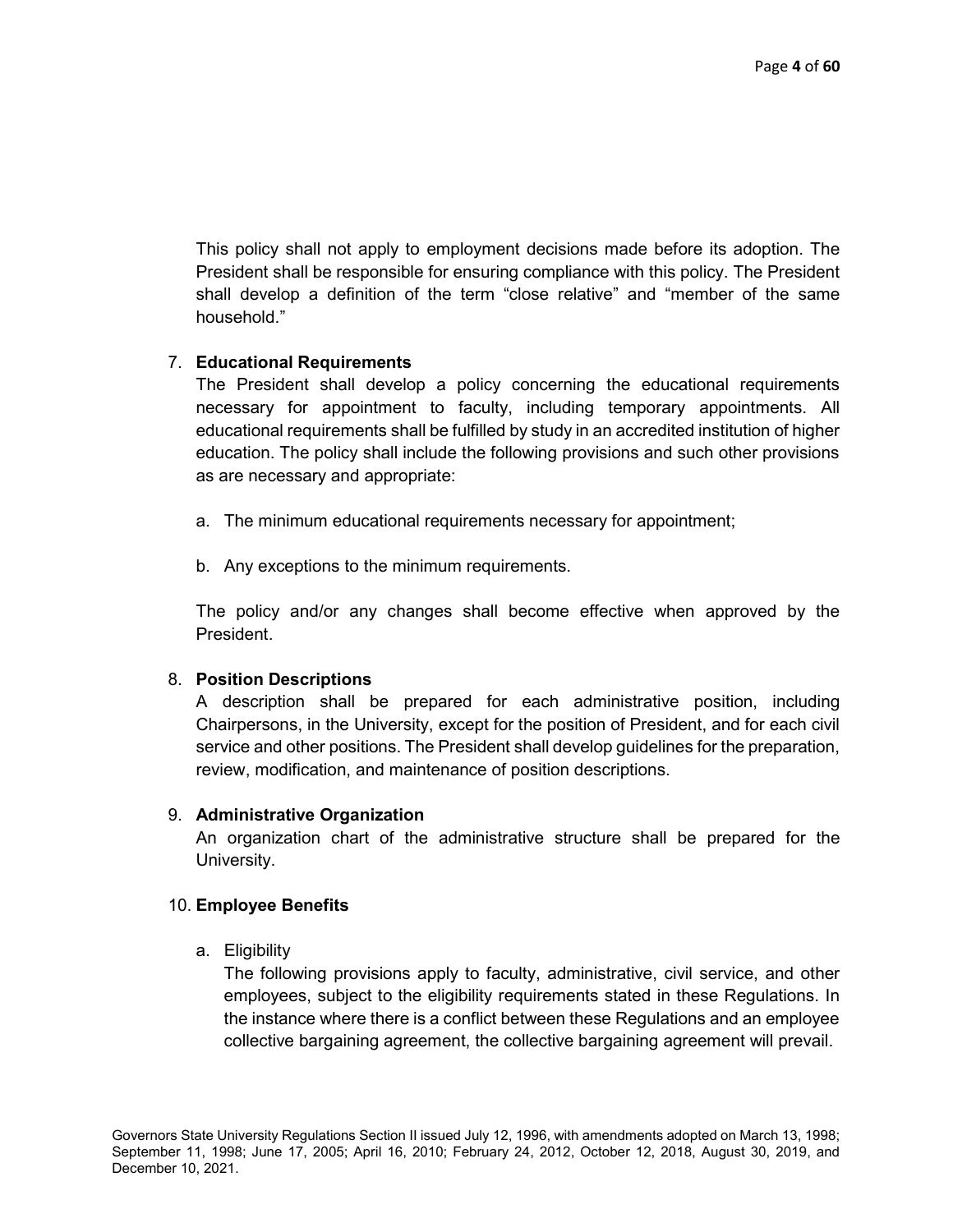This policy shall not apply to employment decisions made before its adoption. The President shall be responsible for ensuring compliance with this policy. The President shall develop a definition of the term "close relative" and "member of the same household."

7. **Educational Requirements**
   The President shall develop a policy concerning the educational requirements necessary for appointment to faculty, including temporary appointments. All educational requirements shall be fulfilled by study in an accredited institution of higher education. The policy shall include the following provisions and such other provisions as are necessary and appropriate:

   a. The minimum educational requirements necessary for appointment;

   b. Any exceptions to the minimum requirements.

   The policy and/or any changes shall become effective when approved by the President.

8. **Position Descriptions**
   A description shall be prepared for each administrative position, including Chairpersons, in the University, except for the position of President, and for each civil service and other positions. The President shall develop guidelines for the preparation, review, modification, and maintenance of position descriptions.

9. **Administrative Organization**
   An organization chart of the administrative structure shall be prepared for the University.

10. **Employee Benefits**

    a. Eligibility
       The following provisions apply to faculty, administrative, civil service, and other employees, subject to the eligibility requirements stated in these Regulations. In the instance where there is a conflict between these Regulations and an employee collective bargaining agreement, the collective bargaining agreement will prevail.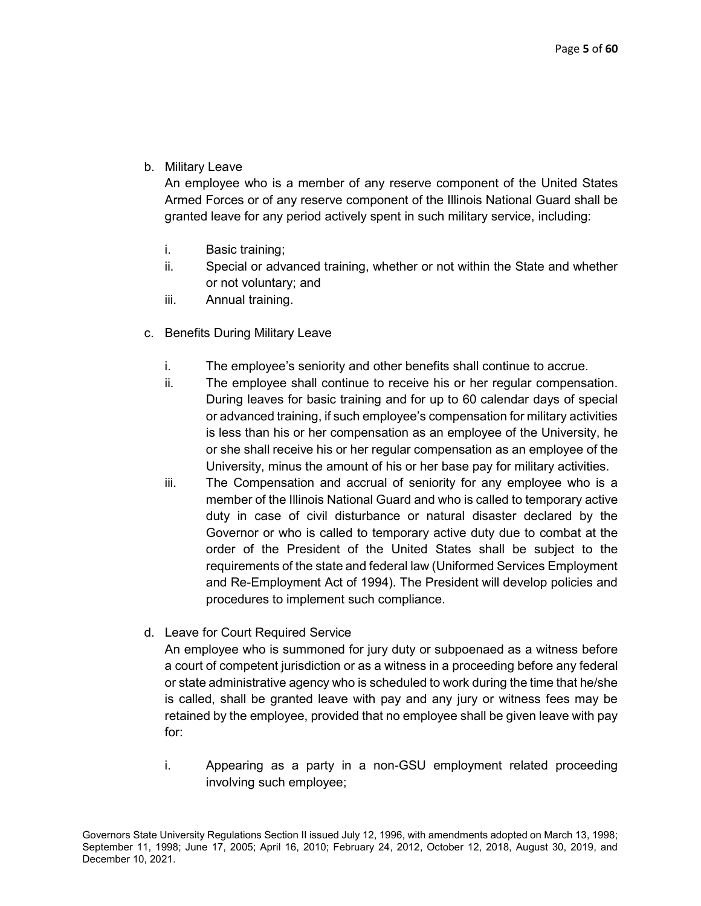b. Military Leave

An employee who is a member of any reserve component of the United States Armed Forces or of any reserve component of the Illinois National Guard shall be granted leave for any period actively spent in such military service, including:

i. Basic training;
ii. Special or advanced training, whether or not within the State and whether or not voluntary; and
iii. Annual training.

c. Benefits During Military Leave

i. The employee's seniority and other benefits shall continue to accrue.
ii. The employee shall continue to receive his or her regular compensation. During leaves for basic training and for up to 60 calendar days of special or advanced training, if such employee's compensation for military activities is less than his or her compensation as an employee of the University, he or she shall receive his or her regular compensation as an employee of the University, minus the amount of his or her base pay for military activities.
iii. The Compensation and accrual of seniority for any employee who is a member of the Illinois National Guard and who is called to temporary active duty in case of civil disturbance or natural disaster declared by the Governor or who is called to temporary active duty due to combat at the order of the President of the United States shall be subject to the requirements of the state and federal law (Uniformed Services Employment and Re-Employment Act of 1994). The President will develop policies and procedures to implement such compliance.

d. Leave for Court Required Service

An employee who is summoned for jury duty or subpoenaed as a witness before a court of competent jurisdiction or as a witness in a proceeding before any federal or state administrative agency who is scheduled to work during the time that he/she is called, shall be granted leave with pay and any jury or witness fees may be retained by the employee, provided that no employee shall be given leave with pay for:

i. Appearing as a party in a non-GSU employment related proceeding involving such employee;

Governors State University Regulations Section II issued July 12, 1996, with amendments adopted on March 13, 1998; September 11, 1998; June 17, 2005; April 16, 2010; February 24, 2012, October 12, 2018, August 30, 2019, and December 10, 2021.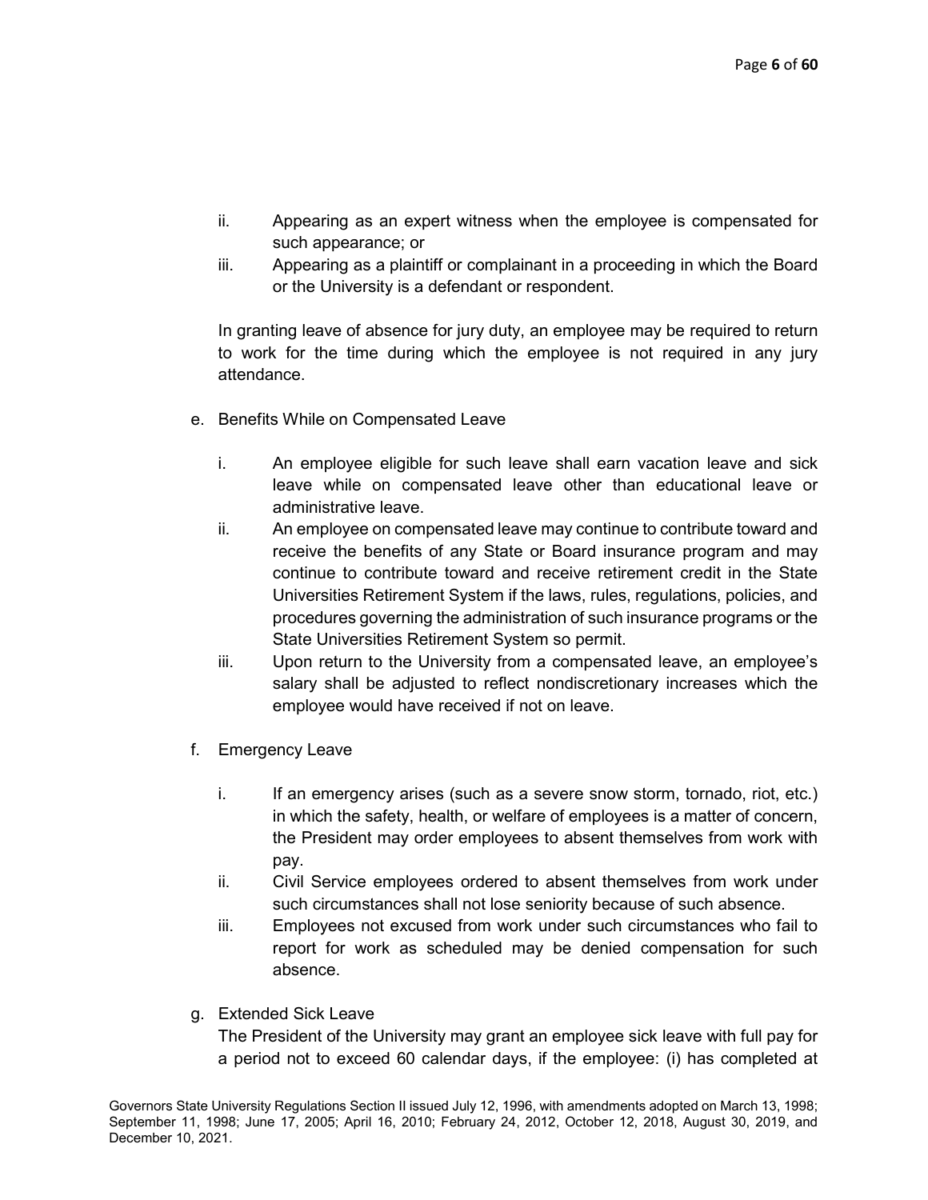ii. Appearing as an expert witness when the employee is compensated for such appearance; or

iii. Appearing as a plaintiff or complainant in a proceeding in which the Board or the University is a defendant or respondent.

In granting leave of absence for jury duty, an employee may be required to return to work for the time during which the employee is not required in any jury attendance.

e. Benefits While on Compensated Leave

   i. An employee eligible for such leave shall earn vacation leave and sick leave while on compensated leave other than educational leave or administrative leave.

   ii. An employee on compensated leave may continue to contribute toward and receive the benefits of any State or Board insurance program and may continue to contribute toward and receive retirement credit in the State Universities Retirement System if the laws, rules, regulations, policies, and procedures governing the administration of such insurance programs or the State Universities Retirement System so permit.

   iii. Upon return to the University from a compensated leave, an employee's salary shall be adjusted to reflect nondiscretionary increases which the employee would have received if not on leave.

f. Emergency Leave

   i. If an emergency arises (such as a severe snow storm, tornado, riot, etc.) in which the safety, health, or welfare of employees is a matter of concern, the President may order employees to absent themselves from work with pay.

   ii. Civil Service employees ordered to absent themselves from work under such circumstances shall not lose seniority because of such absence.

   iii. Employees not excused from work under such circumstances who fail to report for work as scheduled may be denied compensation for such absence.

g. Extended Sick Leave

   The President of the University may grant an employee sick leave with full pay for a period not to exceed 60 calendar days, if the employee: (i) has completed at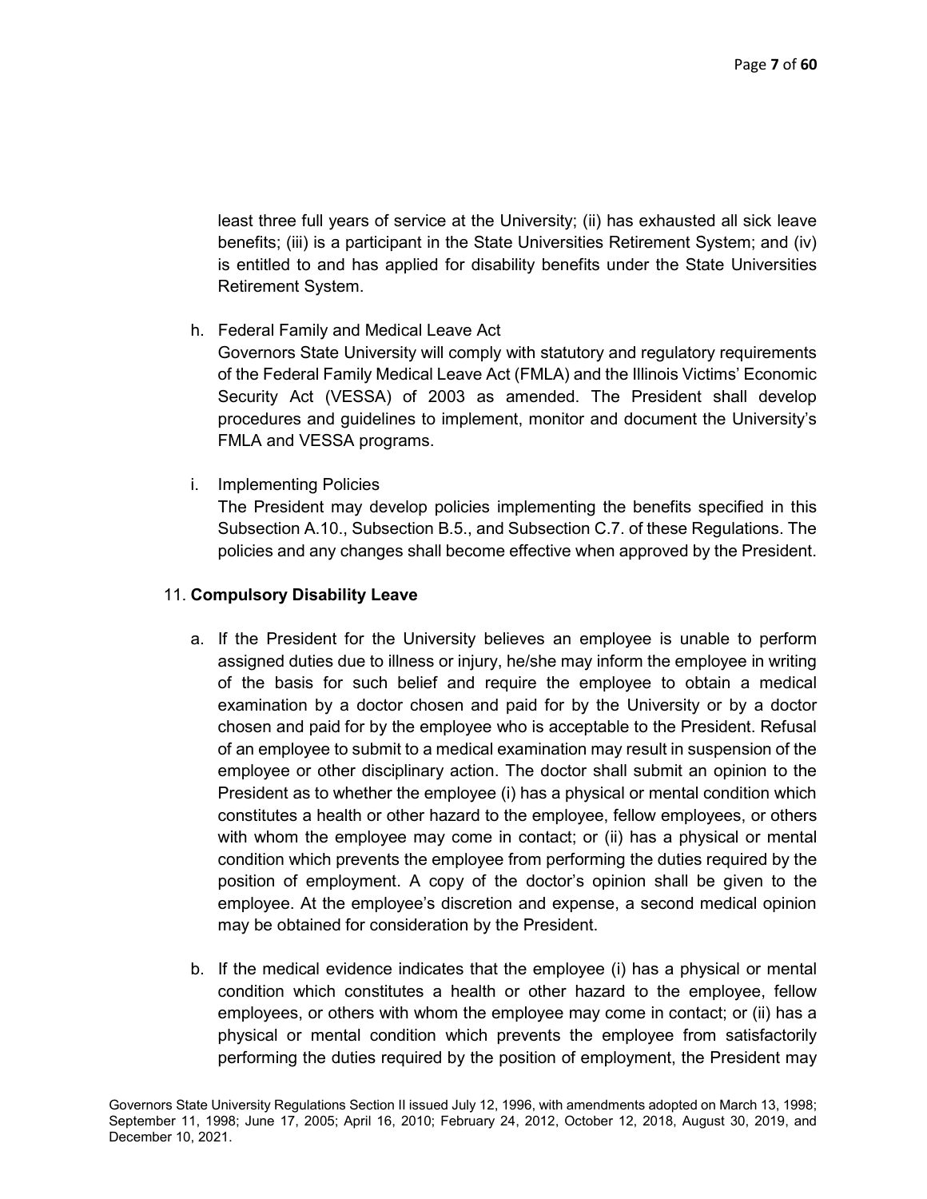least three full years of service at the University; (ii) has exhausted all sick leave benefits; (iii) is a participant in the State Universities Retirement System; and (iv) is entitled to and has applied for disability benefits under the State Universities Retirement System.

h. Federal Family and Medical Leave Act
   Governors State University will comply with statutory and regulatory requirements of the Federal Family Medical Leave Act (FMLA) and the Illinois Victims' Economic Security Act (VESSA) of 2003 as amended. The President shall develop procedures and guidelines to implement, monitor and document the University's FMLA and VESSA programs.

i. Implementing Policies
   The President may develop policies implementing the benefits specified in this Subsection A.10., Subsection B.5., and Subsection C.7. of these Regulations. The policies and any changes shall become effective when approved by the President.

11. **Compulsory Disability Leave**

   a. If the President for the University believes an employee is unable to perform assigned duties due to illness or injury, he/she may inform the employee in writing of the basis for such belief and require the employee to obtain a medical examination by a doctor chosen and paid for by the University or by a doctor chosen and paid for by the employee who is acceptable to the President. Refusal of an employee to submit to a medical examination may result in suspension of the employee or other disciplinary action. The doctor shall submit an opinion to the President as to whether the employee (i) has a physical or mental condition which constitutes a health or other hazard to the employee, fellow employees, or others with whom the employee may come in contact; or (ii) has a physical or mental condition which prevents the employee from performing the duties required by the position of employment. A copy of the doctor's opinion shall be given to the employee. At the employee's discretion and expense, a second medical opinion may be obtained for consideration by the President.

   b. If the medical evidence indicates that the employee (i) has a physical or mental condition which constitutes a health or other hazard to the employee, fellow employees, or others with whom the employee may come in contact; or (ii) has a physical or mental condition which prevents the employee from satisfactorily performing the duties required by the position of employment, the President may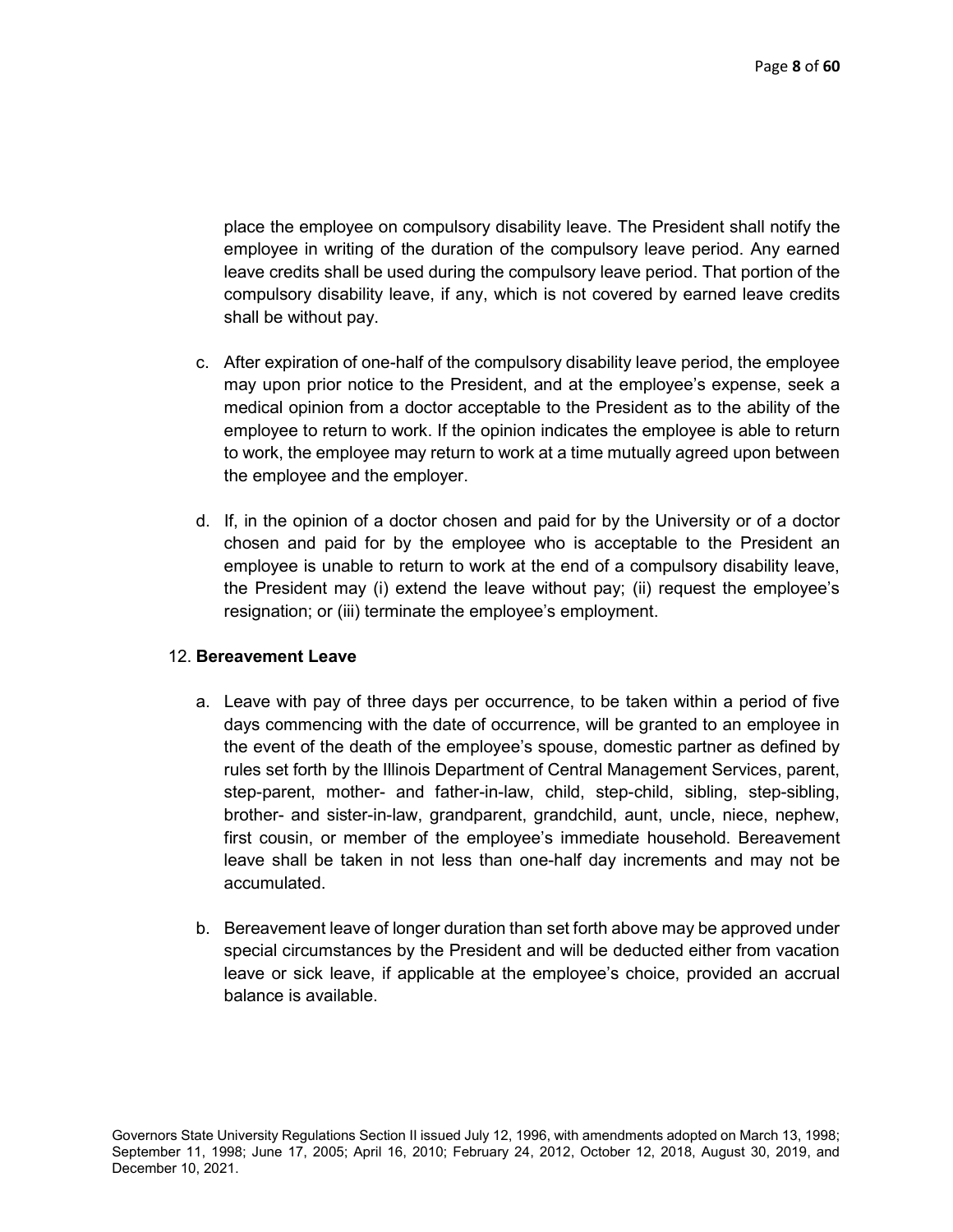place the employee on compulsory disability leave. The President shall notify the employee in writing of the duration of the compulsory leave period. Any earned leave credits shall be used during the compulsory leave period. That portion of the compulsory disability leave, if any, which is not covered by earned leave credits shall be without pay.

c. After expiration of one-half of the compulsory disability leave period, the employee may upon prior notice to the President, and at the employee's expense, seek a medical opinion from a doctor acceptable to the President as to the ability of the employee to return to work. If the opinion indicates the employee is able to return to work, the employee may return to work at a time mutually agreed upon between the employee and the employer.

d. If, in the opinion of a doctor chosen and paid for by the University or of a doctor chosen and paid for by the employee who is acceptable to the President an employee is unable to return to work at the end of a compulsory disability leave, the President may (i) extend the leave without pay; (ii) request the employee's resignation; or (iii) terminate the employee's employment.

12. **Bereavement Leave**

a. Leave with pay of three days per occurrence, to be taken within a period of five days commencing with the date of occurrence, will be granted to an employee in the event of the death of the employee's spouse, domestic partner as defined by rules set forth by the Illinois Department of Central Management Services, parent, step-parent, mother- and father-in-law, child, step-child, sibling, step-sibling, brother- and sister-in-law, grandparent, grandchild, aunt, uncle, niece, nephew, first cousin, or member of the employee's immediate household. Bereavement leave shall be taken in not less than one-half day increments and may not be accumulated.

b. Bereavement leave of longer duration than set forth above may be approved under special circumstances by the President and will be deducted either from vacation leave or sick leave, if applicable at the employee's choice, provided an accrual balance is available.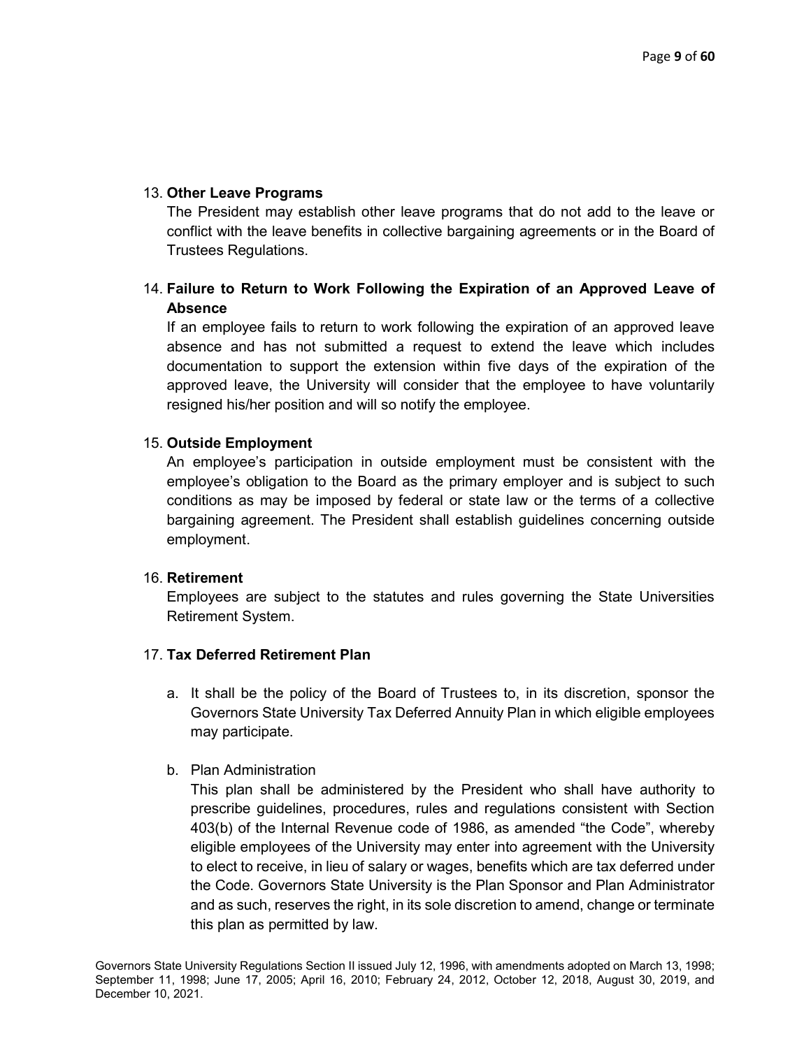13. **Other Leave Programs**

    The President may establish other leave programs that do not add to the leave or conflict with the leave benefits in collective bargaining agreements or in the Board of Trustees Regulations.

14. **Failure to Return to Work Following the Expiration of an Approved Leave of Absence**

    If an employee fails to return to work following the expiration of an approved leave absence and has not submitted a request to extend the leave which includes documentation to support the extension within five days of the expiration of the approved leave, the University will consider that the employee to have voluntarily resigned his/her position and will so notify the employee.

15. **Outside Employment**

    An employee's participation in outside employment must be consistent with the employee's obligation to the Board as the primary employer and is subject to such conditions as may be imposed by federal or state law or the terms of a collective bargaining agreement. The President shall establish guidelines concerning outside employment.

16. **Retirement**

    Employees are subject to the statutes and rules governing the State Universities Retirement System.

17. **Tax Deferred Retirement Plan**

    a. It shall be the policy of the Board of Trustees to, in its discretion, sponsor the Governors State University Tax Deferred Annuity Plan in which eligible employees may participate.

    b. Plan Administration

       This plan shall be administered by the President who shall have authority to prescribe guidelines, procedures, rules and regulations consistent with Section 403(b) of the Internal Revenue code of 1986, as amended "the Code", whereby eligible employees of the University may enter into agreement with the University to elect to receive, in lieu of salary or wages, benefits which are tax deferred under the Code. Governors State University is the Plan Sponsor and Plan Administrator and as such, reserves the right, in its sole discretion to amend, change or terminate this plan as permitted by law.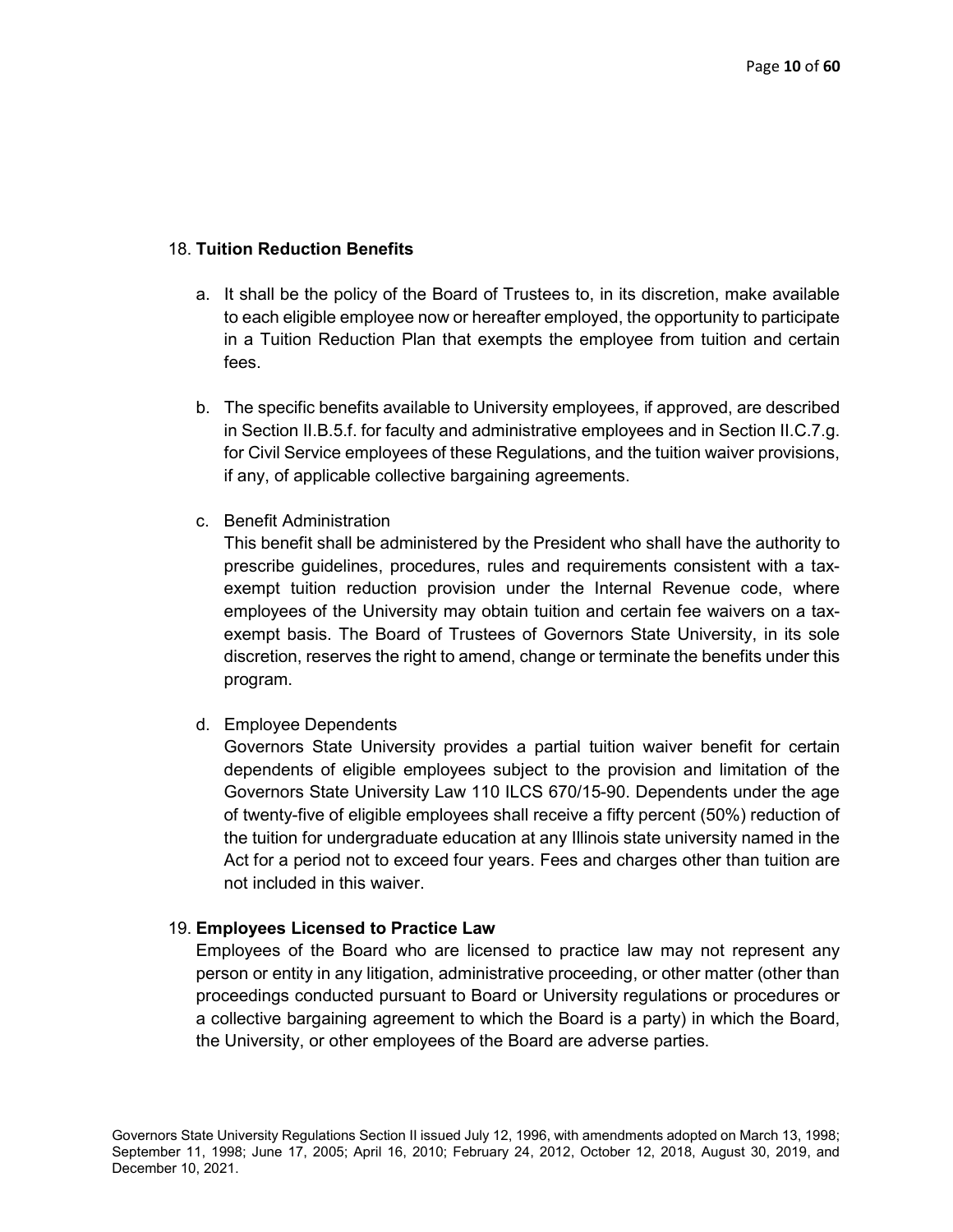18. **Tuition Reduction Benefits**

   a. It shall be the policy of the Board of Trustees to, in its discretion, make available to each eligible employee now or hereafter employed, the opportunity to participate in a Tuition Reduction Plan that exempts the employee from tuition and certain fees.

   b. The specific benefits available to University employees, if approved, are described in Section II.B.5.f. for faculty and administrative employees and in Section II.C.7.g. for Civil Service employees of these Regulations, and the tuition waiver provisions, if any, of applicable collective bargaining agreements.

   c. Benefit Administration

      This benefit shall be administered by the President who shall have the authority to prescribe guidelines, procedures, rules and requirements consistent with a tax-exempt tuition reduction provision under the Internal Revenue code, where employees of the University may obtain tuition and certain fee waivers on a tax-exempt basis. The Board of Trustees of Governors State University, in its sole discretion, reserves the right to amend, change or terminate the benefits under this program.

   d. Employee Dependents

      Governors State University provides a partial tuition waiver benefit for certain dependents of eligible employees subject to the provision and limitation of the Governors State University Law 110 ILCS 670/15-90. Dependents under the age of twenty-five of eligible employees shall receive a fifty percent (50%) reduction of the tuition for undergraduate education at any Illinois state university named in the Act for a period not to exceed four years. Fees and charges other than tuition are not included in this waiver.

19. **Employees Licensed to Practice Law**

   Employees of the Board who are licensed to practice law may not represent any person or entity in any litigation, administrative proceeding, or other matter (other than proceedings conducted pursuant to Board or University regulations or procedures or a collective bargaining agreement to which the Board is a party) in which the Board, the University, or other employees of the Board are adverse parties.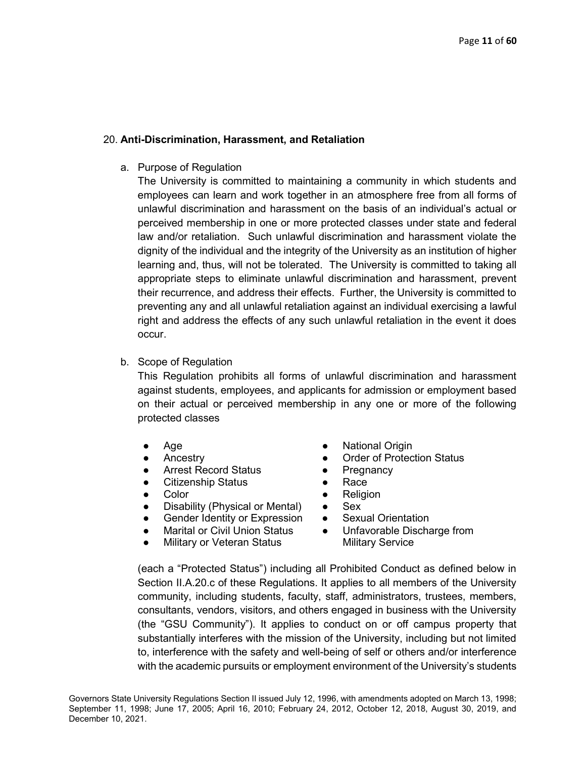20. **Anti-Discrimination, Harassment, and Retaliation**

a. Purpose of Regulation

The University is committed to maintaining a community in which students and employees can learn and work together in an atmosphere free from all forms of unlawful discrimination and harassment on the basis of an individual's actual or perceived membership in one or more protected classes under state and federal law and/or retaliation. Such unlawful discrimination and harassment violate the dignity of the individual and the integrity of the University as an institution of higher learning and, thus, will not be tolerated. The University is committed to taking all appropriate steps to eliminate unlawful discrimination and harassment, prevent their recurrence, and address their effects. Further, the University is committed to preventing any and all unlawful retaliation against an individual exercising a lawful right and address the effects of any such unlawful retaliation in the event it does occur.

b. Scope of Regulation

This Regulation prohibits all forms of unlawful discrimination and harassment against students, employees, and applicants for admission or employment based on their actual or perceived membership in any one or more of the following protected classes

- Age
- Ancestry
- Arrest Record Status
- Citizenship Status
- Color
- Disability (Physical or Mental)
- Gender Identity or Expression
- Marital or Civil Union Status
- Military or Veteran Status
- National Origin
- Order of Protection Status
- Pregnancy
- Race
- Religion
- Sex
- Sexual Orientation
- Unfavorable Discharge from Military Service

(each a "Protected Status") including all Prohibited Conduct as defined below in Section II.A.20.c of these Regulations. It applies to all members of the University community, including students, faculty, staff, administrators, trustees, members, consultants, vendors, visitors, and others engaged in business with the University (the "GSU Community"). It applies to conduct on or off campus property that substantially interferes with the mission of the University, including but not limited to, interference with the safety and well-being of self or others and/or interference with the academic pursuits or employment environment of the University's students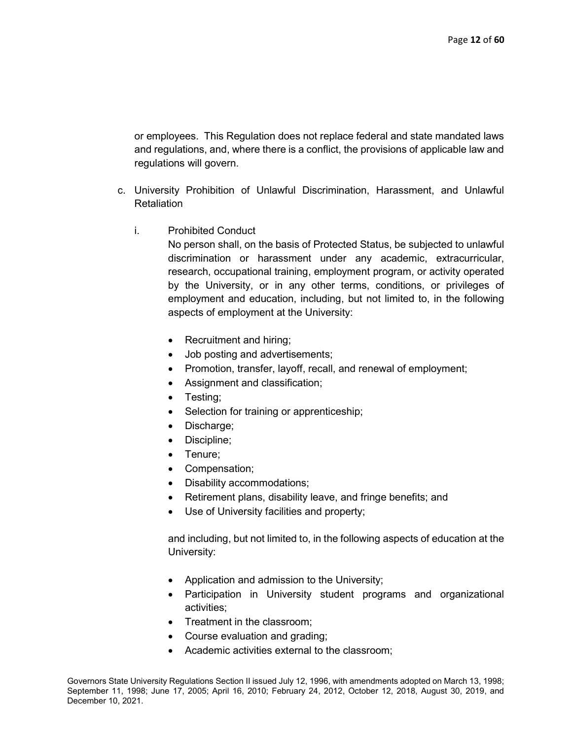or employees. This Regulation does not replace federal and state mandated laws and regulations, and, where there is a conflict, the provisions of applicable law and regulations will govern.

c. University Prohibition of Unlawful Discrimination, Harassment, and Unlawful Retaliation

i. Prohibited Conduct

No person shall, on the basis of Protected Status, be subjected to unlawful discrimination or harassment under any academic, extracurricular, research, occupational training, employment program, or activity operated by the University, or in any other terms, conditions, or privileges of employment and education, including, but not limited to, in the following aspects of employment at the University:

- Recruitment and hiring;
- Job posting and advertisements;
- Promotion, transfer, layoff, recall, and renewal of employment;
- Assignment and classification;
- Testing;
- Selection for training or apprenticeship;
- Discharge;
- Discipline;
- Tenure;
- Compensation;
- Disability accommodations;
- Retirement plans, disability leave, and fringe benefits; and
- Use of University facilities and property;

and including, but not limited to, in the following aspects of education at the University:

- Application and admission to the University;
- Participation in University student programs and organizational activities;
- Treatment in the classroom;
- Course evaluation and grading;
- Academic activities external to the classroom;

Governors State University Regulations Section II issued July 12, 1996, with amendments adopted on March 13, 1998; September 11, 1998; June 17, 2005; April 16, 2010; February 24, 2012, October 12, 2018, August 30, 2019, and December 10, 2021.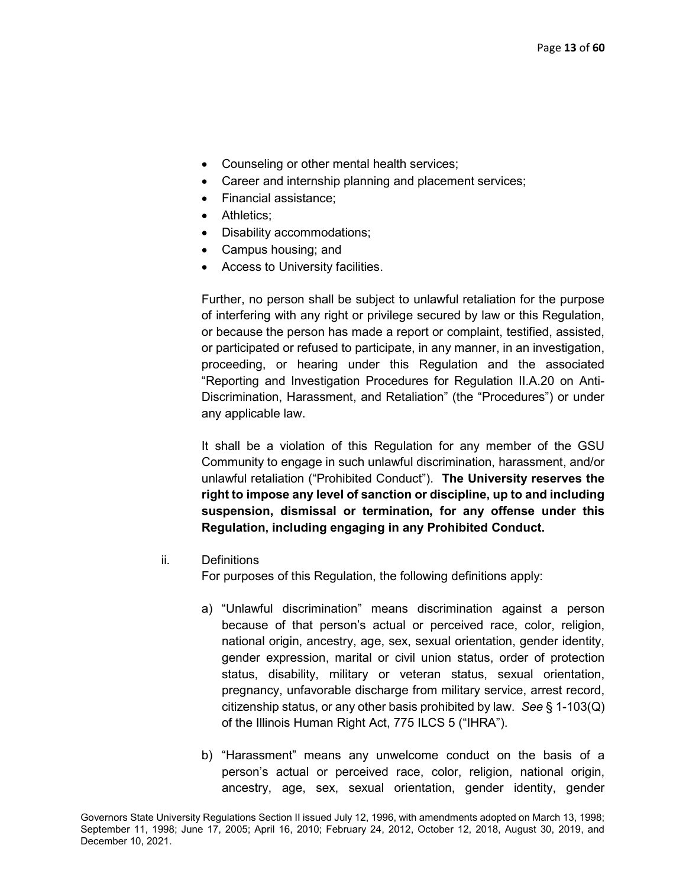- Counseling or other mental health services;
- Career and internship planning and placement services;
- Financial assistance;
- Athletics;
- Disability accommodations;
- Campus housing; and
- Access to University facilities.

Further, no person shall be subject to unlawful retaliation for the purpose of interfering with any right or privilege secured by law or this Regulation, or because the person has made a report or complaint, testified, assisted, or participated or refused to participate, in any manner, in an investigation, proceeding, or hearing under this Regulation and the associated "Reporting and Investigation Procedures for Regulation II.A.20 on Anti-Discrimination, Harassment, and Retaliation" (the "Procedures") or under any applicable law.

It shall be a violation of this Regulation for any member of the GSU Community to engage in such unlawful discrimination, harassment, and/or unlawful retaliation ("Prohibited Conduct"). **The University reserves the right to impose any level of sanction or discipline, up to and including suspension, dismissal or termination, for any offense under this Regulation, including engaging in any Prohibited Conduct.**

ii. Definitions

For purposes of this Regulation, the following definitions apply:

a) "Unlawful discrimination" means discrimination against a person because of that person's actual or perceived race, color, religion, national origin, ancestry, age, sex, sexual orientation, gender identity, gender expression, marital or civil union status, order of protection status, disability, military or veteran status, sexual orientation, pregnancy, unfavorable discharge from military service, arrest record, citizenship status, or any other basis prohibited by law. *See* § 1-103(Q) of the Illinois Human Right Act, 775 ILCS 5 ("IHRA").

b) "Harassment" means any unwelcome conduct on the basis of a person's actual or perceived race, color, religion, national origin, ancestry, age, sex, sexual orientation, gender identity, gender

Governors State University Regulations Section II issued July 12, 1996, with amendments adopted on March 13, 1998; September 11, 1998; June 17, 2005; April 16, 2010; February 24, 2012, October 12, 2018, August 30, 2019, and December 10, 2021.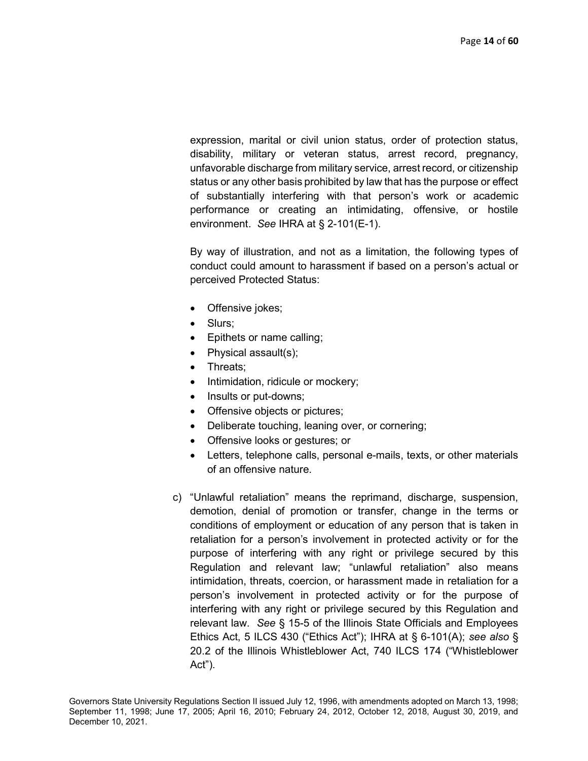expression, marital or civil union status, order of protection status, disability, military or veteran status, arrest record, pregnancy, unfavorable discharge from military service, arrest record, or citizenship status or any other basis prohibited by law that has the purpose or effect of substantially interfering with that person's work or academic performance or creating an intimidating, offensive, or hostile environment. *See* IHRA at § 2-101(E-1).

By way of illustration, and not as a limitation, the following types of conduct could amount to harassment if based on a person's actual or perceived Protected Status:

- Offensive jokes;
- Slurs;
- Epithets or name calling;
- Physical assault(s);
- Threats;
- Intimidation, ridicule or mockery;
- Insults or put-downs;
- Offensive objects or pictures;
- Deliberate touching, leaning over, or cornering;
- Offensive looks or gestures; or
- Letters, telephone calls, personal e-mails, texts, or other materials of an offensive nature.

c) "Unlawful retaliation" means the reprimand, discharge, suspension, demotion, denial of promotion or transfer, change in the terms or conditions of employment or education of any person that is taken in retaliation for a person's involvement in protected activity or for the purpose of interfering with any right or privilege secured by this Regulation and relevant law; "unlawful retaliation" also means intimidation, threats, coercion, or harassment made in retaliation for a person's involvement in protected activity or for the purpose of interfering with any right or privilege secured by this Regulation and relevant law. *See* § 15-5 of the Illinois State Officials and Employees Ethics Act, 5 ILCS 430 ("Ethics Act"); IHRA at § 6-101(A); *see also* § 20.2 of the Illinois Whistleblower Act, 740 ILCS 174 ("Whistleblower Act").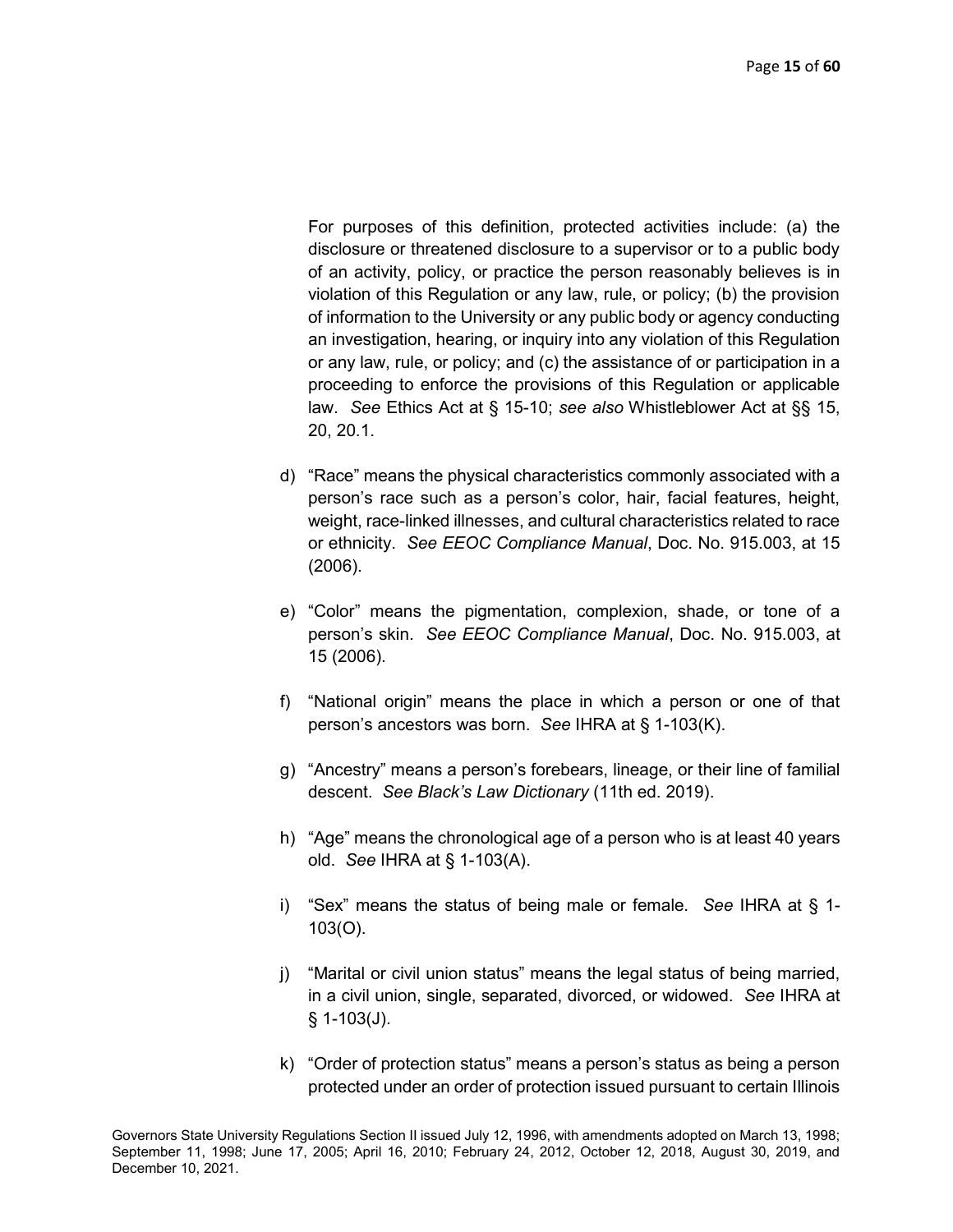For purposes of this definition, protected activities include: (a) the disclosure or threatened disclosure to a supervisor or to a public body of an activity, policy, or practice the person reasonably believes is in violation of this Regulation or any law, rule, or policy; (b) the provision of information to the University or any public body or agency conducting an investigation, hearing, or inquiry into any violation of this Regulation or any law, rule, or policy; and (c) the assistance of or participation in a proceeding to enforce the provisions of this Regulation or applicable law. *See* Ethics Act at § 15-10; *see also* Whistleblower Act at §§ 15, 20, 20.1.

d) "Race" means the physical characteristics commonly associated with a person's race such as a person's color, hair, facial features, height, weight, race-linked illnesses, and cultural characteristics related to race or ethnicity. *See EEOC Compliance Manual*, Doc. No. 915.003, at 15 (2006).

e) "Color" means the pigmentation, complexion, shade, or tone of a person's skin. *See EEOC Compliance Manual*, Doc. No. 915.003, at 15 (2006).

f) "National origin" means the place in which a person or one of that person's ancestors was born. *See* IHRA at § 1-103(K).

g) "Ancestry" means a person's forebears, lineage, or their line of familial descent. *See Black's Law Dictionary* (11th ed. 2019).

h) "Age" means the chronological age of a person who is at least 40 years old. *See* IHRA at § 1-103(A).

i) "Sex" means the status of being male or female. *See* IHRA at § 1-103(O).

j) "Marital or civil union status" means the legal status of being married, in a civil union, single, separated, divorced, or widowed. *See* IHRA at § 1-103(J).

k) "Order of protection status" means a person's status as being a person protected under an order of protection issued pursuant to certain Illinois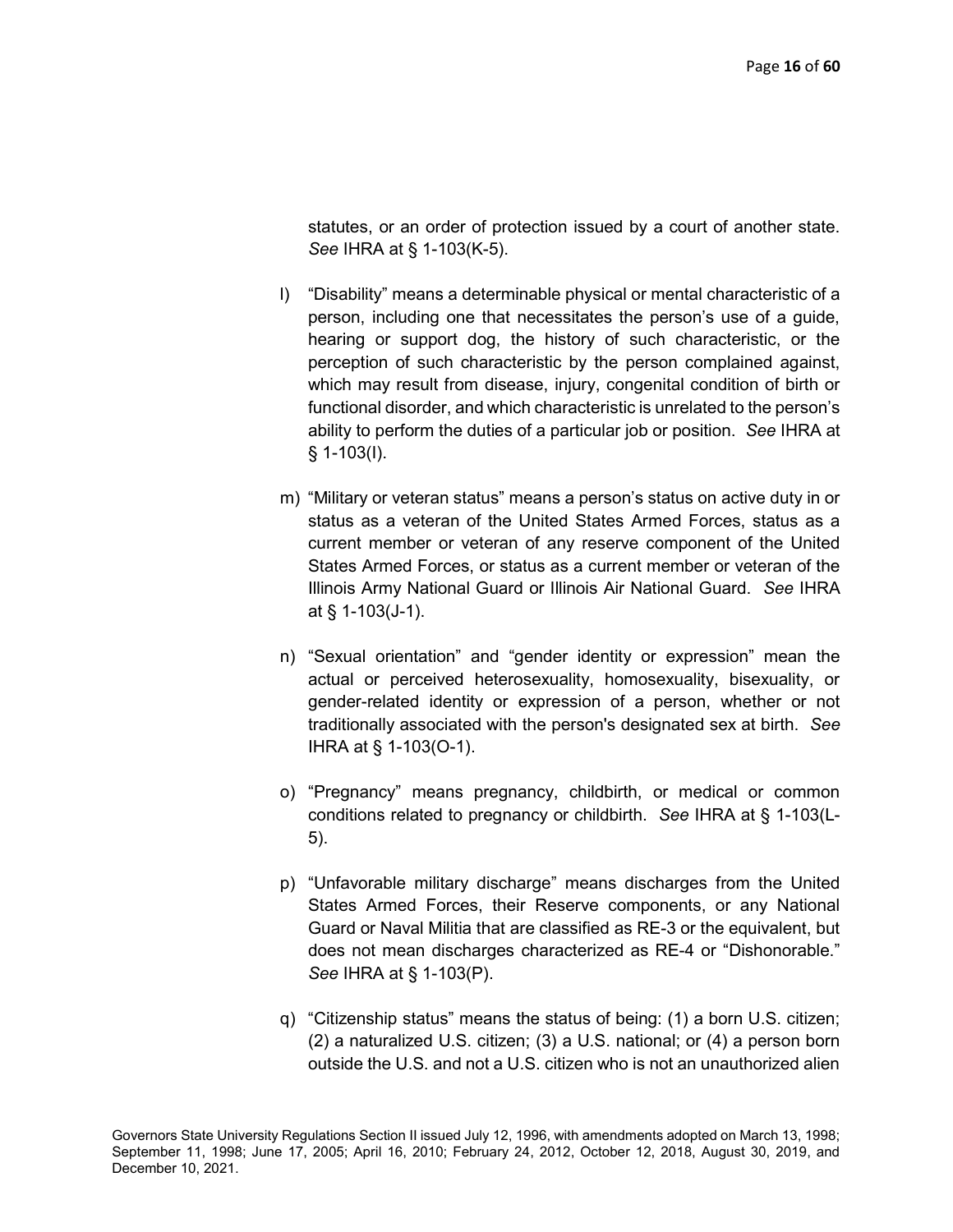statutes, or an order of protection issued by a court of another state. *See* IHRA at § 1-103(K-5).

l) "Disability" means a determinable physical or mental characteristic of a person, including one that necessitates the person's use of a guide, hearing or support dog, the history of such characteristic, or the perception of such characteristic by the person complained against, which may result from disease, injury, congenital condition of birth or functional disorder, and which characteristic is unrelated to the person's ability to perform the duties of a particular job or position. *See* IHRA at § 1-103(I).

m) "Military or veteran status" means a person's status on active duty in or status as a veteran of the United States Armed Forces, status as a current member or veteran of any reserve component of the United States Armed Forces, or status as a current member or veteran of the Illinois Army National Guard or Illinois Air National Guard. *See* IHRA at § 1-103(J-1).

n) "Sexual orientation" and "gender identity or expression" mean the actual or perceived heterosexuality, homosexuality, bisexuality, or gender-related identity or expression of a person, whether or not traditionally associated with the person's designated sex at birth. *See* IHRA at § 1-103(O-1).

o) "Pregnancy" means pregnancy, childbirth, or medical or common conditions related to pregnancy or childbirth. *See* IHRA at § 1-103(L-5).

p) "Unfavorable military discharge" means discharges from the United States Armed Forces, their Reserve components, or any National Guard or Naval Militia that are classified as RE-3 or the equivalent, but does not mean discharges characterized as RE-4 or "Dishonorable." *See* IHRA at § 1-103(P).

q) "Citizenship status" means the status of being: (1) a born U.S. citizen; (2) a naturalized U.S. citizen; (3) a U.S. national; or (4) a person born outside the U.S. and not a U.S. citizen who is not an unauthorized alien

Governors State University Regulations Section II issued July 12, 1996, with amendments adopted on March 13, 1998; September 11, 1998; June 17, 2005; April 16, 2010; February 24, 2012, October 12, 2018, August 30, 2019, and December 10, 2021.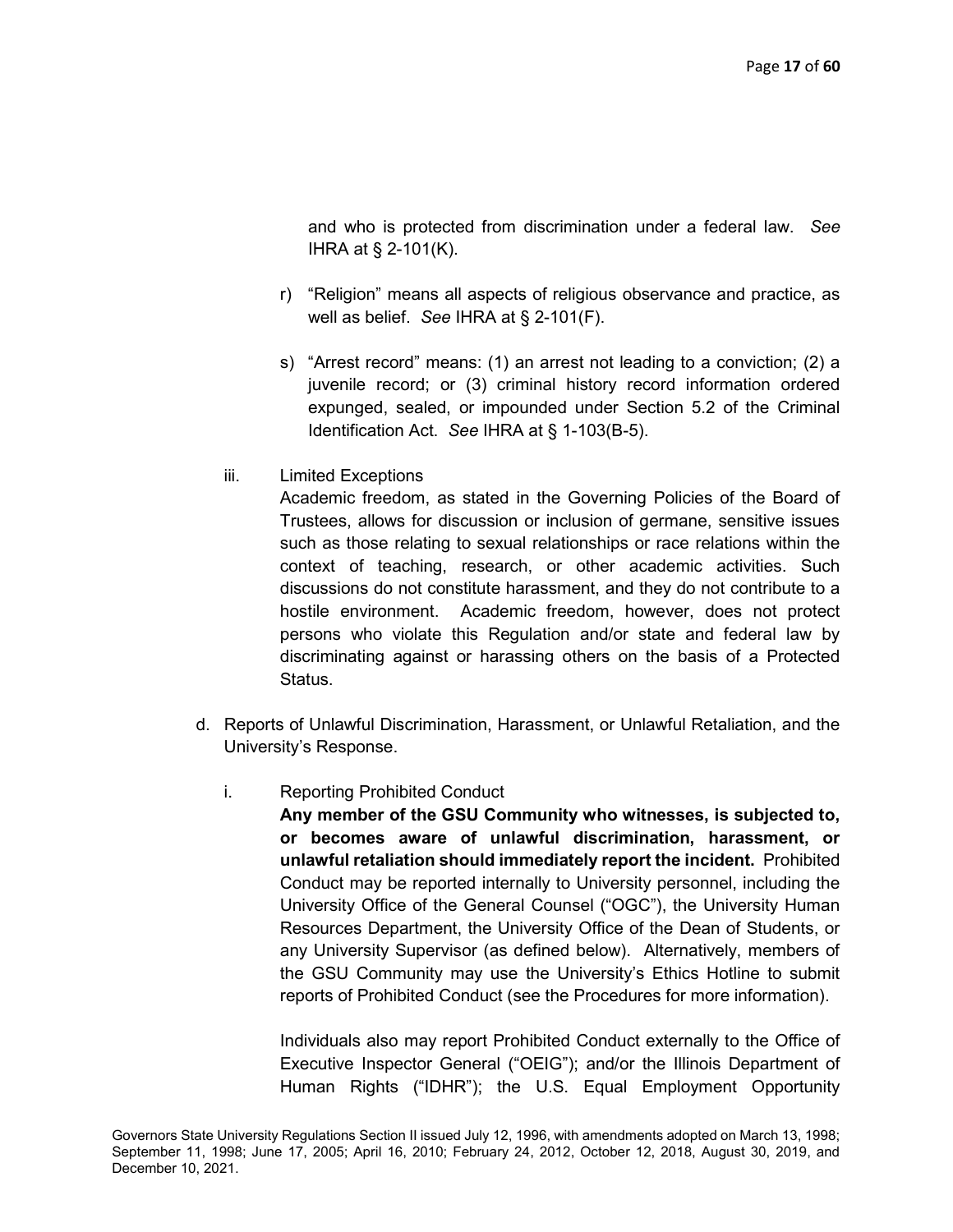and who is protected from discrimination under a federal law. *See* IHRA at § 2-101(K).

r) "Religion" means all aspects of religious observance and practice, as well as belief. *See* IHRA at § 2-101(F).

s) "Arrest record" means: (1) an arrest not leading to a conviction; (2) a juvenile record; or (3) criminal history record information ordered expunged, sealed, or impounded under Section 5.2 of the Criminal Identification Act. *See* IHRA at § 1-103(B-5).

iii. Limited Exceptions

Academic freedom, as stated in the Governing Policies of the Board of Trustees, allows for discussion or inclusion of germane, sensitive issues such as those relating to sexual relationships or race relations within the context of teaching, research, or other academic activities. Such discussions do not constitute harassment, and they do not contribute to a hostile environment. Academic freedom, however, does not protect persons who violate this Regulation and/or state and federal law by discriminating against or harassing others on the basis of a Protected Status.

d. Reports of Unlawful Discrimination, Harassment, or Unlawful Retaliation, and the University's Response.

i. Reporting Prohibited Conduct

**Any member of the GSU Community who witnesses, is subjected to, or becomes aware of unlawful discrimination, harassment, or unlawful retaliation should immediately report the incident.** Prohibited Conduct may be reported internally to University personnel, including the University Office of the General Counsel ("OGC"), the University Human Resources Department, the University Office of the Dean of Students, or any University Supervisor (as defined below). Alternatively, members of the GSU Community may use the University's Ethics Hotline to submit reports of Prohibited Conduct (see the Procedures for more information).

Individuals also may report Prohibited Conduct externally to the Office of Executive Inspector General ("OEIG"); and/or the Illinois Department of Human Rights ("IDHR"); the U.S. Equal Employment Opportunity

Governors State University Regulations Section II issued July 12, 1996, with amendments adopted on March 13, 1998; September 11, 1998; June 17, 2005; April 16, 2010; February 24, 2012, October 12, 2018, August 30, 2019, and December 10, 2021.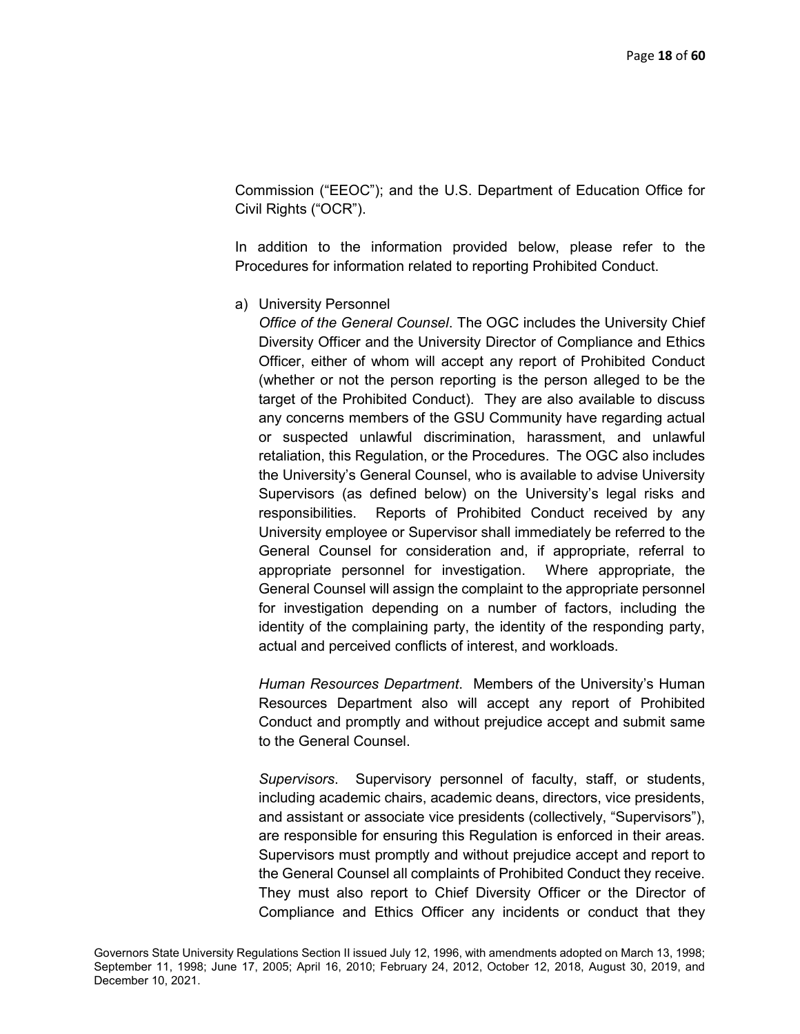Commission ("EEOC"); and the U.S. Department of Education Office for Civil Rights ("OCR").

In addition to the information provided below, please refer to the Procedures for information related to reporting Prohibited Conduct.

a) University Personnel

*Office of the General Counsel*. The OGC includes the University Chief Diversity Officer and the University Director of Compliance and Ethics Officer, either of whom will accept any report of Prohibited Conduct (whether or not the person reporting is the person alleged to be the target of the Prohibited Conduct). They are also available to discuss any concerns members of the GSU Community have regarding actual or suspected unlawful discrimination, harassment, and unlawful retaliation, this Regulation, or the Procedures. The OGC also includes the University's General Counsel, who is available to advise University Supervisors (as defined below) on the University's legal risks and responsibilities. Reports of Prohibited Conduct received by any University employee or Supervisor shall immediately be referred to the General Counsel for consideration and, if appropriate, referral to appropriate personnel for investigation. Where appropriate, the General Counsel will assign the complaint to the appropriate personnel for investigation depending on a number of factors, including the identity of the complaining party, the identity of the responding party, actual and perceived conflicts of interest, and workloads.

*Human Resources Department*. Members of the University's Human Resources Department also will accept any report of Prohibited Conduct and promptly and without prejudice accept and submit same to the General Counsel.

*Supervisors*. Supervisory personnel of faculty, staff, or students, including academic chairs, academic deans, directors, vice presidents, and assistant or associate vice presidents (collectively, "Supervisors"), are responsible for ensuring this Regulation is enforced in their areas. Supervisors must promptly and without prejudice accept and report to the General Counsel all complaints of Prohibited Conduct they receive. They must also report to Chief Diversity Officer or the Director of Compliance and Ethics Officer any incidents or conduct that they

Governors State University Regulations Section II issued July 12, 1996, with amendments adopted on March 13, 1998; September 11, 1998; June 17, 2005; April 16, 2010; February 24, 2012, October 12, 2018, August 30, 2019, and December 10, 2021.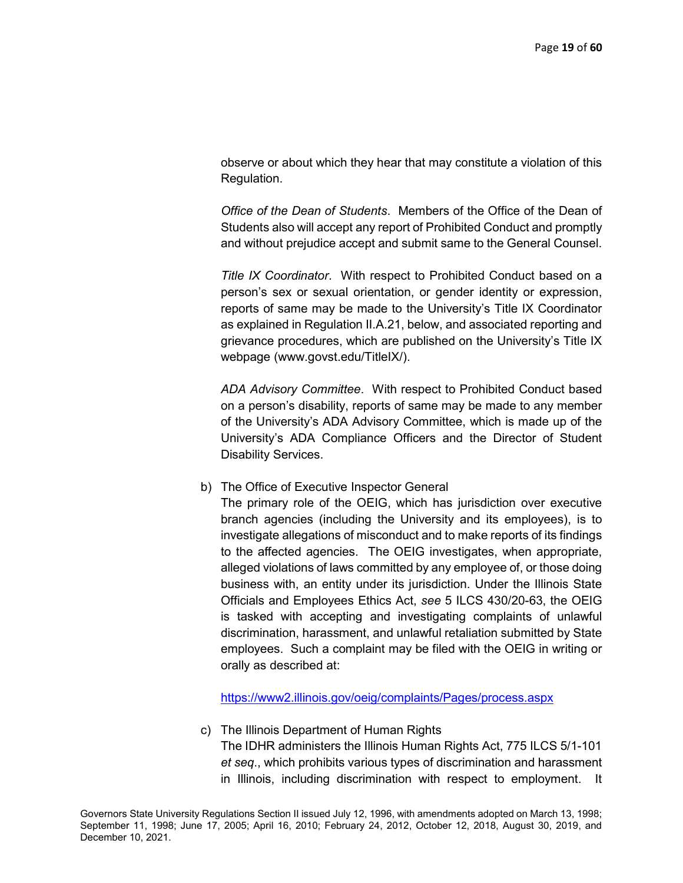observe or about which they hear that may constitute a violation of this Regulation.

*Office of the Dean of Students*. Members of the Office of the Dean of Students also will accept any report of Prohibited Conduct and promptly and without prejudice accept and submit same to the General Counsel.

*Title IX Coordinator*. With respect to Prohibited Conduct based on a person's sex or sexual orientation, or gender identity or expression, reports of same may be made to the University's Title IX Coordinator as explained in Regulation II.A.21, below, and associated reporting and grievance procedures, which are published on the University's Title IX webpage (www.govst.edu/TitleIX/).

*ADA Advisory Committee*. With respect to Prohibited Conduct based on a person's disability, reports of same may be made to any member of the University's ADA Advisory Committee, which is made up of the University's ADA Compliance Officers and the Director of Student Disability Services.

b) The Office of Executive Inspector General
The primary role of the OEIG, which has jurisdiction over executive branch agencies (including the University and its employees), is to investigate allegations of misconduct and to make reports of its findings to the affected agencies. The OEIG investigates, when appropriate, alleged violations of laws committed by any employee of, or those doing business with, an entity under its jurisdiction. Under the Illinois State Officials and Employees Ethics Act, *see* 5 ILCS 430/20-63, the OEIG is tasked with accepting and investigating complaints of unlawful discrimination, harassment, and unlawful retaliation submitted by State employees. Such a complaint may be filed with the OEIG in writing or orally as described at:

https://www2.illinois.gov/oeig/complaints/Pages/process.aspx

c) The Illinois Department of Human Rights
The IDHR administers the Illinois Human Rights Act, 775 ILCS 5/1-101 *et seq*., which prohibits various types of discrimination and harassment in Illinois, including discrimination with respect to employment. It

Governors State University Regulations Section II issued July 12, 1996, with amendments adopted on March 13, 1998; September 11, 1998; June 17, 2005; April 16, 2010; February 24, 2012, October 12, 2018, August 30, 2019, and December 10, 2021.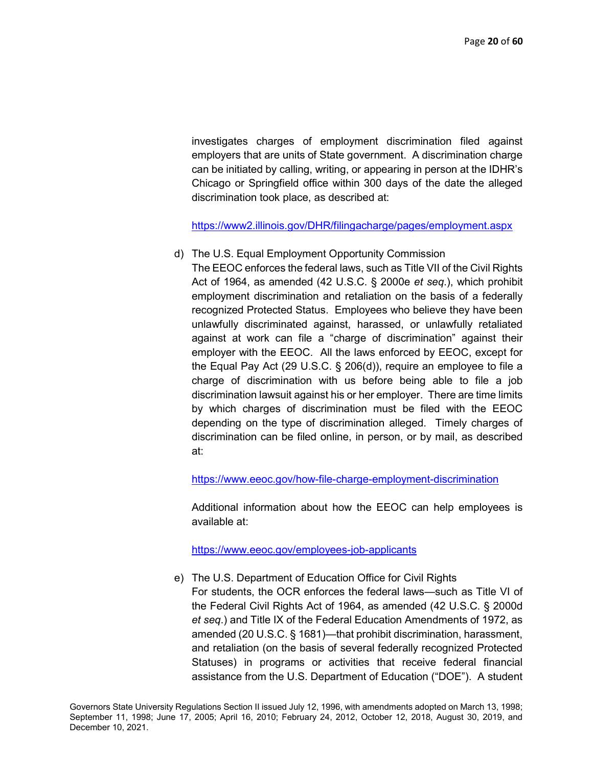investigates charges of employment discrimination filed against employers that are units of State government. A discrimination charge can be initiated by calling, writing, or appearing in person at the IDHR's Chicago or Springfield office within 300 days of the date the alleged discrimination took place, as described at:

https://www2.illinois.gov/DHR/filingacharge/pages/employment.aspx

d) The U.S. Equal Employment Opportunity Commission
The EEOC enforces the federal laws, such as Title VII of the Civil Rights Act of 1964, as amended (42 U.S.C. § 2000e *et seq*.), which prohibit employment discrimination and retaliation on the basis of a federally recognized Protected Status. Employees who believe they have been unlawfully discriminated against, harassed, or unlawfully retaliated against at work can file a "charge of discrimination" against their employer with the EEOC. All the laws enforced by EEOC, except for the Equal Pay Act (29 U.S.C. § 206(d)), require an employee to file a charge of discrimination with us before being able to file a job discrimination lawsuit against his or her employer. There are time limits by which charges of discrimination must be filed with the EEOC depending on the type of discrimination alleged. Timely charges of discrimination can be filed online, in person, or by mail, as described at:

https://www.eeoc.gov/how-file-charge-employment-discrimination

Additional information about how the EEOC can help employees is available at:

https://www.eeoc.gov/employees-job-applicants

e) The U.S. Department of Education Office for Civil Rights
For students, the OCR enforces the federal laws—such as Title VI of the Federal Civil Rights Act of 1964, as amended (42 U.S.C. § 2000d *et seq*.) and Title IX of the Federal Education Amendments of 1972, as amended (20 U.S.C. § 1681)—that prohibit discrimination, harassment, and retaliation (on the basis of several federally recognized Protected Statuses) in programs or activities that receive federal financial assistance from the U.S. Department of Education ("DOE"). A student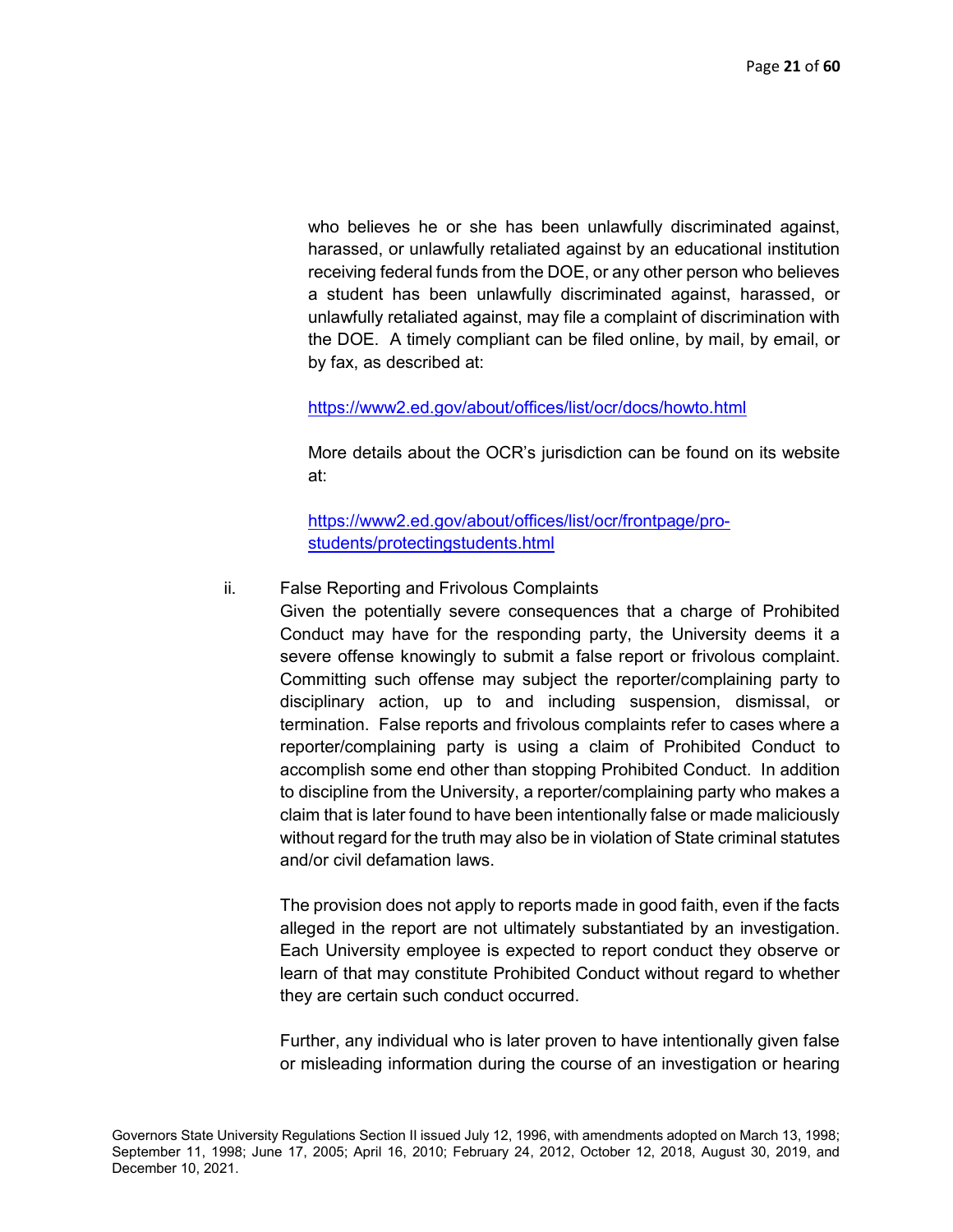who believes he or she has been unlawfully discriminated against, harassed, or unlawfully retaliated against by an educational institution receiving federal funds from the DOE, or any other person who believes a student has been unlawfully discriminated against, harassed, or unlawfully retaliated against, may file a complaint of discrimination with the DOE. A timely compliant can be filed online, by mail, by email, or by fax, as described at:

https://www2.ed.gov/about/offices/list/ocr/docs/howto.html

More details about the OCR's jurisdiction can be found on its website at:

https://www2.ed.gov/about/offices/list/ocr/frontpage/pro-students/protectingstudents.html

ii. False Reporting and Frivolous Complaints

Given the potentially severe consequences that a charge of Prohibited Conduct may have for the responding party, the University deems it a severe offense knowingly to submit a false report or frivolous complaint. Committing such offense may subject the reporter/complaining party to disciplinary action, up to and including suspension, dismissal, or termination. False reports and frivolous complaints refer to cases where a reporter/complaining party is using a claim of Prohibited Conduct to accomplish some end other than stopping Prohibited Conduct. In addition to discipline from the University, a reporter/complaining party who makes a claim that is later found to have been intentionally false or made maliciously without regard for the truth may also be in violation of State criminal statutes and/or civil defamation laws.

The provision does not apply to reports made in good faith, even if the facts alleged in the report are not ultimately substantiated by an investigation. Each University employee is expected to report conduct they observe or learn of that may constitute Prohibited Conduct without regard to whether they are certain such conduct occurred.

Further, any individual who is later proven to have intentionally given false or misleading information during the course of an investigation or hearing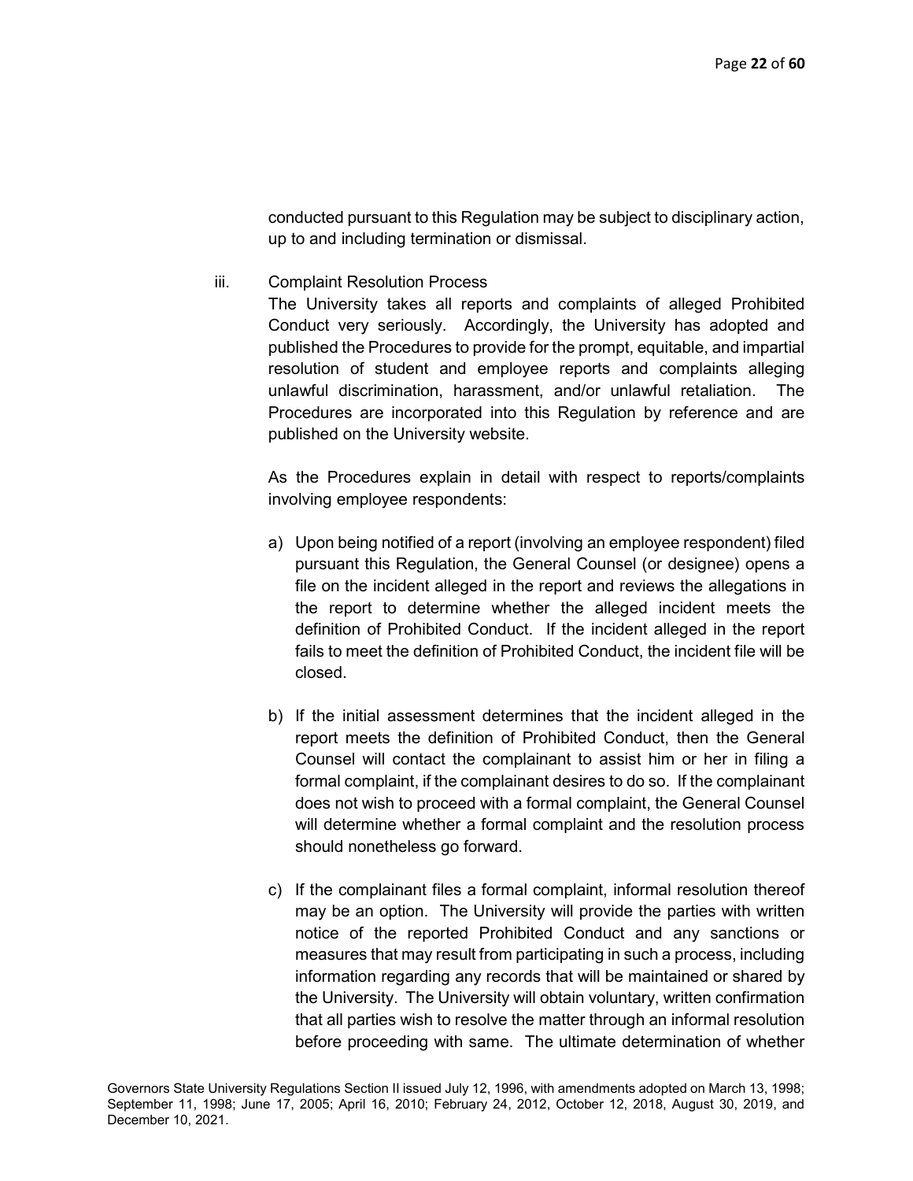conducted pursuant to this Regulation may be subject to disciplinary action, up to and including termination or dismissal.

iii. Complaint Resolution Process

The University takes all reports and complaints of alleged Prohibited Conduct very seriously. Accordingly, the University has adopted and published the Procedures to provide for the prompt, equitable, and impartial resolution of student and employee reports and complaints alleging unlawful discrimination, harassment, and/or unlawful retaliation. The Procedures are incorporated into this Regulation by reference and are published on the University website.

As the Procedures explain in detail with respect to reports/complaints involving employee respondents:

a) Upon being notified of a report (involving an employee respondent) filed pursuant this Regulation, the General Counsel (or designee) opens a file on the incident alleged in the report and reviews the allegations in the report to determine whether the alleged incident meets the definition of Prohibited Conduct. If the incident alleged in the report fails to meet the definition of Prohibited Conduct, the incident file will be closed.

b) If the initial assessment determines that the incident alleged in the report meets the definition of Prohibited Conduct, then the General Counsel will contact the complainant to assist him or her in filing a formal complaint, if the complainant desires to do so. If the complainant does not wish to proceed with a formal complaint, the General Counsel will determine whether a formal complaint and the resolution process should nonetheless go forward.

c) If the complainant files a formal complaint, informal resolution thereof may be an option. The University will provide the parties with written notice of the reported Prohibited Conduct and any sanctions or measures that may result from participating in such a process, including information regarding any records that will be maintained or shared by the University. The University will obtain voluntary, written confirmation that all parties wish to resolve the matter through an informal resolution before proceeding with same. The ultimate determination of whether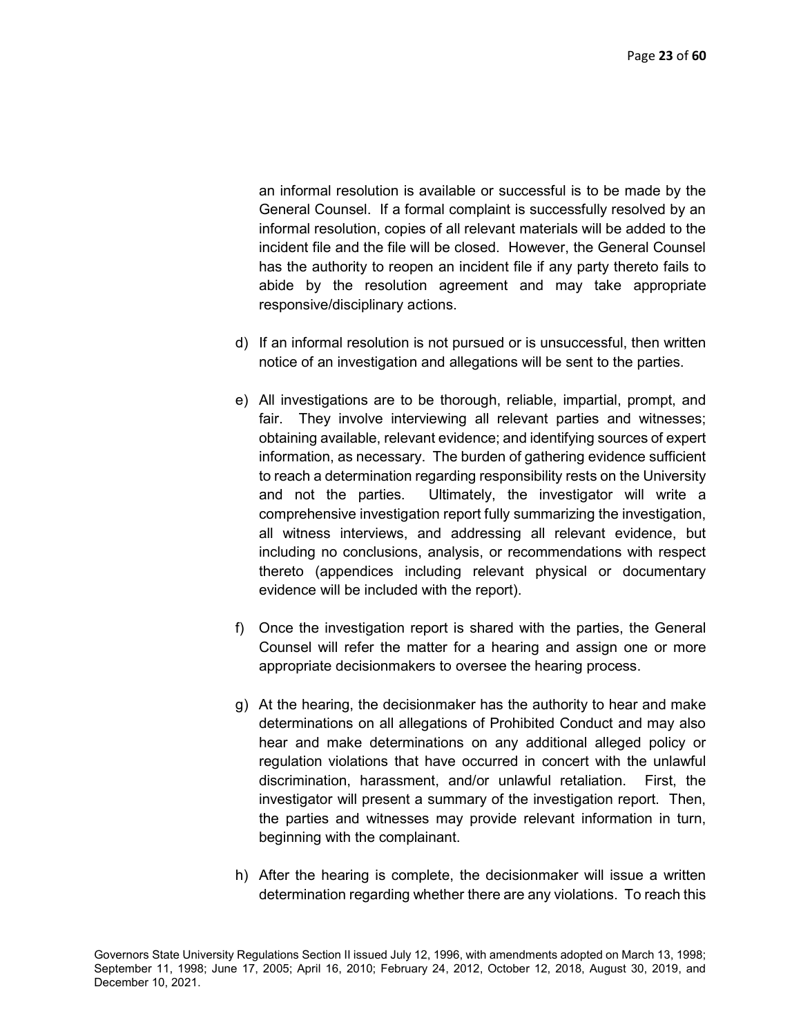an informal resolution is available or successful is to be made by the General Counsel. If a formal complaint is successfully resolved by an informal resolution, copies of all relevant materials will be added to the incident file and the file will be closed. However, the General Counsel has the authority to reopen an incident file if any party thereto fails to abide by the resolution agreement and may take appropriate responsive/disciplinary actions.

d) If an informal resolution is not pursued or is unsuccessful, then written notice of an investigation and allegations will be sent to the parties.

e) All investigations are to be thorough, reliable, impartial, prompt, and fair. They involve interviewing all relevant parties and witnesses; obtaining available, relevant evidence; and identifying sources of expert information, as necessary. The burden of gathering evidence sufficient to reach a determination regarding responsibility rests on the University and not the parties. Ultimately, the investigator will write a comprehensive investigation report fully summarizing the investigation, all witness interviews, and addressing all relevant evidence, but including no conclusions, analysis, or recommendations with respect thereto (appendices including relevant physical or documentary evidence will be included with the report).

f) Once the investigation report is shared with the parties, the General Counsel will refer the matter for a hearing and assign one or more appropriate decisionmakers to oversee the hearing process.

g) At the hearing, the decisionmaker has the authority to hear and make determinations on all allegations of Prohibited Conduct and may also hear and make determinations on any additional alleged policy or regulation violations that have occurred in concert with the unlawful discrimination, harassment, and/or unlawful retaliation. First, the investigator will present a summary of the investigation report. Then, the parties and witnesses may provide relevant information in turn, beginning with the complainant.

h) After the hearing is complete, the decisionmaker will issue a written determination regarding whether there are any violations. To reach this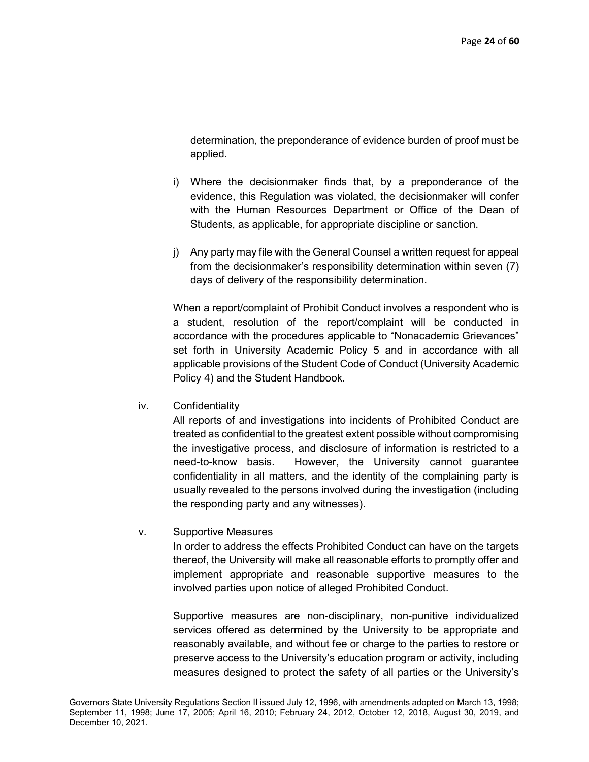determination, the preponderance of evidence burden of proof must be applied.

i) Where the decisionmaker finds that, by a preponderance of the evidence, this Regulation was violated, the decisionmaker will confer with the Human Resources Department or Office of the Dean of Students, as applicable, for appropriate discipline or sanction.

j) Any party may file with the General Counsel a written request for appeal from the decisionmaker's responsibility determination within seven (7) days of delivery of the responsibility determination.

When a report/complaint of Prohibit Conduct involves a respondent who is a student, resolution of the report/complaint will be conducted in accordance with the procedures applicable to "Nonacademic Grievances" set forth in University Academic Policy 5 and in accordance with all applicable provisions of the Student Code of Conduct (University Academic Policy 4) and the Student Handbook.

iv. Confidentiality

All reports of and investigations into incidents of Prohibited Conduct are treated as confidential to the greatest extent possible without compromising the investigative process, and disclosure of information is restricted to a need-to-know basis. However, the University cannot guarantee confidentiality in all matters, and the identity of the complaining party is usually revealed to the persons involved during the investigation (including the responding party and any witnesses).

v. Supportive Measures

In order to address the effects Prohibited Conduct can have on the targets thereof, the University will make all reasonable efforts to promptly offer and implement appropriate and reasonable supportive measures to the involved parties upon notice of alleged Prohibited Conduct.

Supportive measures are non-disciplinary, non-punitive individualized services offered as determined by the University to be appropriate and reasonably available, and without fee or charge to the parties to restore or preserve access to the University's education program or activity, including measures designed to protect the safety of all parties or the University's

Governors State University Regulations Section II issued July 12, 1996, with amendments adopted on March 13, 1998; September 11, 1998; June 17, 2005; April 16, 2010; February 24, 2012, October 12, 2018, August 30, 2019, and December 10, 2021.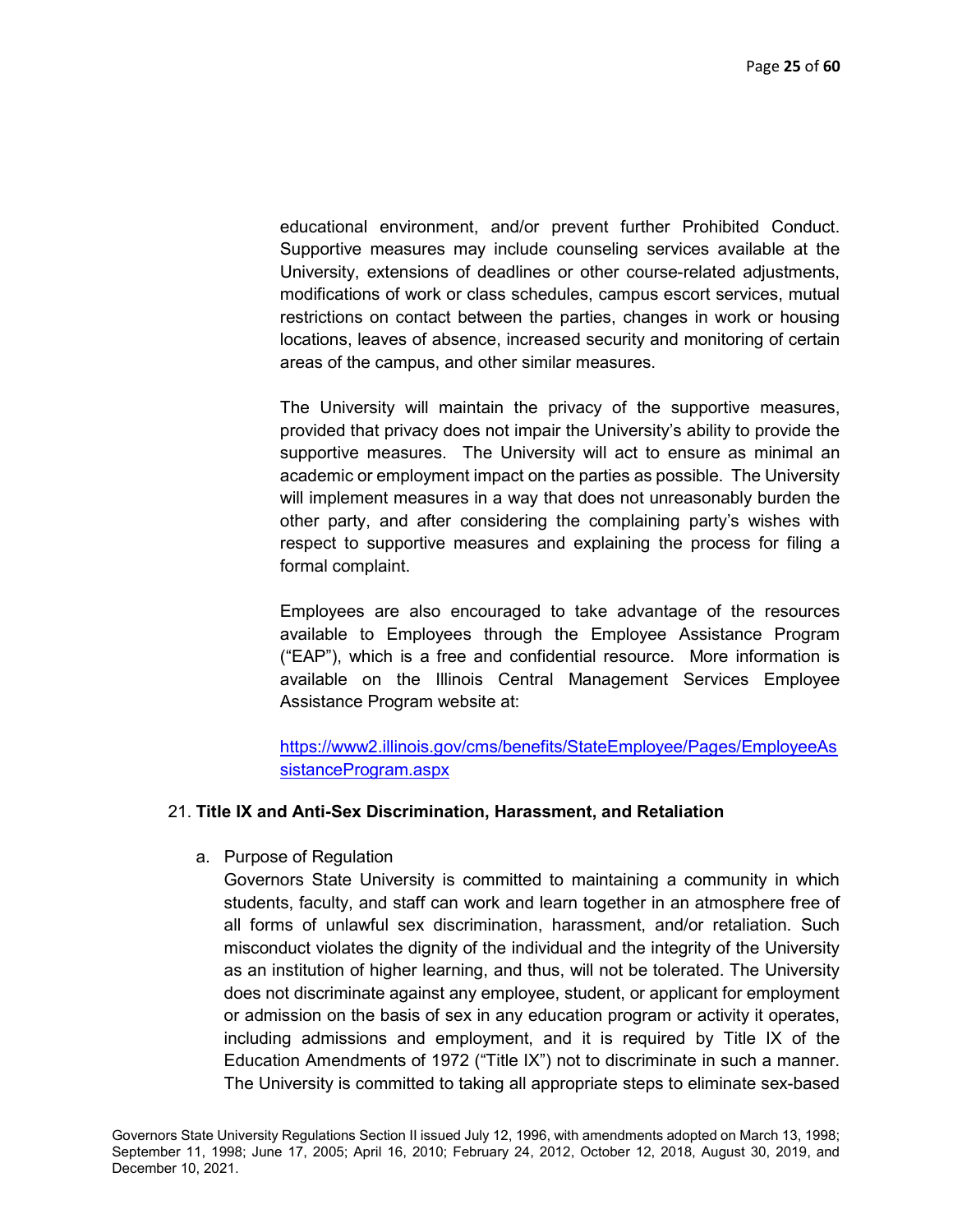educational environment, and/or prevent further Prohibited Conduct. Supportive measures may include counseling services available at the University, extensions of deadlines or other course-related adjustments, modifications of work or class schedules, campus escort services, mutual restrictions on contact between the parties, changes in work or housing locations, leaves of absence, increased security and monitoring of certain areas of the campus, and other similar measures.

The University will maintain the privacy of the supportive measures, provided that privacy does not impair the University's ability to provide the supportive measures. The University will act to ensure as minimal an academic or employment impact on the parties as possible. The University will implement measures in a way that does not unreasonably burden the other party, and after considering the complaining party's wishes with respect to supportive measures and explaining the process for filing a formal complaint.

Employees are also encouraged to take advantage of the resources available to Employees through the Employee Assistance Program ("EAP"), which is a free and confidential resource. More information is available on the Illinois Central Management Services Employee Assistance Program website at:

https://www2.illinois.gov/cms/benefits/StateEmployee/Pages/EmployeeAssistanceProgram.aspx

21. **Title IX and Anti-Sex Discrimination, Harassment, and Retaliation**

a. Purpose of Regulation

Governors State University is committed to maintaining a community in which students, faculty, and staff can work and learn together in an atmosphere free of all forms of unlawful sex discrimination, harassment, and/or retaliation. Such misconduct violates the dignity of the individual and the integrity of the University as an institution of higher learning, and thus, will not be tolerated. The University does not discriminate against any employee, student, or applicant for employment or admission on the basis of sex in any education program or activity it operates, including admissions and employment, and it is required by Title IX of the Education Amendments of 1972 ("Title IX") not to discriminate in such a manner. The University is committed to taking all appropriate steps to eliminate sex-based

Governors State University Regulations Section II issued July 12, 1996, with amendments adopted on March 13, 1998; September 11, 1998; June 17, 2005; April 16, 2010; February 24, 2012, October 12, 2018, August 30, 2019, and December 10, 2021.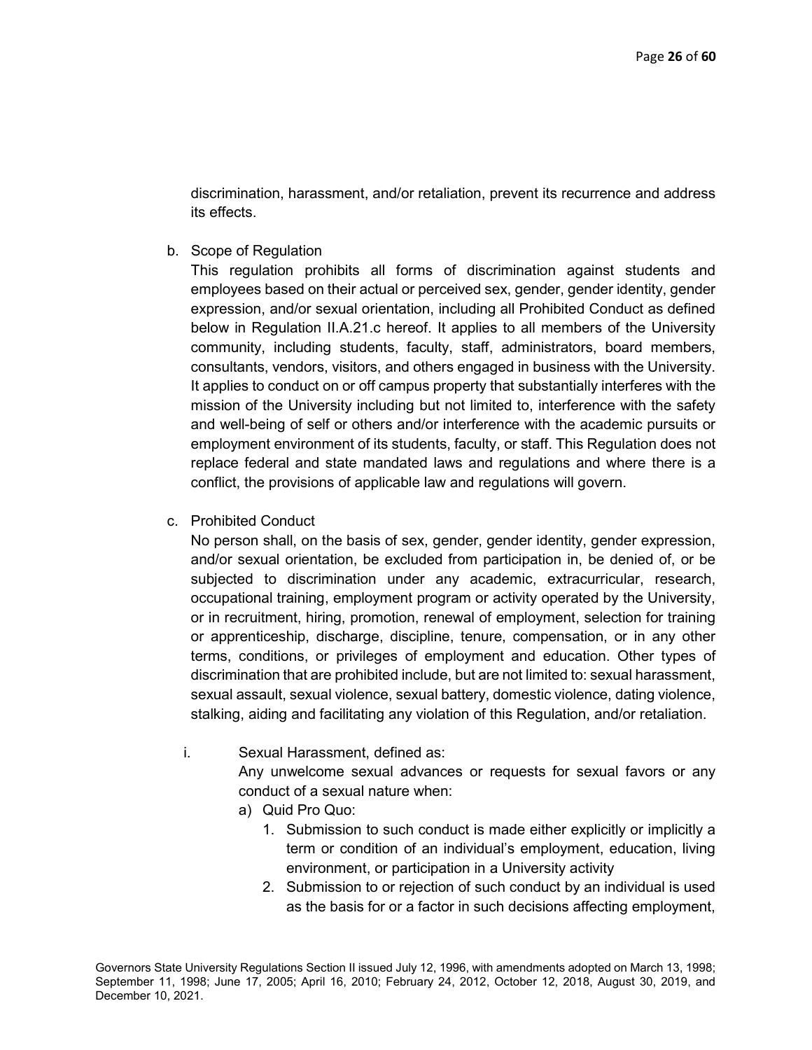discrimination, harassment, and/or retaliation, prevent its recurrence and address its effects.

b. Scope of Regulation

This regulation prohibits all forms of discrimination against students and employees based on their actual or perceived sex, gender, gender identity, gender expression, and/or sexual orientation, including all Prohibited Conduct as defined below in Regulation II.A.21.c hereof. It applies to all members of the University community, including students, faculty, staff, administrators, board members, consultants, vendors, visitors, and others engaged in business with the University. It applies to conduct on or off campus property that substantially interferes with the mission of the University including but not limited to, interference with the safety and well-being of self or others and/or interference with the academic pursuits or employment environment of its students, faculty, or staff. This Regulation does not replace federal and state mandated laws and regulations and where there is a conflict, the provisions of applicable law and regulations will govern.

c. Prohibited Conduct

No person shall, on the basis of sex, gender, gender identity, gender expression, and/or sexual orientation, be excluded from participation in, be denied of, or be subjected to discrimination under any academic, extracurricular, research, occupational training, employment program or activity operated by the University, or in recruitment, hiring, promotion, renewal of employment, selection for training or apprenticeship, discharge, discipline, tenure, compensation, or in any other terms, conditions, or privileges of employment and education. Other types of discrimination that are prohibited include, but are not limited to: sexual harassment, sexual assault, sexual violence, sexual battery, domestic violence, dating violence, stalking, aiding and facilitating any violation of this Regulation, and/or retaliation.

i. Sexual Harassment, defined as:

   Any unwelcome sexual advances or requests for sexual favors or any conduct of a sexual nature when:

   a) Quid Pro Quo:

      1. Submission to such conduct is made either explicitly or implicitly a term or condition of an individual's employment, education, living environment, or participation in a University activity
      2. Submission to or rejection of such conduct by an individual is used as the basis for or a factor in such decisions affecting employment,

Governors State University Regulations Section II issued July 12, 1996, with amendments adopted on March 13, 1998; September 11, 1998; June 17, 2005; April 16, 2010; February 24, 2012, October 12, 2018, August 30, 2019, and December 10, 2021.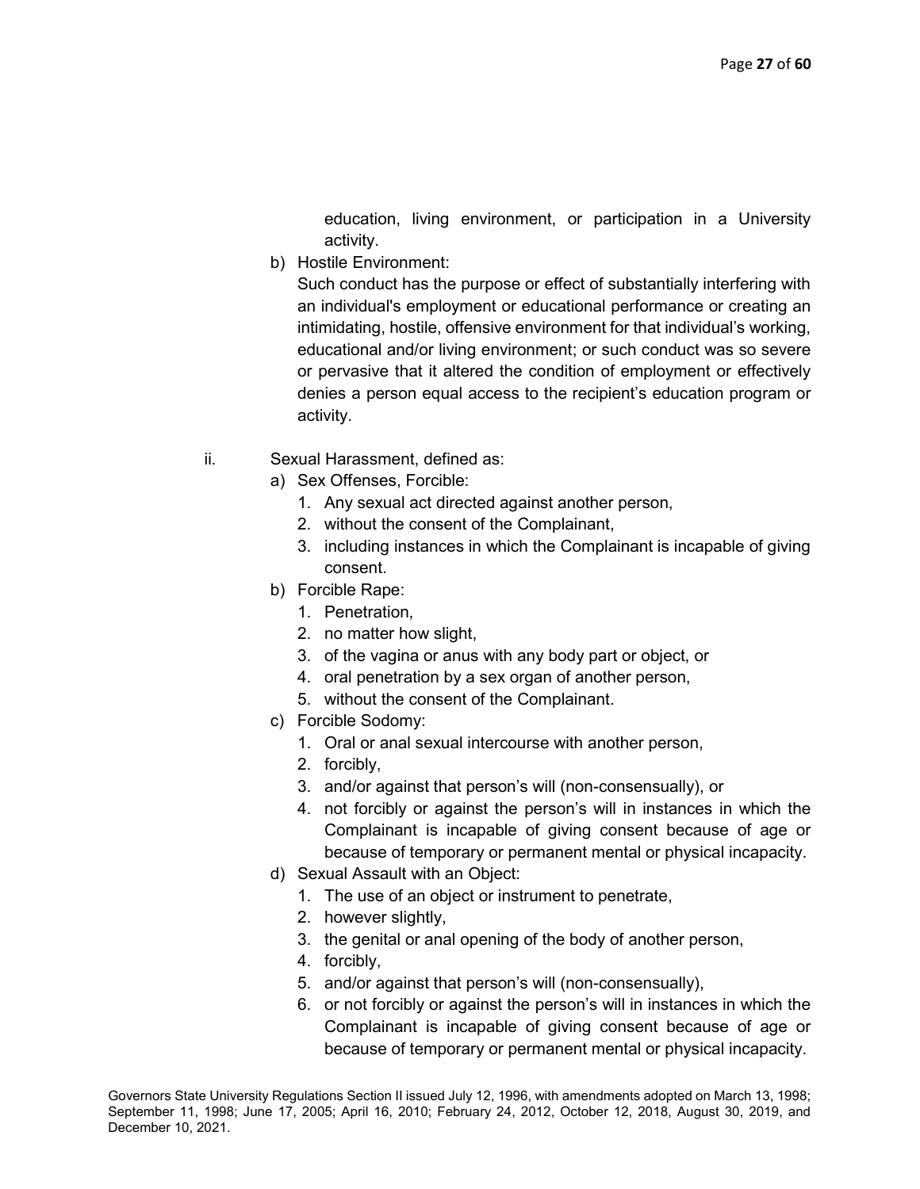education, living environment, or participation in a University activity.

b) Hostile Environment:
Such conduct has the purpose or effect of substantially interfering with an individual's employment or educational performance or creating an intimidating, hostile, offensive environment for that individual's working, educational and/or living environment; or such conduct was so severe or pervasive that it altered the condition of employment or effectively denies a person equal access to the recipient's education program or activity.

ii. Sexual Harassment, defined as:

a) Sex Offenses, Forcible:
1. Any sexual act directed against another person,
2. without the consent of the Complainant,
3. including instances in which the Complainant is incapable of giving consent.

b) Forcible Rape:
1. Penetration,
2. no matter how slight,
3. of the vagina or anus with any body part or object, or
4. oral penetration by a sex organ of another person,
5. without the consent of the Complainant.

c) Forcible Sodomy:
1. Oral or anal sexual intercourse with another person,
2. forcibly,
3. and/or against that person's will (non-consensually), or
4. not forcibly or against the person's will in instances in which the Complainant is incapable of giving consent because of age or because of temporary or permanent mental or physical incapacity.

d) Sexual Assault with an Object:
1. The use of an object or instrument to penetrate,
2. however slightly,
3. the genital or anal opening of the body of another person,
4. forcibly,
5. and/or against that person's will (non-consensually),
6. or not forcibly or against the person's will in instances in which the Complainant is incapable of giving consent because of age or because of temporary or permanent mental or physical incapacity.

Governors State University Regulations Section II issued July 12, 1996, with amendments adopted on March 13, 1998; September 11, 1998; June 17, 2005; April 16, 2010; February 24, 2012, October 12, 2018, August 30, 2019, and December 10, 2021.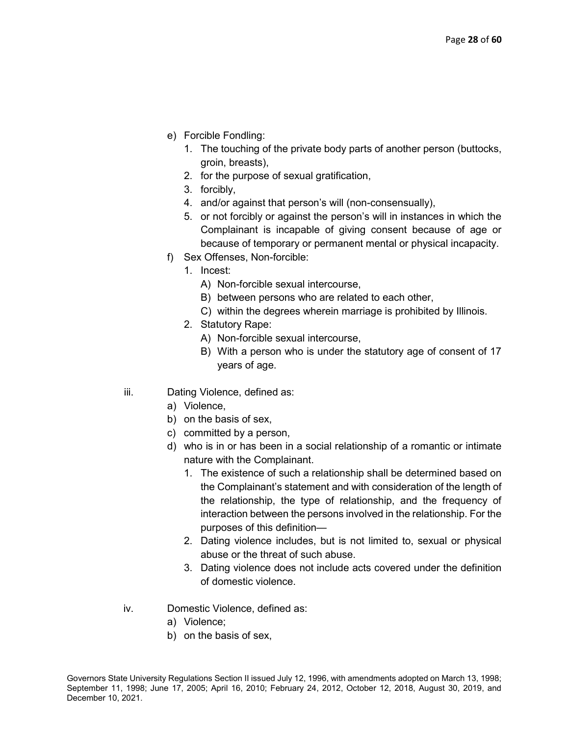e) Forcible Fondling:
   1. The touching of the private body parts of another person (buttocks, groin, breasts),
   2. for the purpose of sexual gratification,
   3. forcibly,
   4. and/or against that person's will (non-consensually),
   5. or not forcibly or against the person's will in instances in which the Complainant is incapable of giving consent because of age or because of temporary or permanent mental or physical incapacity.

f) Sex Offenses, Non-forcible:
   1. Incest:
      A) Non-forcible sexual intercourse,
      B) between persons who are related to each other,
      C) within the degrees wherein marriage is prohibited by Illinois.
   2. Statutory Rape:
      A) Non-forcible sexual intercourse,
      B) With a person who is under the statutory age of consent of 17 years of age.

iii. Dating Violence, defined as:

a) Violence,
b) on the basis of sex,
c) committed by a person,
d) who is in or has been in a social relationship of a romantic or intimate nature with the Complainant.
   1. The existence of such a relationship shall be determined based on the Complainant's statement and with consideration of the length of the relationship, the type of relationship, and the frequency of interaction between the persons involved in the relationship. For the purposes of this definition—
   2. Dating violence includes, but is not limited to, sexual or physical abuse or the threat of such abuse.
   3. Dating violence does not include acts covered under the definition of domestic violence.

iv. Domestic Violence, defined as:

a) Violence;
b) on the basis of sex,

Governors State University Regulations Section II issued July 12, 1996, with amendments adopted on March 13, 1998; September 11, 1998; June 17, 2005; April 16, 2010; February 24, 2012, October 12, 2018, August 30, 2019, and December 10, 2021.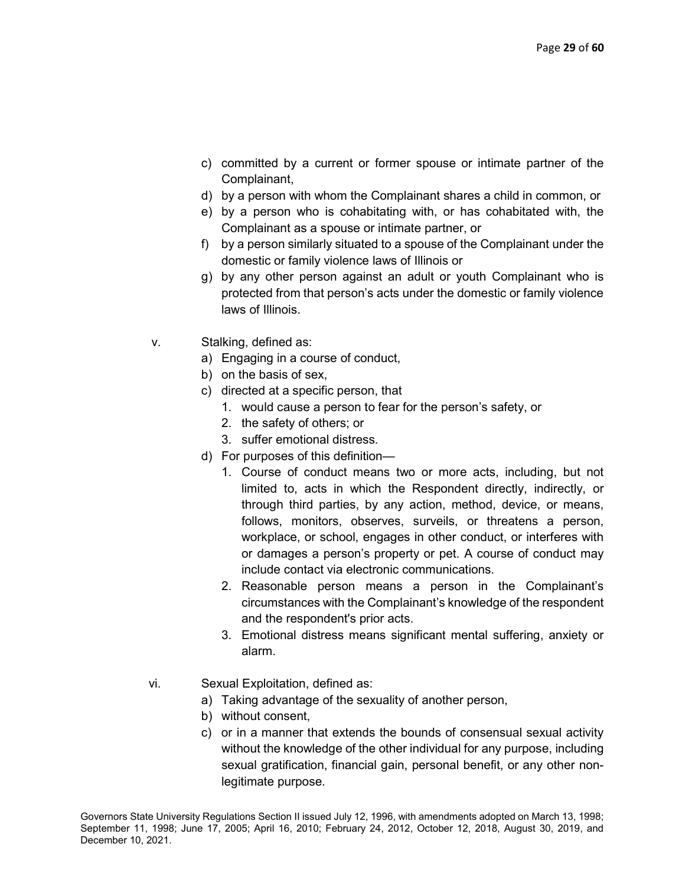c) committed by a current or former spouse or intimate partner of the Complainant,
d) by a person with whom the Complainant shares a child in common, or
e) by a person who is cohabitating with, or has cohabitated with, the Complainant as a spouse or intimate partner, or
f) by a person similarly situated to a spouse of the Complainant under the domestic or family violence laws of Illinois or
g) by any other person against an adult or youth Complainant who is protected from that person's acts under the domestic or family violence laws of Illinois.

v. Stalking, defined as:

a) Engaging in a course of conduct,
b) on the basis of sex,
c) directed at a specific person, that
   1. would cause a person to fear for the person's safety, or
   2. the safety of others; or
   3. suffer emotional distress.
d) For purposes of this definition—
   1. Course of conduct means two or more acts, including, but not limited to, acts in which the Respondent directly, indirectly, or through third parties, by any action, method, device, or means, follows, monitors, observes, surveils, or threatens a person, workplace, or school, engages in other conduct, or interferes with or damages a person's property or pet. A course of conduct may include contact via electronic communications.
   2. Reasonable person means a person in the Complainant's circumstances with the Complainant's knowledge of the respondent and the respondent's prior acts.
   3. Emotional distress means significant mental suffering, anxiety or alarm.

vi. Sexual Exploitation, defined as:

a) Taking advantage of the sexuality of another person,
b) without consent,
c) or in a manner that extends the bounds of consensual sexual activity without the knowledge of the other individual for any purpose, including sexual gratification, financial gain, personal benefit, or any other non-legitimate purpose.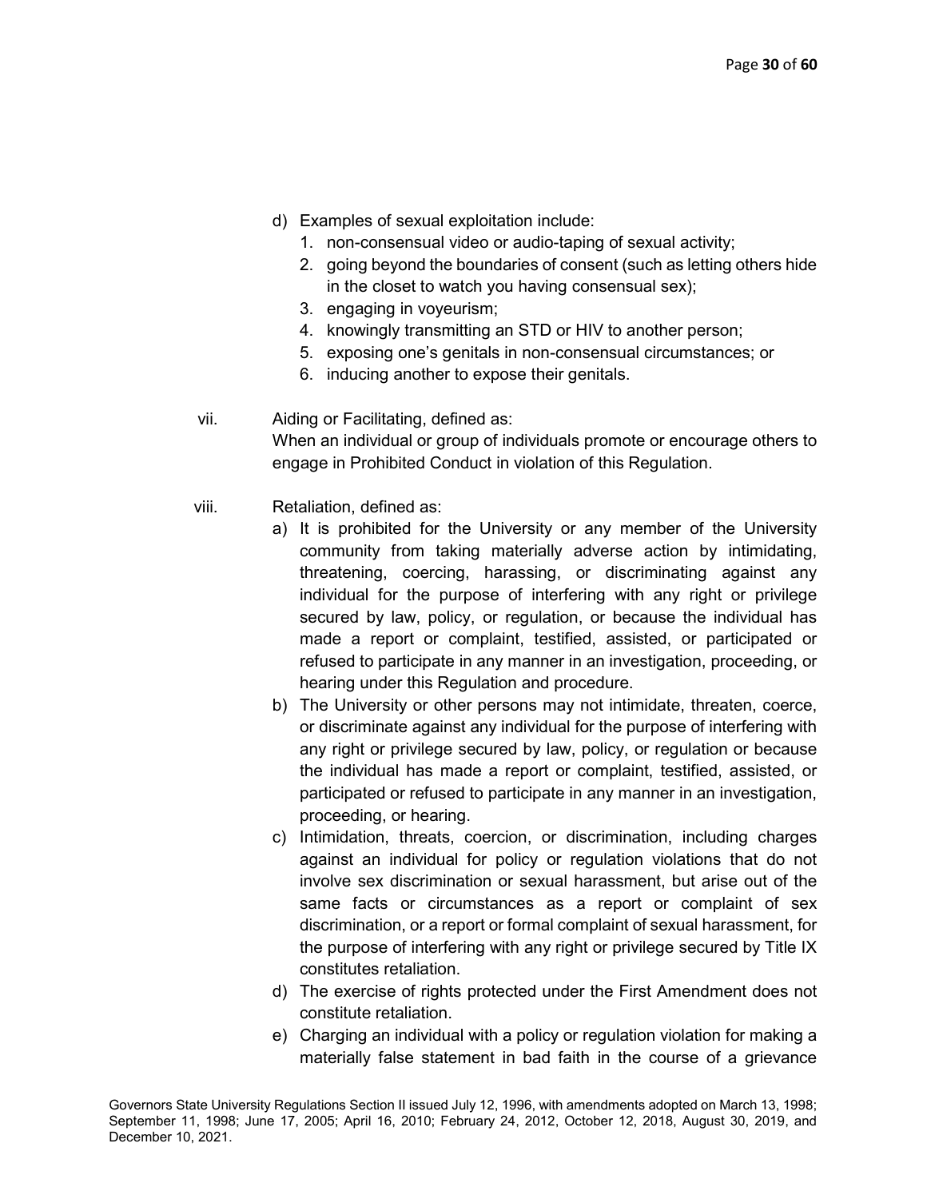d) Examples of sexual exploitation include:
   1. non-consensual video or audio-taping of sexual activity;
   2. going beyond the boundaries of consent (such as letting others hide in the closet to watch you having consensual sex);
   3. engaging in voyeurism;
   4. knowingly transmitting an STD or HIV to another person;
   5. exposing one's genitals in non-consensual circumstances; or
   6. inducing another to expose their genitals.

vii. Aiding or Facilitating, defined as:
When an individual or group of individuals promote or encourage others to engage in Prohibited Conduct in violation of this Regulation.

viii. Retaliation, defined as:

a) It is prohibited for the University or any member of the University community from taking materially adverse action by intimidating, threatening, coercing, harassing, or discriminating against any individual for the purpose of interfering with any right or privilege secured by law, policy, or regulation, or because the individual has made a report or complaint, testified, assisted, or participated or refused to participate in any manner in an investigation, proceeding, or hearing under this Regulation and procedure.

b) The University or other persons may not intimidate, threaten, coerce, or discriminate against any individual for the purpose of interfering with any right or privilege secured by law, policy, or regulation or because the individual has made a report or complaint, testified, assisted, or participated or refused to participate in any manner in an investigation, proceeding, or hearing.

c) Intimidation, threats, coercion, or discrimination, including charges against an individual for policy or regulation violations that do not involve sex discrimination or sexual harassment, but arise out of the same facts or circumstances as a report or complaint of sex discrimination, or a report or formal complaint of sexual harassment, for the purpose of interfering with any right or privilege secured by Title IX constitutes retaliation.

d) The exercise of rights protected under the First Amendment does not constitute retaliation.

e) Charging an individual with a policy or regulation violation for making a materially false statement in bad faith in the course of a grievance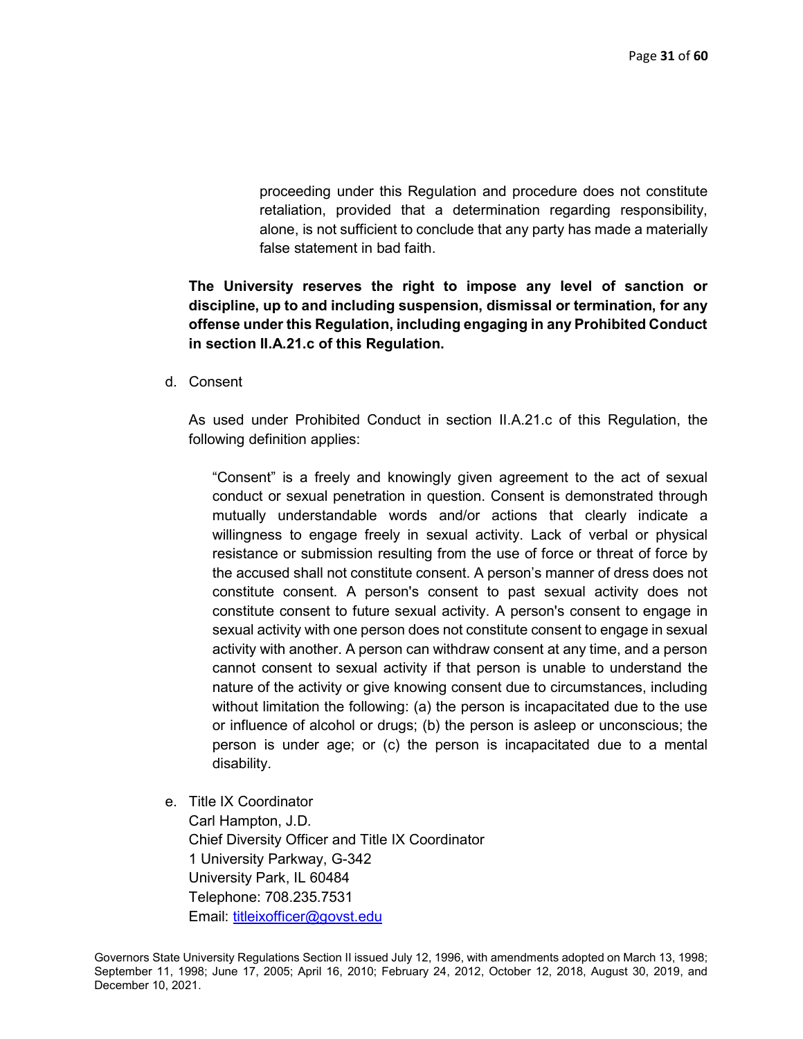proceeding under this Regulation and procedure does not constitute retaliation, provided that a determination regarding responsibility, alone, is not sufficient to conclude that any party has made a materially false statement in bad faith.

**The University reserves the right to impose any level of sanction or discipline, up to and including suspension, dismissal or termination, for any offense under this Regulation, including engaging in any Prohibited Conduct in section II.A.21.c of this Regulation.**

d. Consent

As used under Prohibited Conduct in section II.A.21.c of this Regulation, the following definition applies:

"Consent" is a freely and knowingly given agreement to the act of sexual conduct or sexual penetration in question. Consent is demonstrated through mutually understandable words and/or actions that clearly indicate a willingness to engage freely in sexual activity. Lack of verbal or physical resistance or submission resulting from the use of force or threat of force by the accused shall not constitute consent. A person's manner of dress does not constitute consent. A person's consent to past sexual activity does not constitute consent to future sexual activity. A person's consent to engage in sexual activity with one person does not constitute consent to engage in sexual activity with another. A person can withdraw consent at any time, and a person cannot consent to sexual activity if that person is unable to understand the nature of the activity or give knowing consent due to circumstances, including without limitation the following: (a) the person is incapacitated due to the use or influence of alcohol or drugs; (b) the person is asleep or unconscious; the person is under age; or (c) the person is incapacitated due to a mental disability.

e. Title IX Coordinator
Carl Hampton, J.D.
Chief Diversity Officer and Title IX Coordinator
1 University Parkway, G-342
University Park, IL 60484
Telephone: 708.235.7531
Email: titleixofficer@govst.edu

Governors State University Regulations Section II issued July 12, 1996, with amendments adopted on March 13, 1998; September 11, 1998; June 17, 2005; April 16, 2010; February 24, 2012, October 12, 2018, August 30, 2019, and December 10, 2021.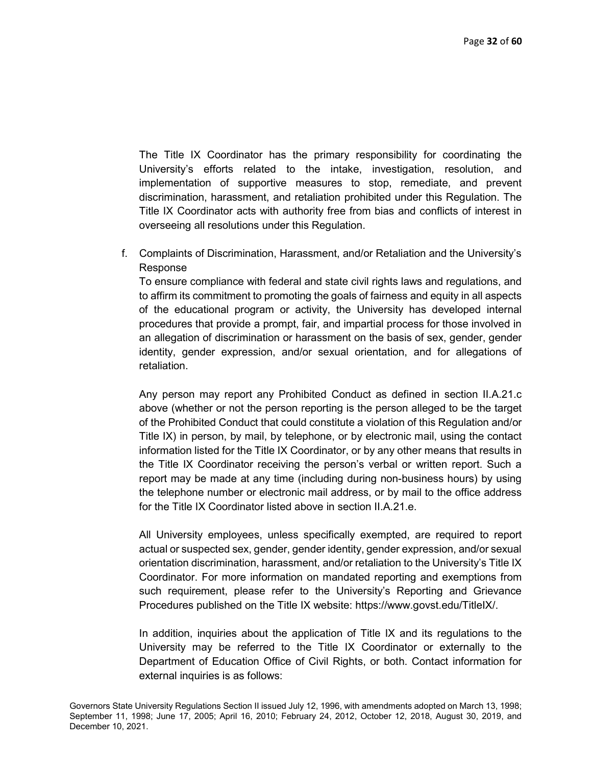The Title IX Coordinator has the primary responsibility for coordinating the University's efforts related to the intake, investigation, resolution, and implementation of supportive measures to stop, remediate, and prevent discrimination, harassment, and retaliation prohibited under this Regulation. The Title IX Coordinator acts with authority free from bias and conflicts of interest in overseeing all resolutions under this Regulation.

f. Complaints of Discrimination, Harassment, and/or Retaliation and the University's Response

To ensure compliance with federal and state civil rights laws and regulations, and to affirm its commitment to promoting the goals of fairness and equity in all aspects of the educational program or activity, the University has developed internal procedures that provide a prompt, fair, and impartial process for those involved in an allegation of discrimination or harassment on the basis of sex, gender, gender identity, gender expression, and/or sexual orientation, and for allegations of retaliation.

Any person may report any Prohibited Conduct as defined in section II.A.21.c above (whether or not the person reporting is the person alleged to be the target of the Prohibited Conduct that could constitute a violation of this Regulation and/or Title IX) in person, by mail, by telephone, or by electronic mail, using the contact information listed for the Title IX Coordinator, or by any other means that results in the Title IX Coordinator receiving the person's verbal or written report. Such a report may be made at any time (including during non-business hours) by using the telephone number or electronic mail address, or by mail to the office address for the Title IX Coordinator listed above in section II.A.21.e.

All University employees, unless specifically exempted, are required to report actual or suspected sex, gender, gender identity, gender expression, and/or sexual orientation discrimination, harassment, and/or retaliation to the University's Title IX Coordinator. For more information on mandated reporting and exemptions from such requirement, please refer to the University's Reporting and Grievance Procedures published on the Title IX website: https://www.govst.edu/TitleIX/.

In addition, inquiries about the application of Title IX and its regulations to the University may be referred to the Title IX Coordinator or externally to the Department of Education Office of Civil Rights, or both. Contact information for external inquiries is as follows: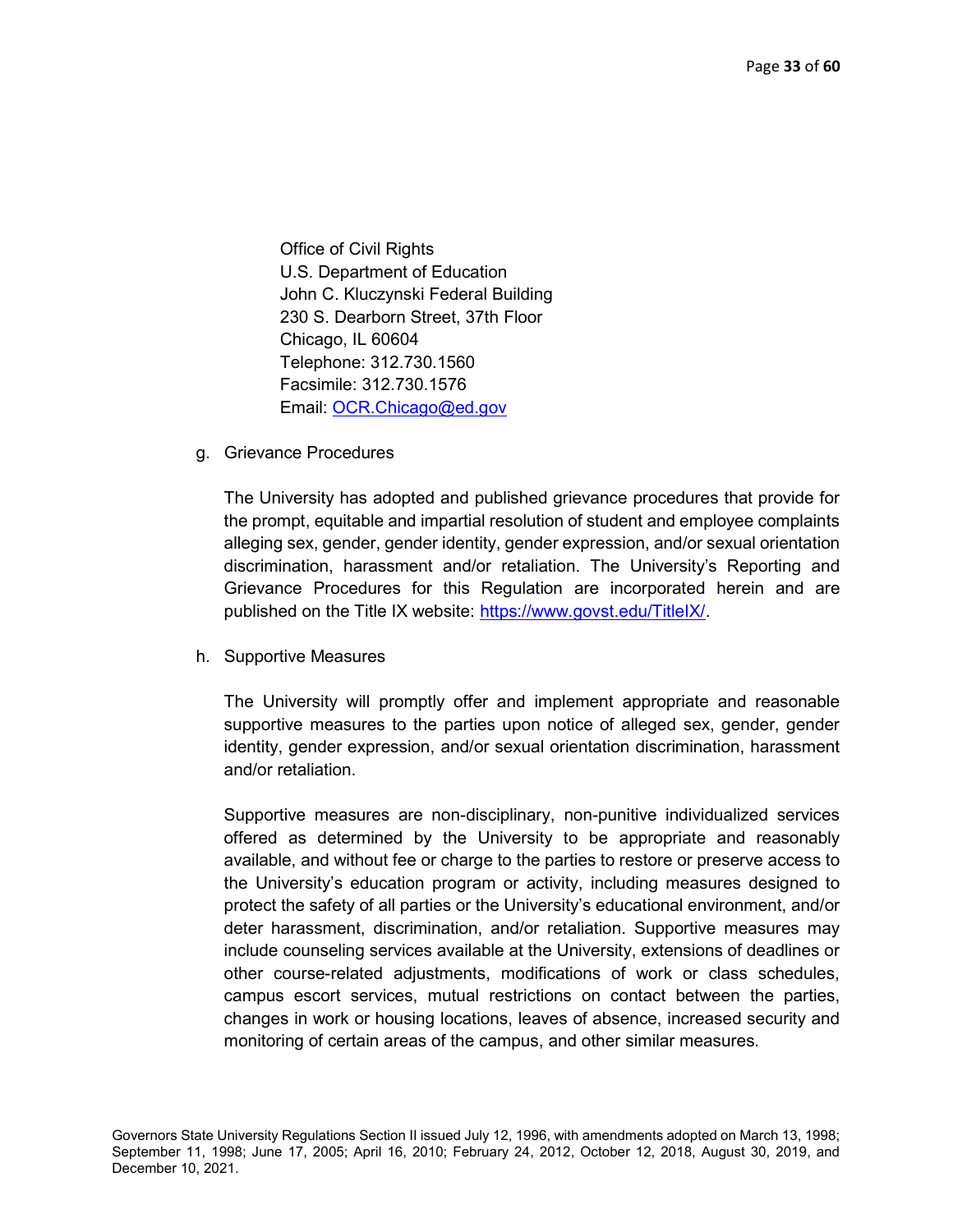Office of Civil Rights
U.S. Department of Education
John C. Kluczynski Federal Building
230 S. Dearborn Street, 37th Floor
Chicago, IL 60604
Telephone: 312.730.1560
Facsimile: 312.730.1576
Email: [OCR.Chicago@ed.gov](mailto:OCR.Chicago@ed.gov)

g. Grievance Procedures

The University has adopted and published grievance procedures that provide for the prompt, equitable and impartial resolution of student and employee complaints alleging sex, gender, gender identity, gender expression, and/or sexual orientation discrimination, harassment and/or retaliation. The University's Reporting and Grievance Procedures for this Regulation are incorporated herein and are published on the Title IX website: [https://www.govst.edu/TitleIX/](https://www.govst.edu/TitleIX/).

h. Supportive Measures

The University will promptly offer and implement appropriate and reasonable supportive measures to the parties upon notice of alleged sex, gender, gender identity, gender expression, and/or sexual orientation discrimination, harassment and/or retaliation.

Supportive measures are non-disciplinary, non-punitive individualized services offered as determined by the University to be appropriate and reasonably available, and without fee or charge to the parties to restore or preserve access to the University's education program or activity, including measures designed to protect the safety of all parties or the University's educational environment, and/or deter harassment, discrimination, and/or retaliation. Supportive measures may include counseling services available at the University, extensions of deadlines or other course-related adjustments, modifications of work or class schedules, campus escort services, mutual restrictions on contact between the parties, changes in work or housing locations, leaves of absence, increased security and monitoring of certain areas of the campus, and other similar measures.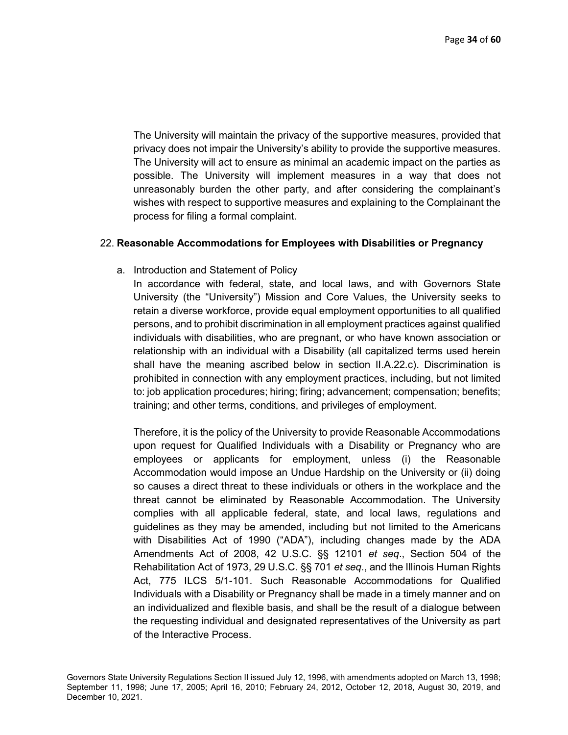The University will maintain the privacy of the supportive measures, provided that privacy does not impair the University's ability to provide the supportive measures. The University will act to ensure as minimal an academic impact on the parties as possible. The University will implement measures in a way that does not unreasonably burden the other party, and after considering the complainant's wishes with respect to supportive measures and explaining to the Complainant the process for filing a formal complaint.

22. **Reasonable Accommodations for Employees with Disabilities or Pregnancy**

a. Introduction and Statement of Policy

In accordance with federal, state, and local laws, and with Governors State University (the "University") Mission and Core Values, the University seeks to retain a diverse workforce, provide equal employment opportunities to all qualified persons, and to prohibit discrimination in all employment practices against qualified individuals with disabilities, who are pregnant, or who have known association or relationship with an individual with a Disability (all capitalized terms used herein shall have the meaning ascribed below in section II.A.22.c). Discrimination is prohibited in connection with any employment practices, including, but not limited to: job application procedures; hiring; firing; advancement; compensation; benefits; training; and other terms, conditions, and privileges of employment.

Therefore, it is the policy of the University to provide Reasonable Accommodations upon request for Qualified Individuals with a Disability or Pregnancy who are employees or applicants for employment, unless (i) the Reasonable Accommodation would impose an Undue Hardship on the University or (ii) doing so causes a direct threat to these individuals or others in the workplace and the threat cannot be eliminated by Reasonable Accommodation. The University complies with all applicable federal, state, and local laws, regulations and guidelines as they may be amended, including but not limited to the Americans with Disabilities Act of 1990 ("ADA"), including changes made by the ADA Amendments Act of 2008, 42 U.S.C. §§ 12101 *et seq*., Section 504 of the Rehabilitation Act of 1973, 29 U.S.C. §§ 701 *et seq*., and the Illinois Human Rights Act, 775 ILCS 5/1-101. Such Reasonable Accommodations for Qualified Individuals with a Disability or Pregnancy shall be made in a timely manner and on an individualized and flexible basis, and shall be the result of a dialogue between the requesting individual and designated representatives of the University as part of the Interactive Process.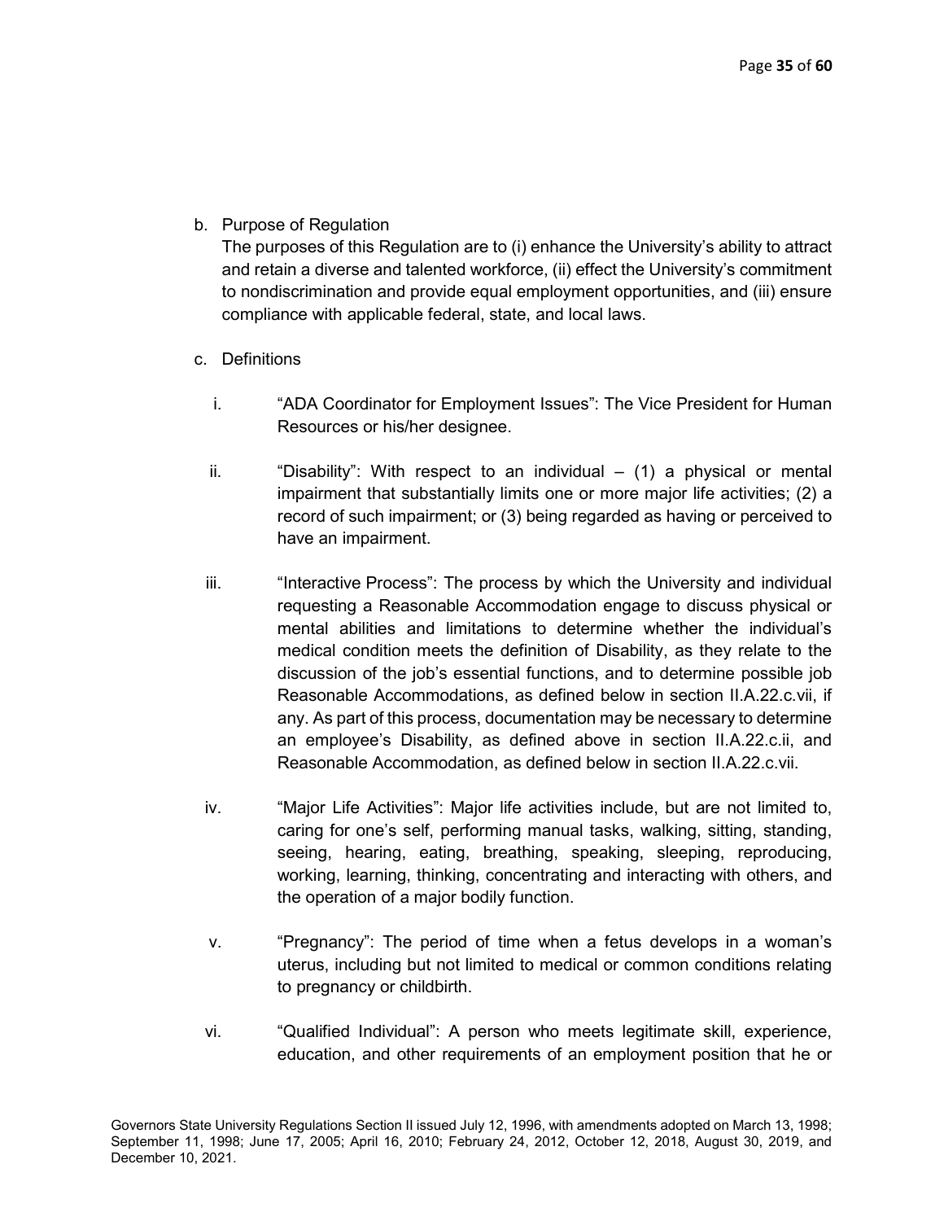b. Purpose of Regulation

   The purposes of this Regulation are to (i) enhance the University's ability to attract and retain a diverse and talented workforce, (ii) effect the University's commitment to nondiscrimination and provide equal employment opportunities, and (iii) ensure compliance with applicable federal, state, and local laws.

c. Definitions

   i. "ADA Coordinator for Employment Issues": The Vice President for Human Resources or his/her designee.

   ii. "Disability": With respect to an individual – (1) a physical or mental impairment that substantially limits one or more major life activities; (2) a record of such impairment; or (3) being regarded as having or perceived to have an impairment.

   iii. "Interactive Process": The process by which the University and individual requesting a Reasonable Accommodation engage to discuss physical or mental abilities and limitations to determine whether the individual's medical condition meets the definition of Disability, as they relate to the discussion of the job's essential functions, and to determine possible job Reasonable Accommodations, as defined below in section II.A.22.c.vii, if any. As part of this process, documentation may be necessary to determine an employee's Disability, as defined above in section II.A.22.c.ii, and Reasonable Accommodation, as defined below in section II.A.22.c.vii.

   iv. "Major Life Activities": Major life activities include, but are not limited to, caring for one's self, performing manual tasks, walking, sitting, standing, seeing, hearing, eating, breathing, speaking, sleeping, reproducing, working, learning, thinking, concentrating and interacting with others, and the operation of a major bodily function.

   v. "Pregnancy": The period of time when a fetus develops in a woman's uterus, including but not limited to medical or common conditions relating to pregnancy or childbirth.

   vi. "Qualified Individual": A person who meets legitimate skill, experience, education, and other requirements of an employment position that he or

Governors State University Regulations Section II issued July 12, 1996, with amendments adopted on March 13, 1998; September 11, 1998; June 17, 2005; April 16, 2010; February 24, 2012, October 12, 2018, August 30, 2019, and December 10, 2021.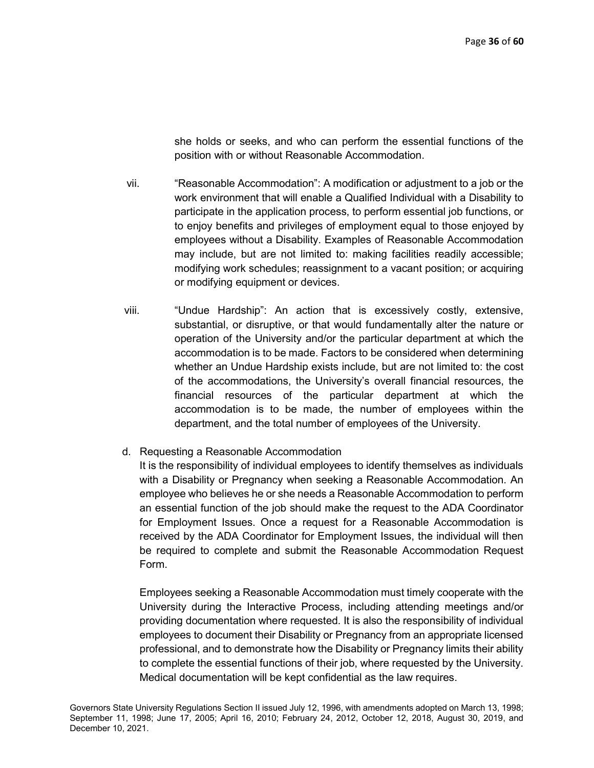she holds or seeks, and who can perform the essential functions of the position with or without Reasonable Accommodation.

vii. "Reasonable Accommodation": A modification or adjustment to a job or the work environment that will enable a Qualified Individual with a Disability to participate in the application process, to perform essential job functions, or to enjoy benefits and privileges of employment equal to those enjoyed by employees without a Disability. Examples of Reasonable Accommodation may include, but are not limited to: making facilities readily accessible; modifying work schedules; reassignment to a vacant position; or acquiring or modifying equipment or devices.

viii. "Undue Hardship": An action that is excessively costly, extensive, substantial, or disruptive, or that would fundamentally alter the nature or operation of the University and/or the particular department at which the accommodation is to be made. Factors to be considered when determining whether an Undue Hardship exists include, but are not limited to: the cost of the accommodations, the University's overall financial resources, the financial resources of the particular department at which the accommodation is to be made, the number of employees within the department, and the total number of employees of the University.

d. Requesting a Reasonable Accommodation

It is the responsibility of individual employees to identify themselves as individuals with a Disability or Pregnancy when seeking a Reasonable Accommodation. An employee who believes he or she needs a Reasonable Accommodation to perform an essential function of the job should make the request to the ADA Coordinator for Employment Issues. Once a request for a Reasonable Accommodation is received by the ADA Coordinator for Employment Issues, the individual will then be required to complete and submit the Reasonable Accommodation Request Form.

Employees seeking a Reasonable Accommodation must timely cooperate with the University during the Interactive Process, including attending meetings and/or providing documentation where requested. It is also the responsibility of individual employees to document their Disability or Pregnancy from an appropriate licensed professional, and to demonstrate how the Disability or Pregnancy limits their ability to complete the essential functions of their job, where requested by the University. Medical documentation will be kept confidential as the law requires.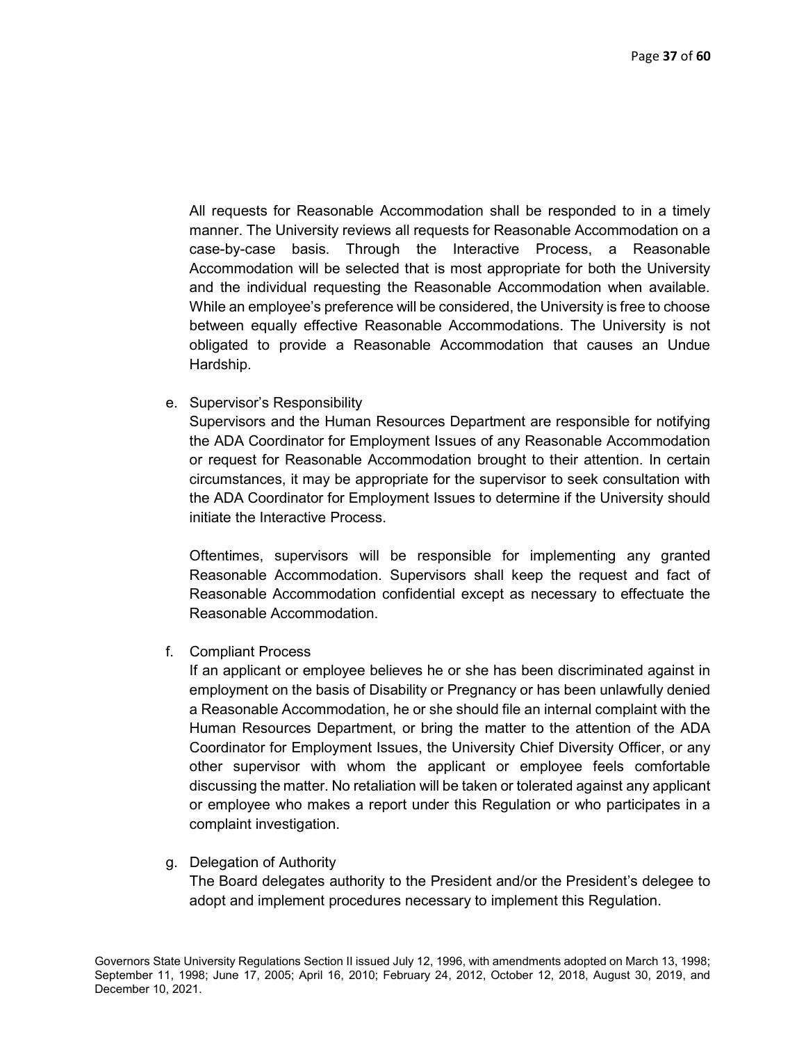All requests for Reasonable Accommodation shall be responded to in a timely manner. The University reviews all requests for Reasonable Accommodation on a case-by-case basis. Through the Interactive Process, a Reasonable Accommodation will be selected that is most appropriate for both the University and the individual requesting the Reasonable Accommodation when available. While an employee's preference will be considered, the University is free to choose between equally effective Reasonable Accommodations. The University is not obligated to provide a Reasonable Accommodation that causes an Undue Hardship.

e. Supervisor's Responsibility

Supervisors and the Human Resources Department are responsible for notifying the ADA Coordinator for Employment Issues of any Reasonable Accommodation or request for Reasonable Accommodation brought to their attention. In certain circumstances, it may be appropriate for the supervisor to seek consultation with the ADA Coordinator for Employment Issues to determine if the University should initiate the Interactive Process.

Oftentimes, supervisors will be responsible for implementing any granted Reasonable Accommodation. Supervisors shall keep the request and fact of Reasonable Accommodation confidential except as necessary to effectuate the Reasonable Accommodation.

f. Compliant Process

If an applicant or employee believes he or she has been discriminated against in employment on the basis of Disability or Pregnancy or has been unlawfully denied a Reasonable Accommodation, he or she should file an internal complaint with the Human Resources Department, or bring the matter to the attention of the ADA Coordinator for Employment Issues, the University Chief Diversity Officer, or any other supervisor with whom the applicant or employee feels comfortable discussing the matter. No retaliation will be taken or tolerated against any applicant or employee who makes a report under this Regulation or who participates in a complaint investigation.

g. Delegation of Authority

The Board delegates authority to the President and/or the President's delegee to adopt and implement procedures necessary to implement this Regulation.

Governors State University Regulations Section II issued July 12, 1996, with amendments adopted on March 13, 1998; September 11, 1998; June 17, 2005; April 16, 2010; February 24, 2012, October 12, 2018, August 30, 2019, and December 10, 2021.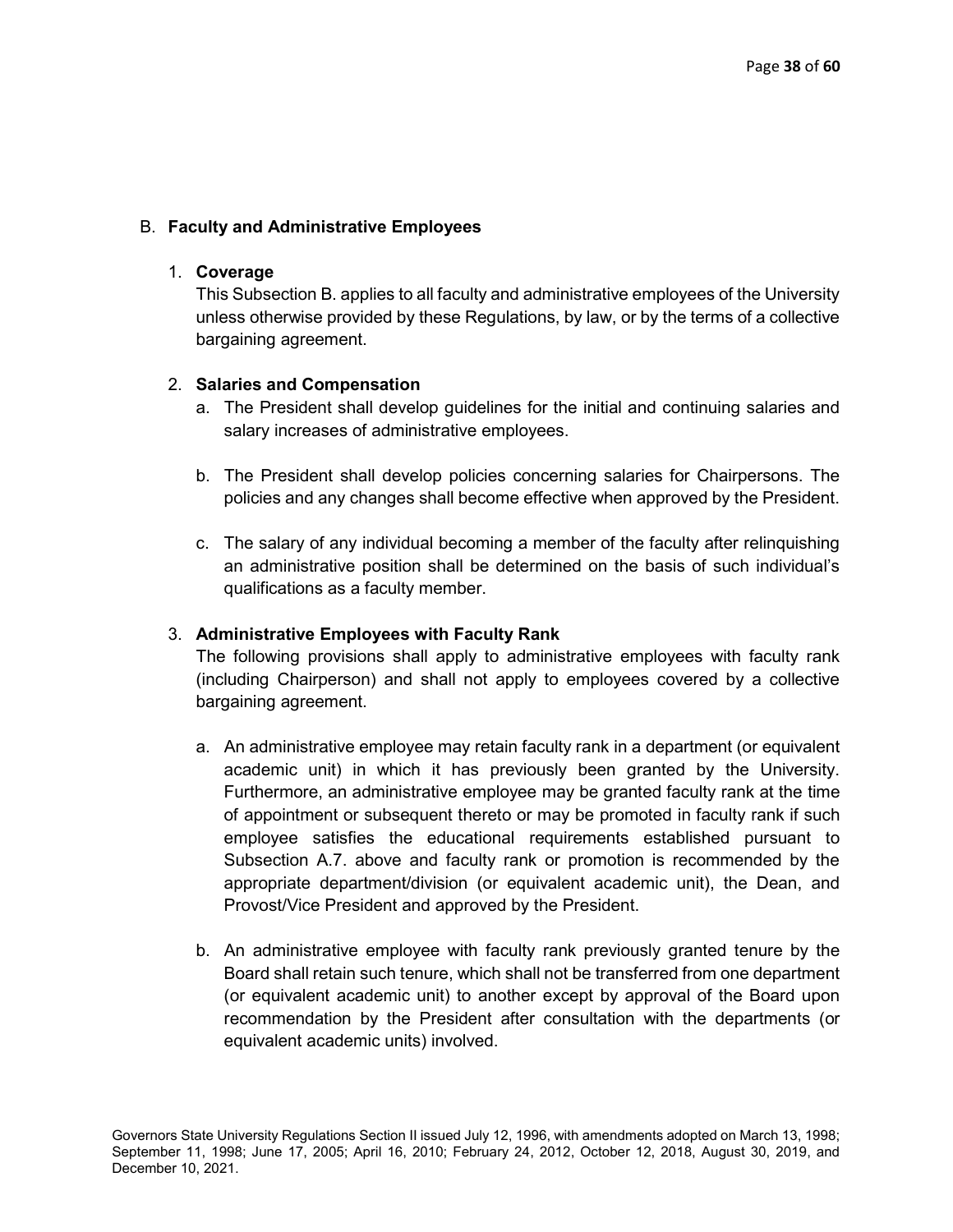B. **Faculty and Administrative Employees**

1. **Coverage**

   This Subsection B. applies to all faculty and administrative employees of the University unless otherwise provided by these Regulations, by law, or by the terms of a collective bargaining agreement.

2. **Salaries and Compensation**

   a. The President shall develop guidelines for the initial and continuing salaries and salary increases of administrative employees.

   b. The President shall develop policies concerning salaries for Chairpersons. The policies and any changes shall become effective when approved by the President.

   c. The salary of any individual becoming a member of the faculty after relinquishing an administrative position shall be determined on the basis of such individual's qualifications as a faculty member.

3. **Administrative Employees with Faculty Rank**

   The following provisions shall apply to administrative employees with faculty rank (including Chairperson) and shall not apply to employees covered by a collective bargaining agreement.

   a. An administrative employee may retain faculty rank in a department (or equivalent academic unit) in which it has previously been granted by the University. Furthermore, an administrative employee may be granted faculty rank at the time of appointment or subsequent thereto or may be promoted in faculty rank if such employee satisfies the educational requirements established pursuant to Subsection A.7. above and faculty rank or promotion is recommended by the appropriate department/division (or equivalent academic unit), the Dean, and Provost/Vice President and approved by the President.

   b. An administrative employee with faculty rank previously granted tenure by the Board shall retain such tenure, which shall not be transferred from one department (or equivalent academic unit) to another except by approval of the Board upon recommendation by the President after consultation with the departments (or equivalent academic units) involved.

Governors State University Regulations Section II issued July 12, 1996, with amendments adopted on March 13, 1998; September 11, 1998; June 17, 2005; April 16, 2010; February 24, 2012, October 12, 2018, August 30, 2019, and December 10, 2021.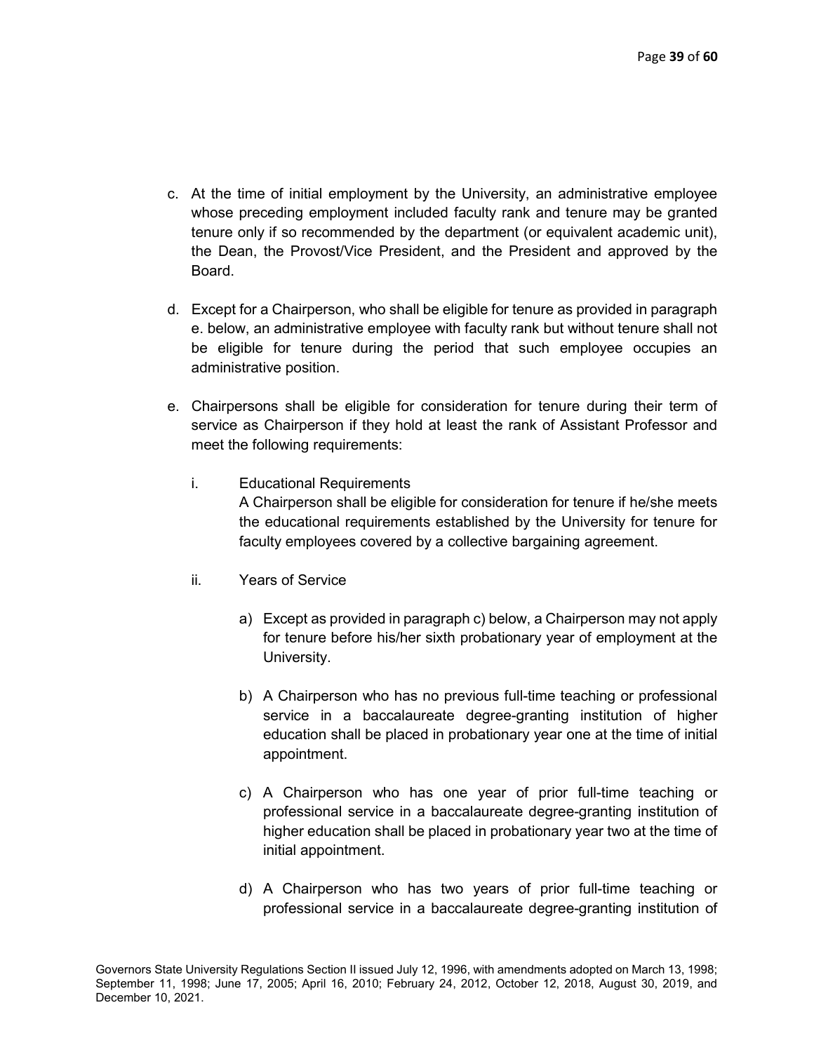c. At the time of initial employment by the University, an administrative employee whose preceding employment included faculty rank and tenure may be granted tenure only if so recommended by the department (or equivalent academic unit), the Dean, the Provost/Vice President, and the President and approved by the Board.

d. Except for a Chairperson, who shall be eligible for tenure as provided in paragraph e. below, an administrative employee with faculty rank but without tenure shall not be eligible for tenure during the period that such employee occupies an administrative position.

e. Chairpersons shall be eligible for consideration for tenure during their term of service as Chairperson if they hold at least the rank of Assistant Professor and meet the following requirements:

   i. Educational Requirements
      A Chairperson shall be eligible for consideration for tenure if he/she meets the educational requirements established by the University for tenure for faculty employees covered by a collective bargaining agreement.

   ii. Years of Service

      a) Except as provided in paragraph c) below, a Chairperson may not apply for tenure before his/her sixth probationary year of employment at the University.

      b) A Chairperson who has no previous full-time teaching or professional service in a baccalaureate degree-granting institution of higher education shall be placed in probationary year one at the time of initial appointment.

      c) A Chairperson who has one year of prior full-time teaching or professional service in a baccalaureate degree-granting institution of higher education shall be placed in probationary year two at the time of initial appointment.

      d) A Chairperson who has two years of prior full-time teaching or professional service in a baccalaureate degree-granting institution of

Governors State University Regulations Section II issued July 12, 1996, with amendments adopted on March 13, 1998; September 11, 1998; June 17, 2005; April 16, 2010; February 24, 2012, October 12, 2018, August 30, 2019, and December 10, 2021.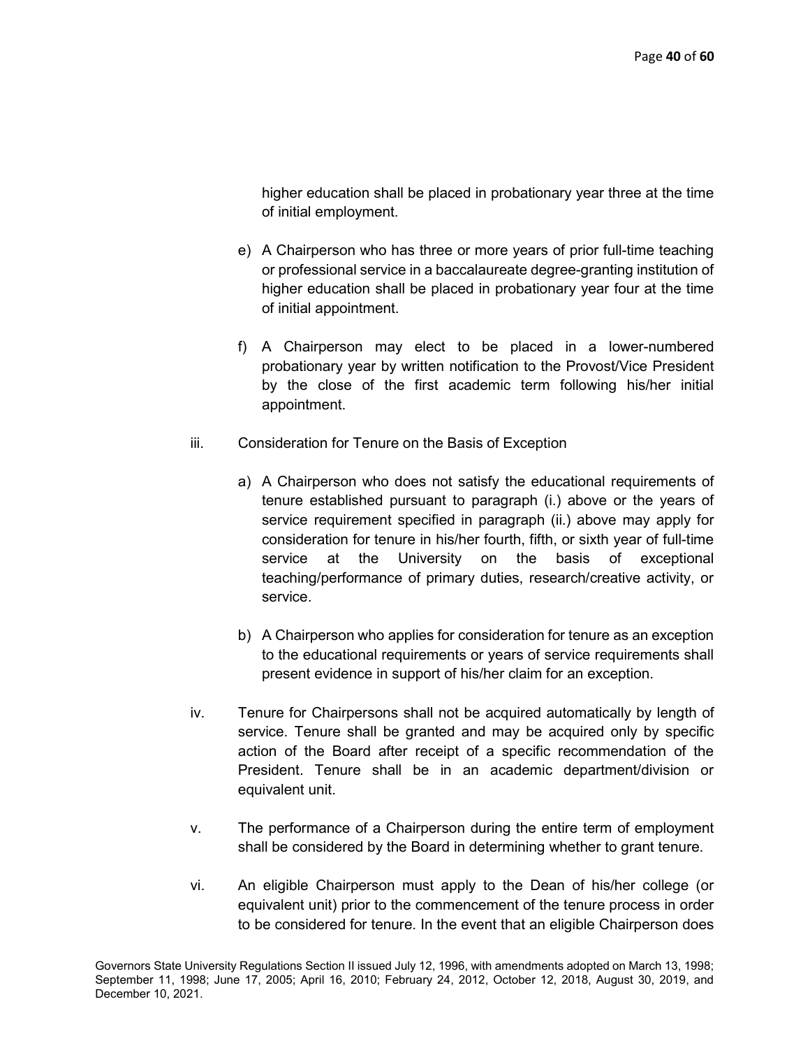higher education shall be placed in probationary year three at the time of initial employment.

e) A Chairperson who has three or more years of prior full-time teaching or professional service in a baccalaureate degree-granting institution of higher education shall be placed in probationary year four at the time of initial appointment.

f) A Chairperson may elect to be placed in a lower-numbered probationary year by written notification to the Provost/Vice President by the close of the first academic term following his/her initial appointment.

iii. Consideration for Tenure on the Basis of Exception

a) A Chairperson who does not satisfy the educational requirements of tenure established pursuant to paragraph (i.) above or the years of service requirement specified in paragraph (ii.) above may apply for consideration for tenure in his/her fourth, fifth, or sixth year of full-time service at the University on the basis of exceptional teaching/performance of primary duties, research/creative activity, or service.

b) A Chairperson who applies for consideration for tenure as an exception to the educational requirements or years of service requirements shall present evidence in support of his/her claim for an exception.

iv. Tenure for Chairpersons shall not be acquired automatically by length of service. Tenure shall be granted and may be acquired only by specific action of the Board after receipt of a specific recommendation of the President. Tenure shall be in an academic department/division or equivalent unit.

v. The performance of a Chairperson during the entire term of employment shall be considered by the Board in determining whether to grant tenure.

vi. An eligible Chairperson must apply to the Dean of his/her college (or equivalent unit) prior to the commencement of the tenure process in order to be considered for tenure. In the event that an eligible Chairperson does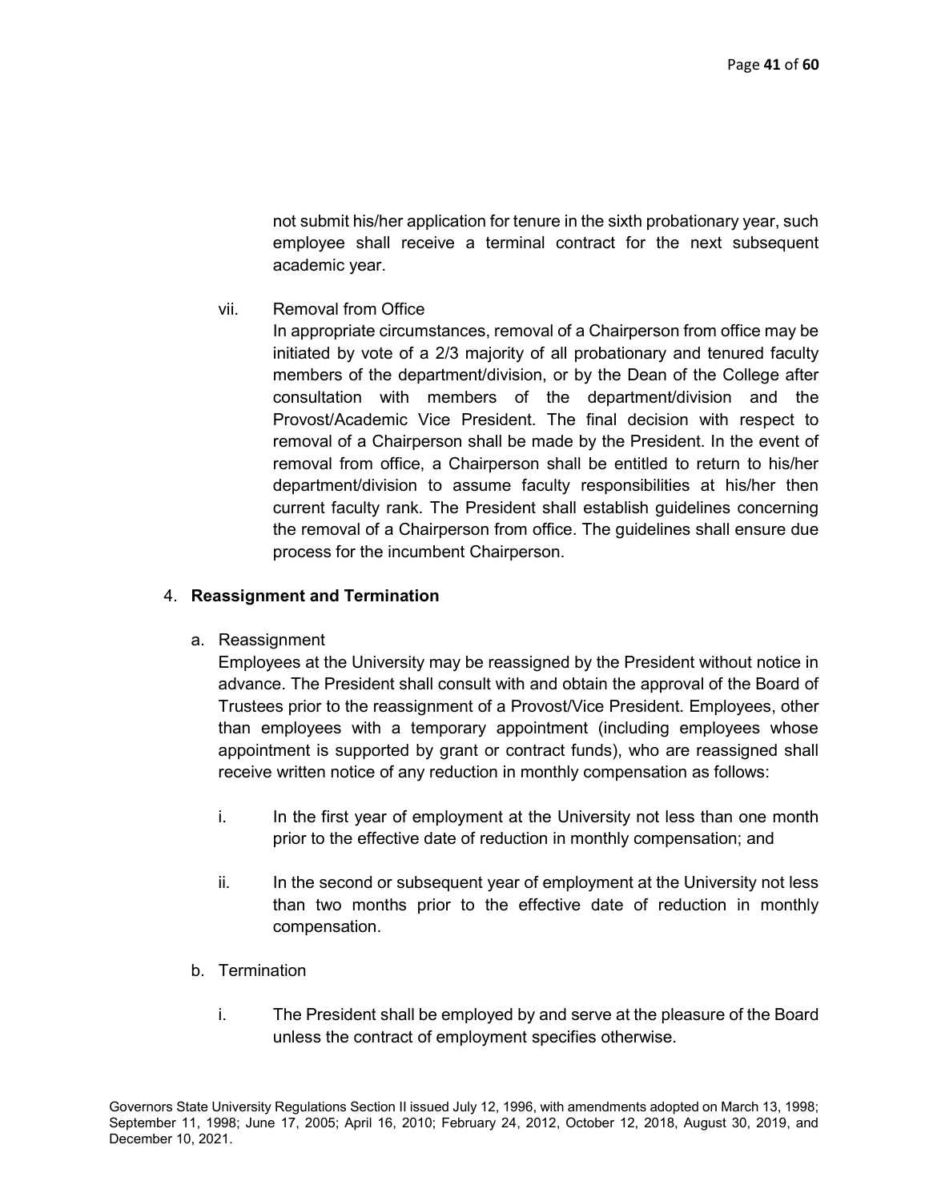not submit his/her application for tenure in the sixth probationary year, such employee shall receive a terminal contract for the next subsequent academic year.

vii. Removal from Office

In appropriate circumstances, removal of a Chairperson from office may be initiated by vote of a 2/3 majority of all probationary and tenured faculty members of the department/division, or by the Dean of the College after consultation with members of the department/division and the Provost/Academic Vice President. The final decision with respect to removal of a Chairperson shall be made by the President. In the event of removal from office, a Chairperson shall be entitled to return to his/her department/division to assume faculty responsibilities at his/her then current faculty rank. The President shall establish guidelines concerning the removal of a Chairperson from office. The guidelines shall ensure due process for the incumbent Chairperson.

4. **Reassignment and Termination**

a. Reassignment

Employees at the University may be reassigned by the President without notice in advance. The President shall consult with and obtain the approval of the Board of Trustees prior to the reassignment of a Provost/Vice President. Employees, other than employees with a temporary appointment (including employees whose appointment is supported by grant or contract funds), who are reassigned shall receive written notice of any reduction in monthly compensation as follows:

i. In the first year of employment at the University not less than one month prior to the effective date of reduction in monthly compensation; and

ii. In the second or subsequent year of employment at the University not less than two months prior to the effective date of reduction in monthly compensation.

b. Termination

i. The President shall be employed by and serve at the pleasure of the Board unless the contract of employment specifies otherwise.

Governors State University Regulations Section II issued July 12, 1996, with amendments adopted on March 13, 1998; September 11, 1998; June 17, 2005; April 16, 2010; February 24, 2012, October 12, 2018, August 30, 2019, and December 10, 2021.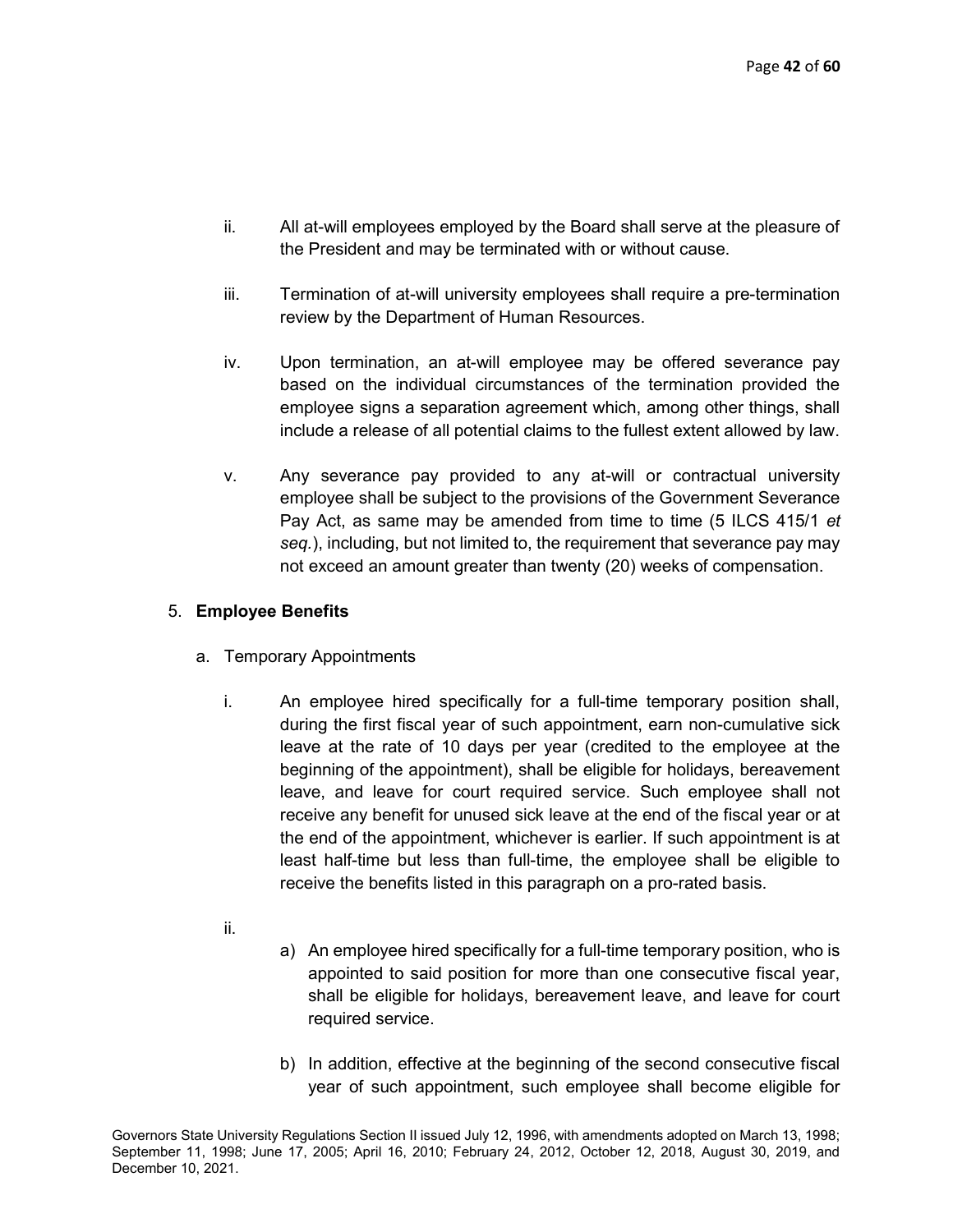ii. All at-will employees employed by the Board shall serve at the pleasure of the President and may be terminated with or without cause.

iii. Termination of at-will university employees shall require a pre-termination review by the Department of Human Resources.

iv. Upon termination, an at-will employee may be offered severance pay based on the individual circumstances of the termination provided the employee signs a separation agreement which, among other things, shall include a release of all potential claims to the fullest extent allowed by law.

v. Any severance pay provided to any at-will or contractual university employee shall be subject to the provisions of the Government Severance Pay Act, as same may be amended from time to time (5 ILCS 415/1 *et seq.*), including, but not limited to, the requirement that severance pay may not exceed an amount greater than twenty (20) weeks of compensation.

5. **Employee Benefits**

   a. Temporary Appointments

      i. An employee hired specifically for a full-time temporary position shall, during the first fiscal year of such appointment, earn non-cumulative sick leave at the rate of 10 days per year (credited to the employee at the beginning of the appointment), shall be eligible for holidays, bereavement leave, and leave for court required service. Such employee shall not receive any benefit for unused sick leave at the end of the fiscal year or at the end of the appointment, whichever is earlier. If such appointment is at least half-time but less than full-time, the employee shall be eligible to receive the benefits listed in this paragraph on a pro-rated basis.

      ii.

         a) An employee hired specifically for a full-time temporary position, who is appointed to said position for more than one consecutive fiscal year, shall be eligible for holidays, bereavement leave, and leave for court required service.

         b) In addition, effective at the beginning of the second consecutive fiscal year of such appointment, such employee shall become eligible for

Governors State University Regulations Section II issued July 12, 1996, with amendments adopted on March 13, 1998; September 11, 1998; June 17, 2005; April 16, 2010; February 24, 2012, October 12, 2018, August 30, 2019, and December 10, 2021.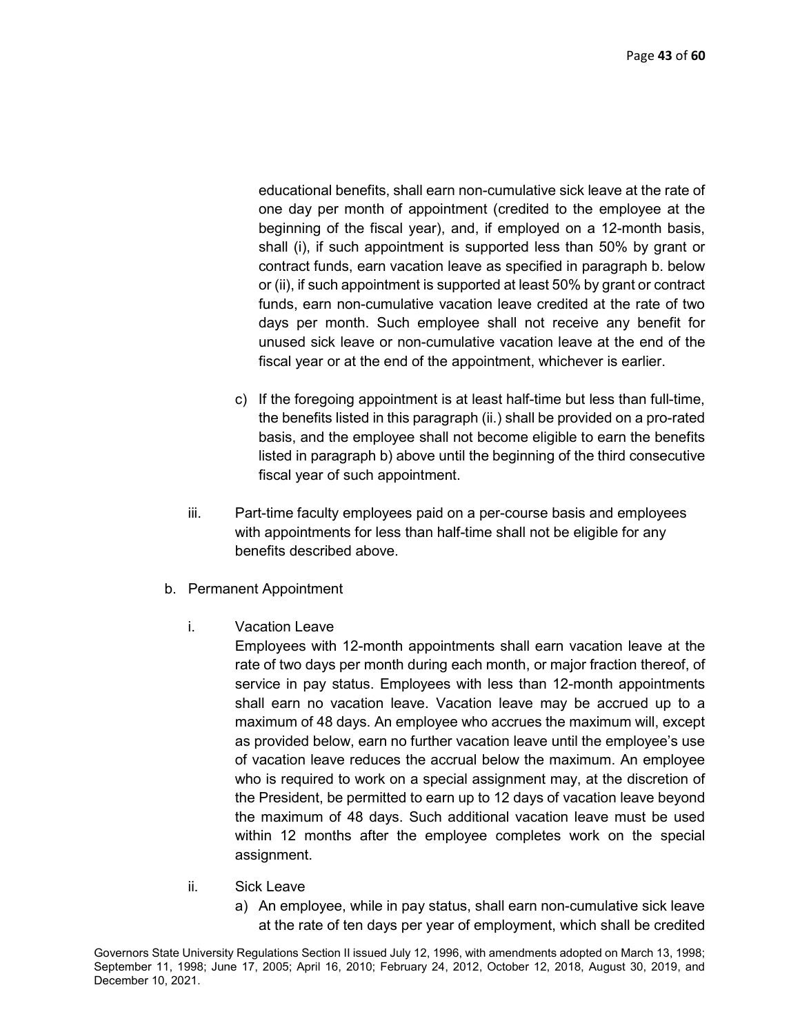educational benefits, shall earn non-cumulative sick leave at the rate of one day per month of appointment (credited to the employee at the beginning of the fiscal year), and, if employed on a 12-month basis, shall (i), if such appointment is supported less than 50% by grant or contract funds, earn vacation leave as specified in paragraph b. below or (ii), if such appointment is supported at least 50% by grant or contract funds, earn non-cumulative vacation leave credited at the rate of two days per month. Such employee shall not receive any benefit for unused sick leave or non-cumulative vacation leave at the end of the fiscal year or at the end of the appointment, whichever is earlier.

c) If the foregoing appointment is at least half-time but less than full-time, the benefits listed in this paragraph (ii.) shall be provided on a pro-rated basis, and the employee shall not become eligible to earn the benefits listed in paragraph b) above until the beginning of the third consecutive fiscal year of such appointment.

iii. Part-time faculty employees paid on a per-course basis and employees with appointments for less than half-time shall not be eligible for any benefits described above.

b. Permanent Appointment

i. Vacation Leave

Employees with 12-month appointments shall earn vacation leave at the rate of two days per month during each month, or major fraction thereof, of service in pay status. Employees with less than 12-month appointments shall earn no vacation leave. Vacation leave may be accrued up to a maximum of 48 days. An employee who accrues the maximum will, except as provided below, earn no further vacation leave until the employee's use of vacation leave reduces the accrual below the maximum. An employee who is required to work on a special assignment may, at the discretion of the President, be permitted to earn up to 12 days of vacation leave beyond the maximum of 48 days. Such additional vacation leave must be used within 12 months after the employee completes work on the special assignment.

ii. Sick Leave

a) An employee, while in pay status, shall earn non-cumulative sick leave at the rate of ten days per year of employment, which shall be credited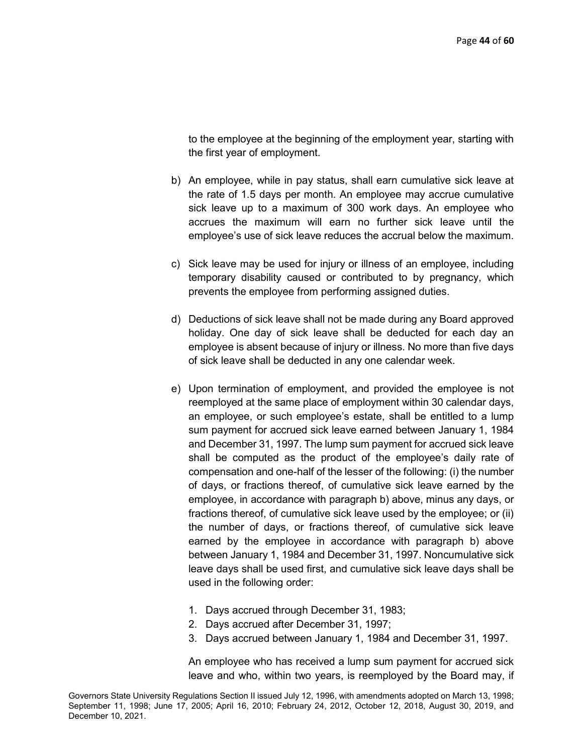to the employee at the beginning of the employment year, starting with the first year of employment.

b) An employee, while in pay status, shall earn cumulative sick leave at the rate of 1.5 days per month. An employee may accrue cumulative sick leave up to a maximum of 300 work days. An employee who accrues the maximum will earn no further sick leave until the employee's use of sick leave reduces the accrual below the maximum.

c) Sick leave may be used for injury or illness of an employee, including temporary disability caused or contributed to by pregnancy, which prevents the employee from performing assigned duties.

d) Deductions of sick leave shall not be made during any Board approved holiday. One day of sick leave shall be deducted for each day an employee is absent because of injury or illness. No more than five days of sick leave shall be deducted in any one calendar week.

e) Upon termination of employment, and provided the employee is not reemployed at the same place of employment within 30 calendar days, an employee, or such employee's estate, shall be entitled to a lump sum payment for accrued sick leave earned between January 1, 1984 and December 31, 1997. The lump sum payment for accrued sick leave shall be computed as the product of the employee's daily rate of compensation and one-half of the lesser of the following: (i) the number of days, or fractions thereof, of cumulative sick leave earned by the employee, in accordance with paragraph b) above, minus any days, or fractions thereof, of cumulative sick leave used by the employee; or (ii) the number of days, or fractions thereof, of cumulative sick leave earned by the employee in accordance with paragraph b) above between January 1, 1984 and December 31, 1997. Noncumulative sick leave days shall be used first, and cumulative sick leave days shall be used in the following order:

   1. Days accrued through December 31, 1983;
   2. Days accrued after December 31, 1997;
   3. Days accrued between January 1, 1984 and December 31, 1997.

   An employee who has received a lump sum payment for accrued sick leave and who, within two years, is reemployed by the Board may, if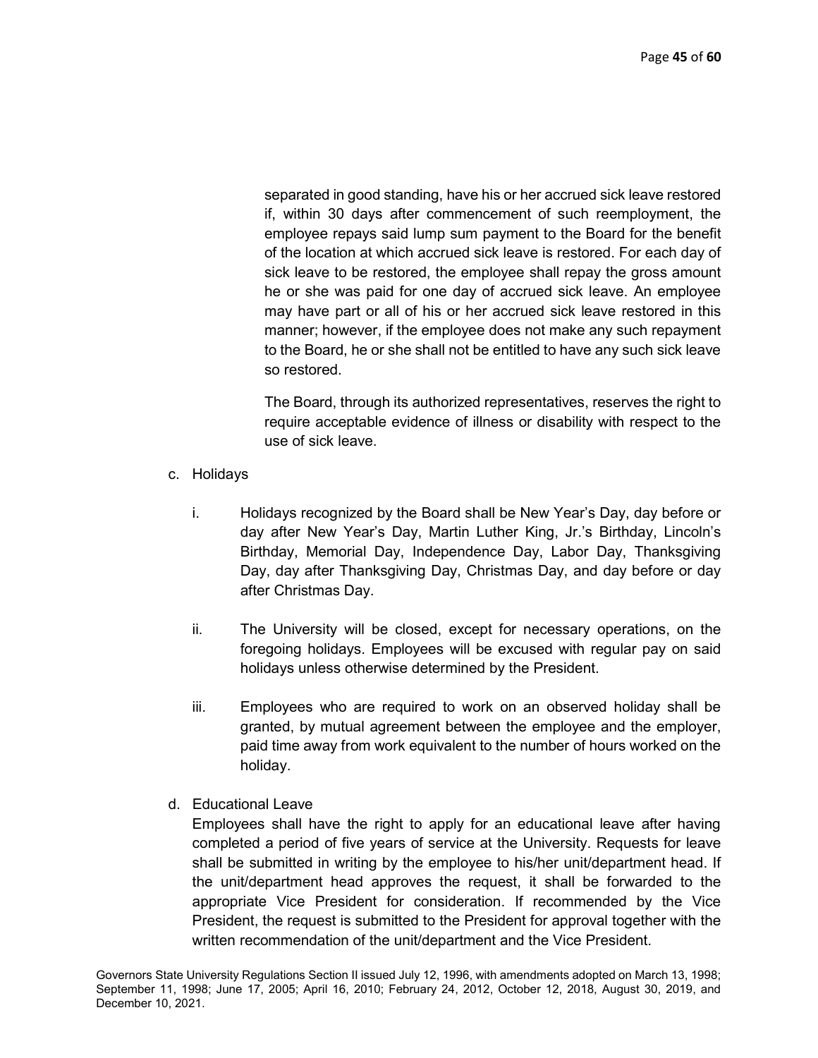separated in good standing, have his or her accrued sick leave restored if, within 30 days after commencement of such reemployment, the employee repays said lump sum payment to the Board for the benefit of the location at which accrued sick leave is restored. For each day of sick leave to be restored, the employee shall repay the gross amount he or she was paid for one day of accrued sick leave. An employee may have part or all of his or her accrued sick leave restored in this manner; however, if the employee does not make any such repayment to the Board, he or she shall not be entitled to have any such sick leave so restored.

The Board, through its authorized representatives, reserves the right to require acceptable evidence of illness or disability with respect to the use of sick leave.

c. Holidays

   i. Holidays recognized by the Board shall be New Year's Day, day before or day after New Year's Day, Martin Luther King, Jr.'s Birthday, Lincoln's Birthday, Memorial Day, Independence Day, Labor Day, Thanksgiving Day, day after Thanksgiving Day, Christmas Day, and day before or day after Christmas Day.

   ii. The University will be closed, except for necessary operations, on the foregoing holidays. Employees will be excused with regular pay on said holidays unless otherwise determined by the President.

   iii. Employees who are required to work on an observed holiday shall be granted, by mutual agreement between the employee and the employer, paid time away from work equivalent to the number of hours worked on the holiday.

d. Educational Leave

   Employees shall have the right to apply for an educational leave after having completed a period of five years of service at the University. Requests for leave shall be submitted in writing by the employee to his/her unit/department head. If the unit/department head approves the request, it shall be forwarded to the appropriate Vice President for consideration. If recommended by the Vice President, the request is submitted to the President for approval together with the written recommendation of the unit/department and the Vice President.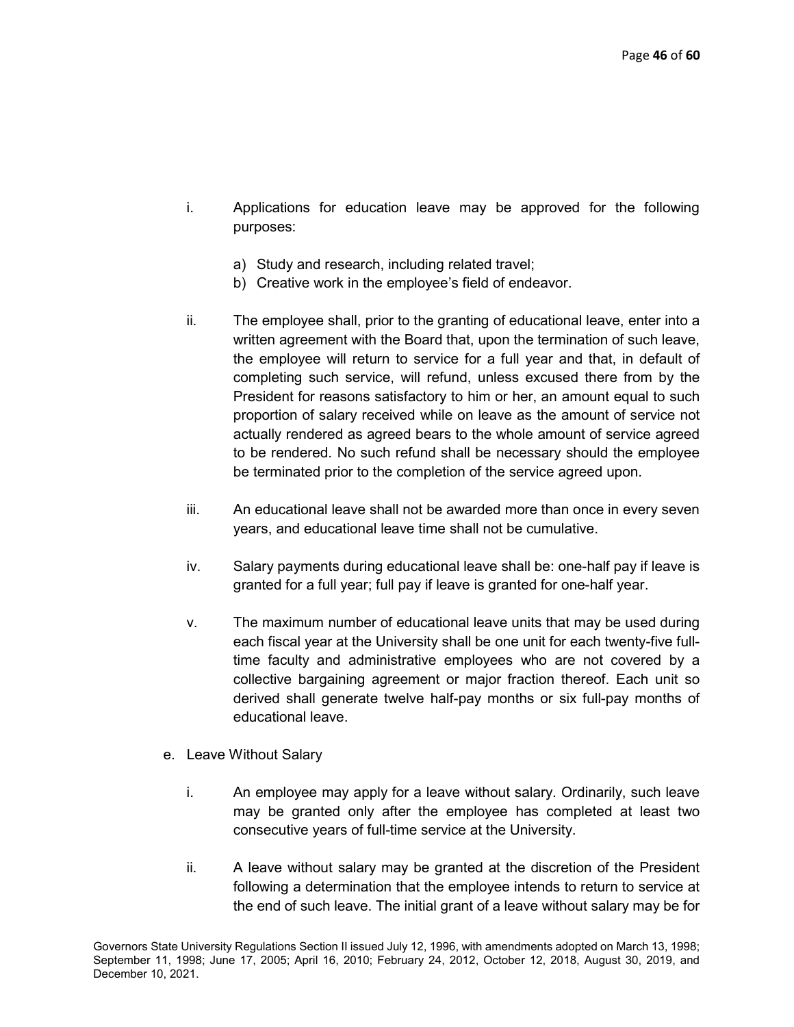i. Applications for education leave may be approved for the following purposes:

   a) Study and research, including related travel;
   b) Creative work in the employee's field of endeavor.

ii. The employee shall, prior to the granting of educational leave, enter into a written agreement with the Board that, upon the termination of such leave, the employee will return to service for a full year and that, in default of completing such service, will refund, unless excused there from by the President for reasons satisfactory to him or her, an amount equal to such proportion of salary received while on leave as the amount of service not actually rendered as agreed bears to the whole amount of service agreed to be rendered. No such refund shall be necessary should the employee be terminated prior to the completion of the service agreed upon.

iii. An educational leave shall not be awarded more than once in every seven years, and educational leave time shall not be cumulative.

iv. Salary payments during educational leave shall be: one-half pay if leave is granted for a full year; full pay if leave is granted for one-half year.

v. The maximum number of educational leave units that may be used during each fiscal year at the University shall be one unit for each twenty-five full-time faculty and administrative employees who are not covered by a collective bargaining agreement or major fraction thereof. Each unit so derived shall generate twelve half-pay months or six full-pay months of educational leave.

e. Leave Without Salary

i. An employee may apply for a leave without salary. Ordinarily, such leave may be granted only after the employee has completed at least two consecutive years of full-time service at the University.

ii. A leave without salary may be granted at the discretion of the President following a determination that the employee intends to return to service at the end of such leave. The initial grant of a leave without salary may be for

Governors State University Regulations Section II issued July 12, 1996, with amendments adopted on March 13, 1998; September 11, 1998; June 17, 2005; April 16, 2010; February 24, 2012, October 12, 2018, August 30, 2019, and December 10, 2021.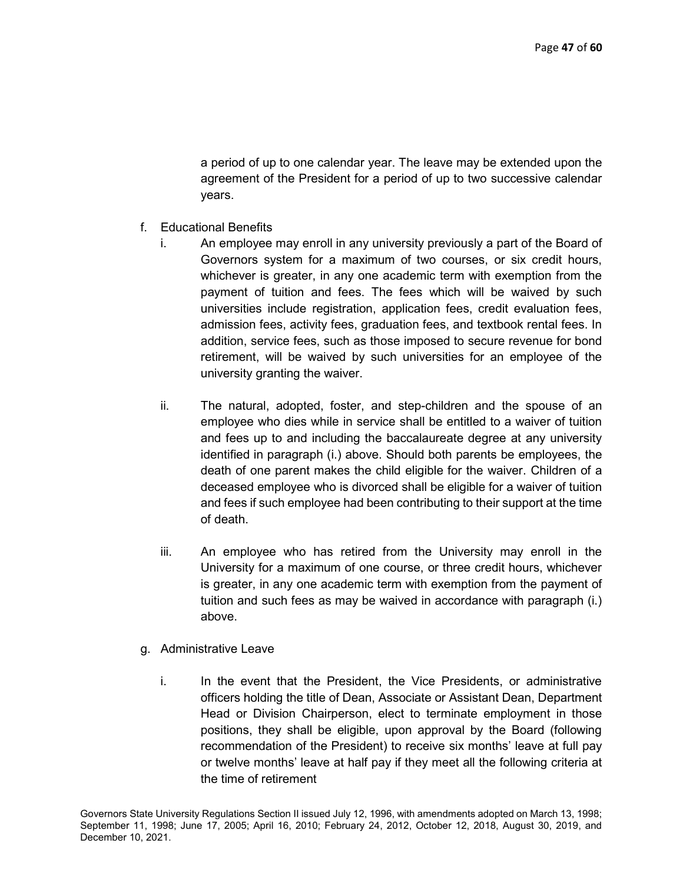a period of up to one calendar year. The leave may be extended upon the agreement of the President for a period of up to two successive calendar years.

f. Educational Benefits

   i. An employee may enroll in any university previously a part of the Board of Governors system for a maximum of two courses, or six credit hours, whichever is greater, in any one academic term with exemption from the payment of tuition and fees. The fees which will be waived by such universities include registration, application fees, credit evaluation fees, admission fees, activity fees, graduation fees, and textbook rental fees. In addition, service fees, such as those imposed to secure revenue for bond retirement, will be waived by such universities for an employee of the university granting the waiver.

   ii. The natural, adopted, foster, and step-children and the spouse of an employee who dies while in service shall be entitled to a waiver of tuition and fees up to and including the baccalaureate degree at any university identified in paragraph (i.) above. Should both parents be employees, the death of one parent makes the child eligible for the waiver. Children of a deceased employee who is divorced shall be eligible for a waiver of tuition and fees if such employee had been contributing to their support at the time of death.

   iii. An employee who has retired from the University may enroll in the University for a maximum of one course, or three credit hours, whichever is greater, in any one academic term with exemption from the payment of tuition and such fees as may be waived in accordance with paragraph (i.) above.

g. Administrative Leave

   i. In the event that the President, the Vice Presidents, or administrative officers holding the title of Dean, Associate or Assistant Dean, Department Head or Division Chairperson, elect to terminate employment in those positions, they shall be eligible, upon approval by the Board (following recommendation of the President) to receive six months' leave at full pay or twelve months' leave at half pay if they meet all the following criteria at the time of retirement

Governors State University Regulations Section II issued July 12, 1996, with amendments adopted on March 13, 1998; September 11, 1998; June 17, 2005; April 16, 2010; February 24, 2012, October 12, 2018, August 30, 2019, and December 10, 2021.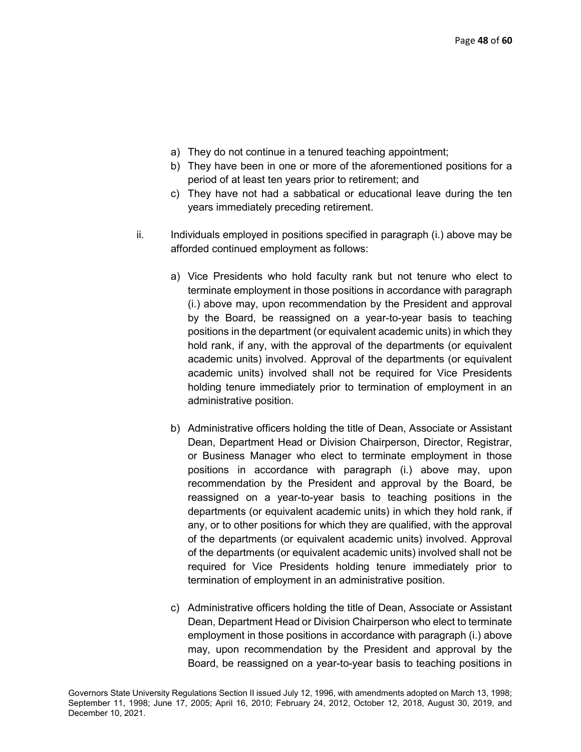a) They do not continue in a tenured teaching appointment;
b) They have been in one or more of the aforementioned positions for a period of at least ten years prior to retirement; and
c) They have not had a sabbatical or educational leave during the ten years immediately preceding retirement.

ii. Individuals employed in positions specified in paragraph (i.) above may be afforded continued employment as follows:

a) Vice Presidents who hold faculty rank but not tenure who elect to terminate employment in those positions in accordance with paragraph (i.) above may, upon recommendation by the President and approval by the Board, be reassigned on a year-to-year basis to teaching positions in the department (or equivalent academic units) in which they hold rank, if any, with the approval of the departments (or equivalent academic units) involved. Approval of the departments (or equivalent academic units) involved shall not be required for Vice Presidents holding tenure immediately prior to termination of employment in an administrative position.

b) Administrative officers holding the title of Dean, Associate or Assistant Dean, Department Head or Division Chairperson, Director, Registrar, or Business Manager who elect to terminate employment in those positions in accordance with paragraph (i.) above may, upon recommendation by the President and approval by the Board, be reassigned on a year-to-year basis to teaching positions in the departments (or equivalent academic units) in which they hold rank, if any, or to other positions for which they are qualified, with the approval of the departments (or equivalent academic units) involved. Approval of the departments (or equivalent academic units) involved shall not be required for Vice Presidents holding tenure immediately prior to termination of employment in an administrative position.

c) Administrative officers holding the title of Dean, Associate or Assistant Dean, Department Head or Division Chairperson who elect to terminate employment in those positions in accordance with paragraph (i.) above may, upon recommendation by the President and approval by the Board, be reassigned on a year-to-year basis to teaching positions in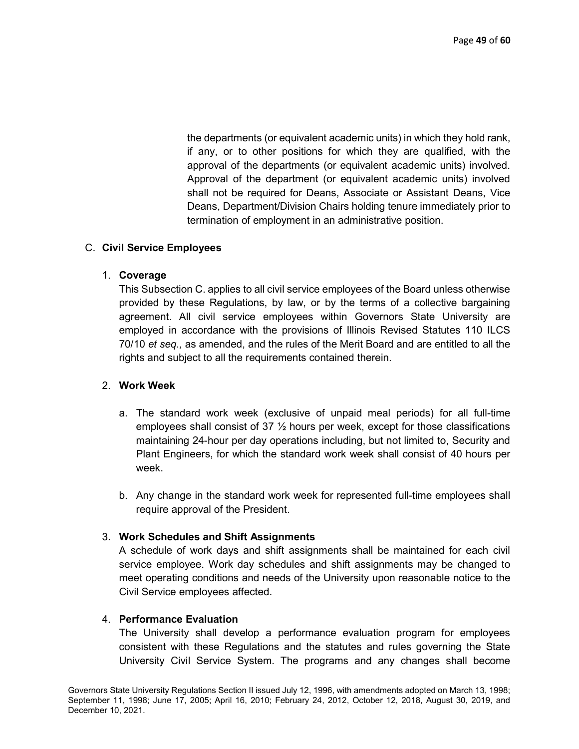the departments (or equivalent academic units) in which they hold rank, if any, or to other positions for which they are qualified, with the approval of the departments (or equivalent academic units) involved. Approval of the department (or equivalent academic units) involved shall not be required for Deans, Associate or Assistant Deans, Vice Deans, Department/Division Chairs holding tenure immediately prior to termination of employment in an administrative position.

C. **Civil Service Employees**

1. **Coverage**

   This Subsection C. applies to all civil service employees of the Board unless otherwise provided by these Regulations, by law, or by the terms of a collective bargaining agreement. All civil service employees within Governors State University are employed in accordance with the provisions of Illinois Revised Statutes 110 ILCS 70/10 *et seq.,* as amended, and the rules of the Merit Board and are entitled to all the rights and subject to all the requirements contained therein.

2. **Work Week**

   a. The standard work week (exclusive of unpaid meal periods) for all full-time employees shall consist of 37 ½ hours per week, except for those classifications maintaining 24-hour per day operations including, but not limited to, Security and Plant Engineers, for which the standard work week shall consist of 40 hours per week.

   b. Any change in the standard work week for represented full-time employees shall require approval of the President.

3. **Work Schedules and Shift Assignments**

   A schedule of work days and shift assignments shall be maintained for each civil service employee. Work day schedules and shift assignments may be changed to meet operating conditions and needs of the University upon reasonable notice to the Civil Service employees affected.

4. **Performance Evaluation**

   The University shall develop a performance evaluation program for employees consistent with these Regulations and the statutes and rules governing the State University Civil Service System. The programs and any changes shall become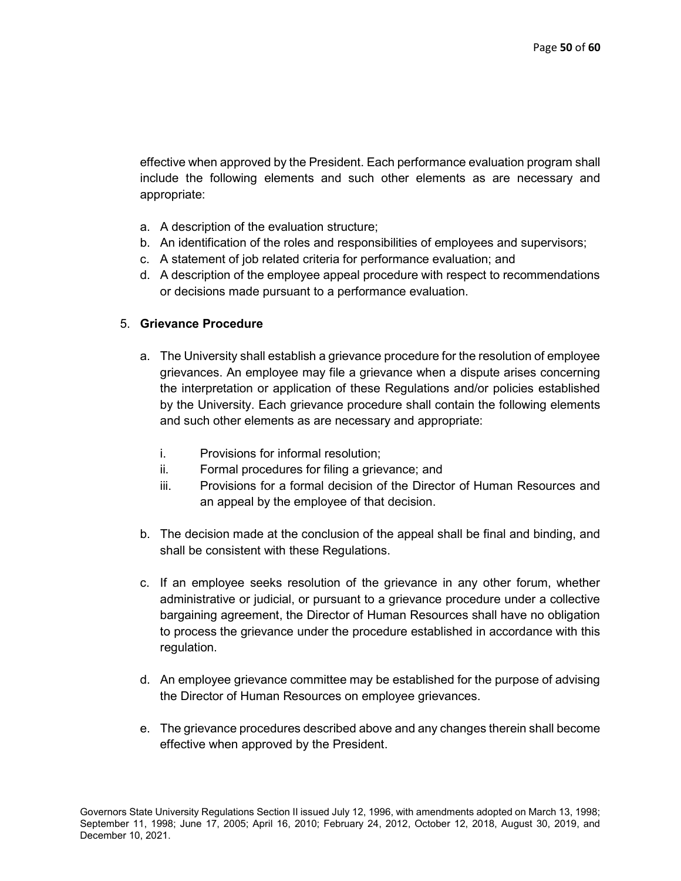effective when approved by the President. Each performance evaluation program shall include the following elements and such other elements as are necessary and appropriate:

a. A description of the evaluation structure;
b. An identification of the roles and responsibilities of employees and supervisors;
c. A statement of job related criteria for performance evaluation; and
d. A description of the employee appeal procedure with respect to recommendations or decisions made pursuant to a performance evaluation.

5. **Grievance Procedure**

   a. The University shall establish a grievance procedure for the resolution of employee grievances. An employee may file a grievance when a dispute arises concerning the interpretation or application of these Regulations and/or policies established by the University. Each grievance procedure shall contain the following elements and such other elements as are necessary and appropriate:

      i. Provisions for informal resolution;
      ii. Formal procedures for filing a grievance; and
      iii. Provisions for a formal decision of the Director of Human Resources and an appeal by the employee of that decision.

   b. The decision made at the conclusion of the appeal shall be final and binding, and shall be consistent with these Regulations.

   c. If an employee seeks resolution of the grievance in any other forum, whether administrative or judicial, or pursuant to a grievance procedure under a collective bargaining agreement, the Director of Human Resources shall have no obligation to process the grievance under the procedure established in accordance with this regulation.

   d. An employee grievance committee may be established for the purpose of advising the Director of Human Resources on employee grievances.

   e. The grievance procedures described above and any changes therein shall become effective when approved by the President.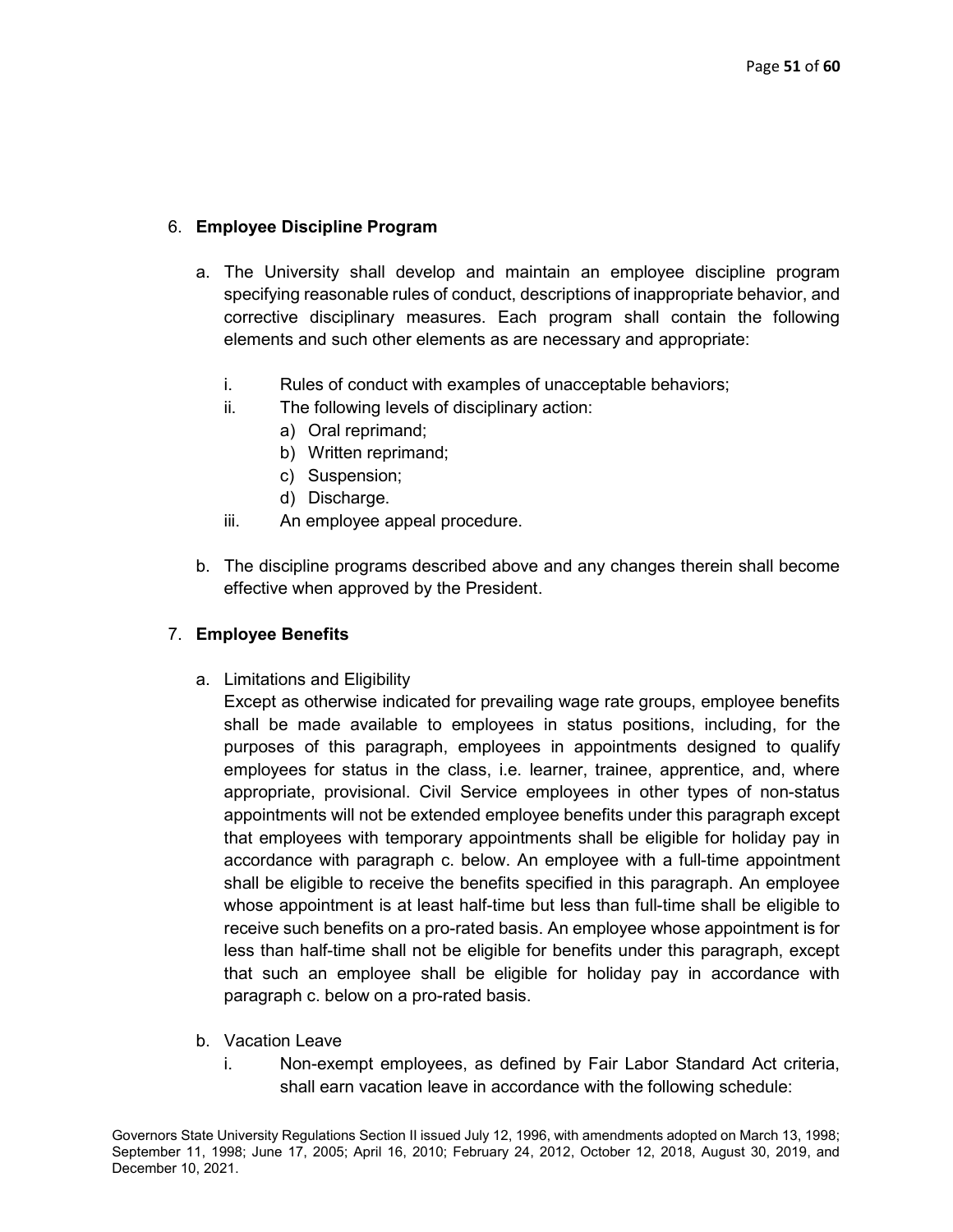6. **Employee Discipline Program**

   a. The University shall develop and maintain an employee discipline program specifying reasonable rules of conduct, descriptions of inappropriate behavior, and corrective disciplinary measures. Each program shall contain the following elements and such other elements as are necessary and appropriate:

      i. Rules of conduct with examples of unacceptable behaviors;
      ii. The following levels of disciplinary action:
         a) Oral reprimand;
         b) Written reprimand;
         c) Suspension;
         d) Discharge.
      iii. An employee appeal procedure.

   b. The discipline programs described above and any changes therein shall become effective when approved by the President.

7. **Employee Benefits**

   a. Limitations and Eligibility
      Except as otherwise indicated for prevailing wage rate groups, employee benefits shall be made available to employees in status positions, including, for the purposes of this paragraph, employees in appointments designed to qualify employees for status in the class, i.e. learner, trainee, apprentice, and, where appropriate, provisional. Civil Service employees in other types of non-status appointments will not be extended employee benefits under this paragraph except that employees with temporary appointments shall be eligible for holiday pay in accordance with paragraph c. below. An employee with a full-time appointment shall be eligible to receive the benefits specified in this paragraph. An employee whose appointment is at least half-time but less than full-time shall be eligible to receive such benefits on a pro-rated basis. An employee whose appointment is for less than half-time shall not be eligible for benefits under this paragraph, except that such an employee shall be eligible for holiday pay in accordance with paragraph c. below on a pro-rated basis.

   b. Vacation Leave
      i. Non-exempt employees, as defined by Fair Labor Standard Act criteria, shall earn vacation leave in accordance with the following schedule:

Governors State University Regulations Section II issued July 12, 1996, with amendments adopted on March 13, 1998; September 11, 1998; June 17, 2005; April 16, 2010; February 24, 2012, October 12, 2018, August 30, 2019, and December 10, 2021.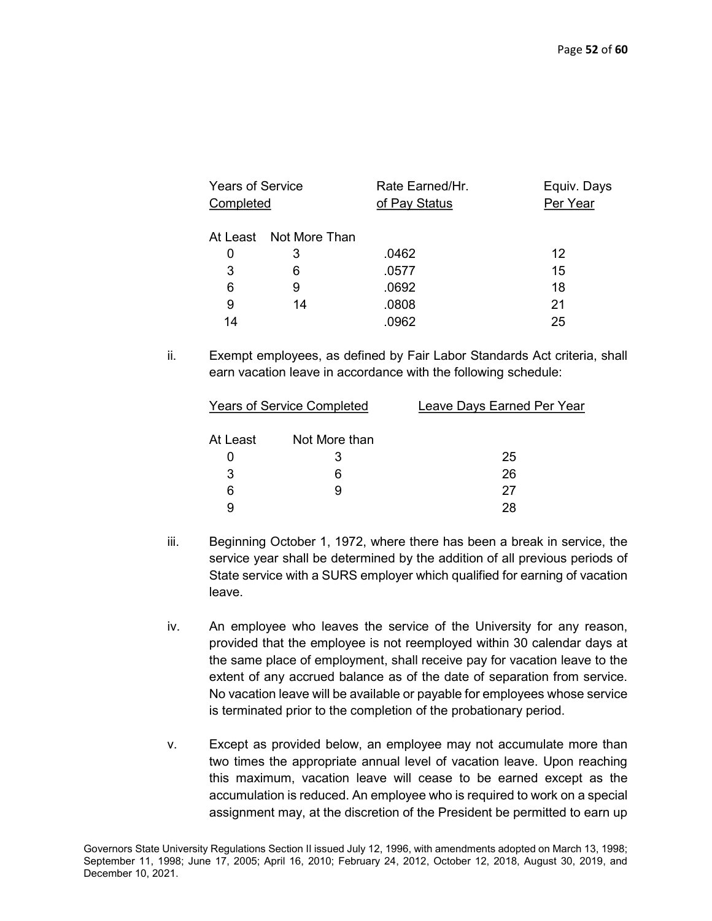| Years of Service Completed | | Rate Earned/Hr. of Pay Status | Equiv. Days Per Year |
|---|---|---|---|
| At Least | Not More Than | | |
| 0 | 3 | .0462 | 12 |
| 3 | 6 | .0577 | 15 |
| 6 | 9 | .0692 | 18 |
| 9 | 14 | .0808 | 21 |
| 14 | | .0962 | 25 |

ii. Exempt employees, as defined by Fair Labor Standards Act criteria, shall earn vacation leave in accordance with the following schedule:

| Years of Service Completed | | Leave Days Earned Per Year |
|---|---|---|
| At Least | Not More than | |
| 0 | 3 | 25 |
| 3 | 6 | 26 |
| 6 | 9 | 27 |
| 9 | | 28 |

iii. Beginning October 1, 1972, where there has been a break in service, the service year shall be determined by the addition of all previous periods of State service with a SURS employer which qualified for earning of vacation leave.

iv. An employee who leaves the service of the University for any reason, provided that the employee is not reemployed within 30 calendar days at the same place of employment, shall receive pay for vacation leave to the extent of any accrued balance as of the date of separation from service. No vacation leave will be available or payable for employees whose service is terminated prior to the completion of the probationary period.

v. Except as provided below, an employee may not accumulate more than two times the appropriate annual level of vacation leave. Upon reaching this maximum, vacation leave will cease to be earned except as the accumulation is reduced. An employee who is required to work on a special assignment may, at the discretion of the President be permitted to earn up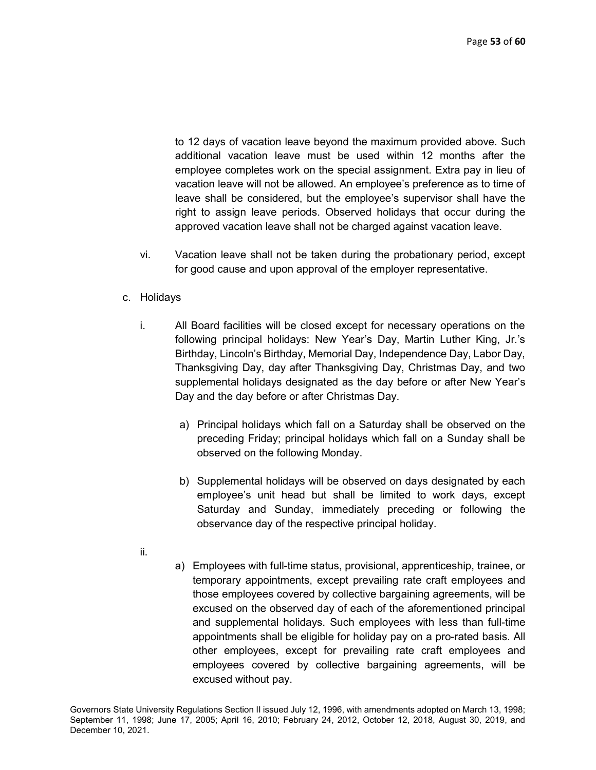to 12 days of vacation leave beyond the maximum provided above. Such additional vacation leave must be used within 12 months after the employee completes work on the special assignment. Extra pay in lieu of vacation leave will not be allowed. An employee's preference as to time of leave shall be considered, but the employee's supervisor shall have the right to assign leave periods. Observed holidays that occur during the approved vacation leave shall not be charged against vacation leave.

vi. Vacation leave shall not be taken during the probationary period, except for good cause and upon approval of the employer representative.

c. Holidays

i. All Board facilities will be closed except for necessary operations on the following principal holidays: New Year's Day, Martin Luther King, Jr.'s Birthday, Lincoln's Birthday, Memorial Day, Independence Day, Labor Day, Thanksgiving Day, day after Thanksgiving Day, Christmas Day, and two supplemental holidays designated as the day before or after New Year's Day and the day before or after Christmas Day.

a) Principal holidays which fall on a Saturday shall be observed on the preceding Friday; principal holidays which fall on a Sunday shall be observed on the following Monday.

b) Supplemental holidays will be observed on days designated by each employee's unit head but shall be limited to work days, except Saturday and Sunday, immediately preceding or following the observance day of the respective principal holiday.

ii.

a) Employees with full-time status, provisional, apprenticeship, trainee, or temporary appointments, except prevailing rate craft employees and those employees covered by collective bargaining agreements, will be excused on the observed day of each of the aforementioned principal and supplemental holidays. Such employees with less than full-time appointments shall be eligible for holiday pay on a pro-rated basis. All other employees, except for prevailing rate craft employees and employees covered by collective bargaining agreements, will be excused without pay.

Governors State University Regulations Section II issued July 12, 1996, with amendments adopted on March 13, 1998; September 11, 1998; June 17, 2005; April 16, 2010; February 24, 2012, October 12, 2018, August 30, 2019, and December 10, 2021.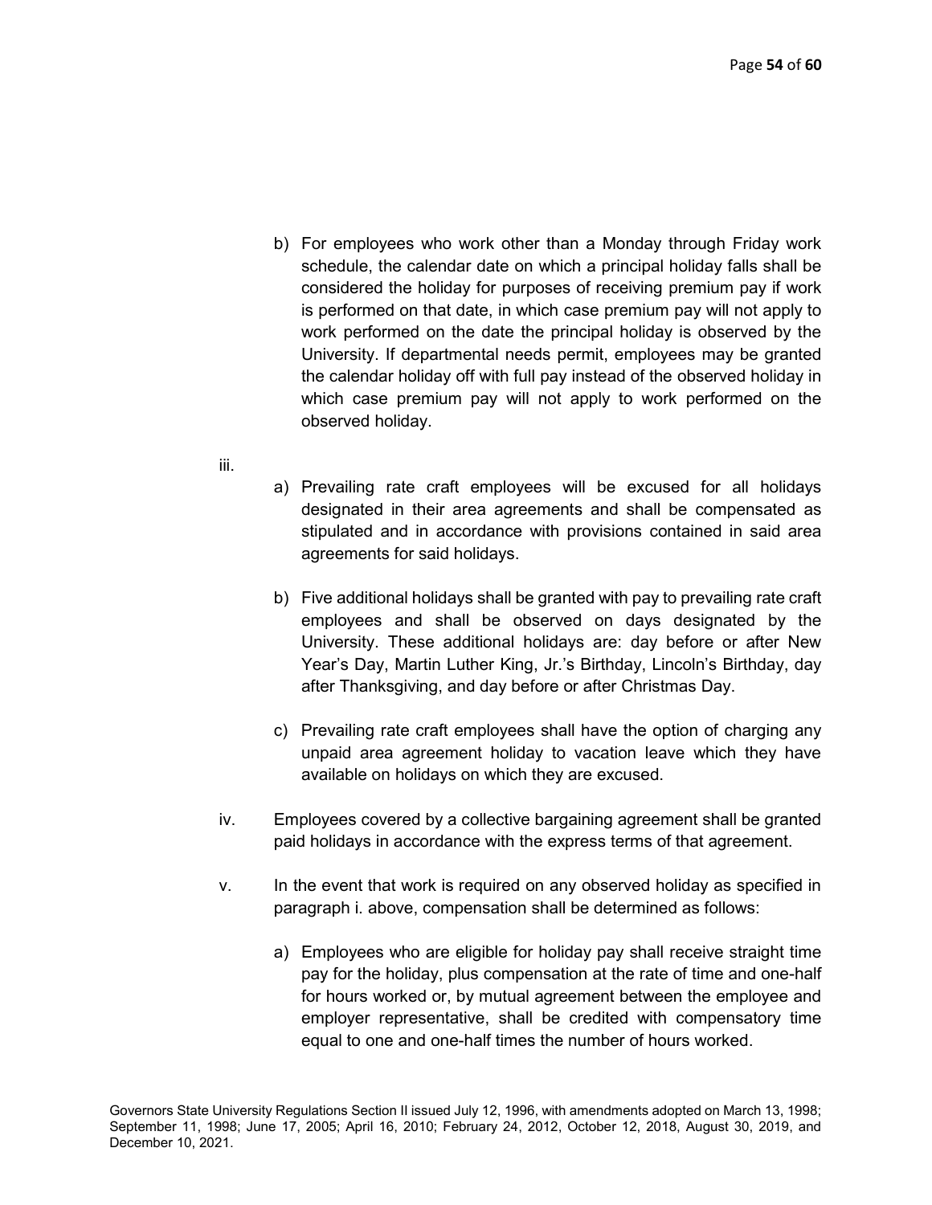b) For employees who work other than a Monday through Friday work schedule, the calendar date on which a principal holiday falls shall be considered the holiday for purposes of receiving premium pay if work is performed on that date, in which case premium pay will not apply to work performed on the date the principal holiday is observed by the University. If departmental needs permit, employees may be granted the calendar holiday off with full pay instead of the observed holiday in which case premium pay will not apply to work performed on the observed holiday.

iii.

a) Prevailing rate craft employees will be excused for all holidays designated in their area agreements and shall be compensated as stipulated and in accordance with provisions contained in said area agreements for said holidays.

b) Five additional holidays shall be granted with pay to prevailing rate craft employees and shall be observed on days designated by the University. These additional holidays are: day before or after New Year's Day, Martin Luther King, Jr.'s Birthday, Lincoln's Birthday, day after Thanksgiving, and day before or after Christmas Day.

c) Prevailing rate craft employees shall have the option of charging any unpaid area agreement holiday to vacation leave which they have available on holidays on which they are excused.

iv. Employees covered by a collective bargaining agreement shall be granted paid holidays in accordance with the express terms of that agreement.

v. In the event that work is required on any observed holiday as specified in paragraph i. above, compensation shall be determined as follows:

a) Employees who are eligible for holiday pay shall receive straight time pay for the holiday, plus compensation at the rate of time and one-half for hours worked or, by mutual agreement between the employee and employer representative, shall be credited with compensatory time equal to one and one-half times the number of hours worked.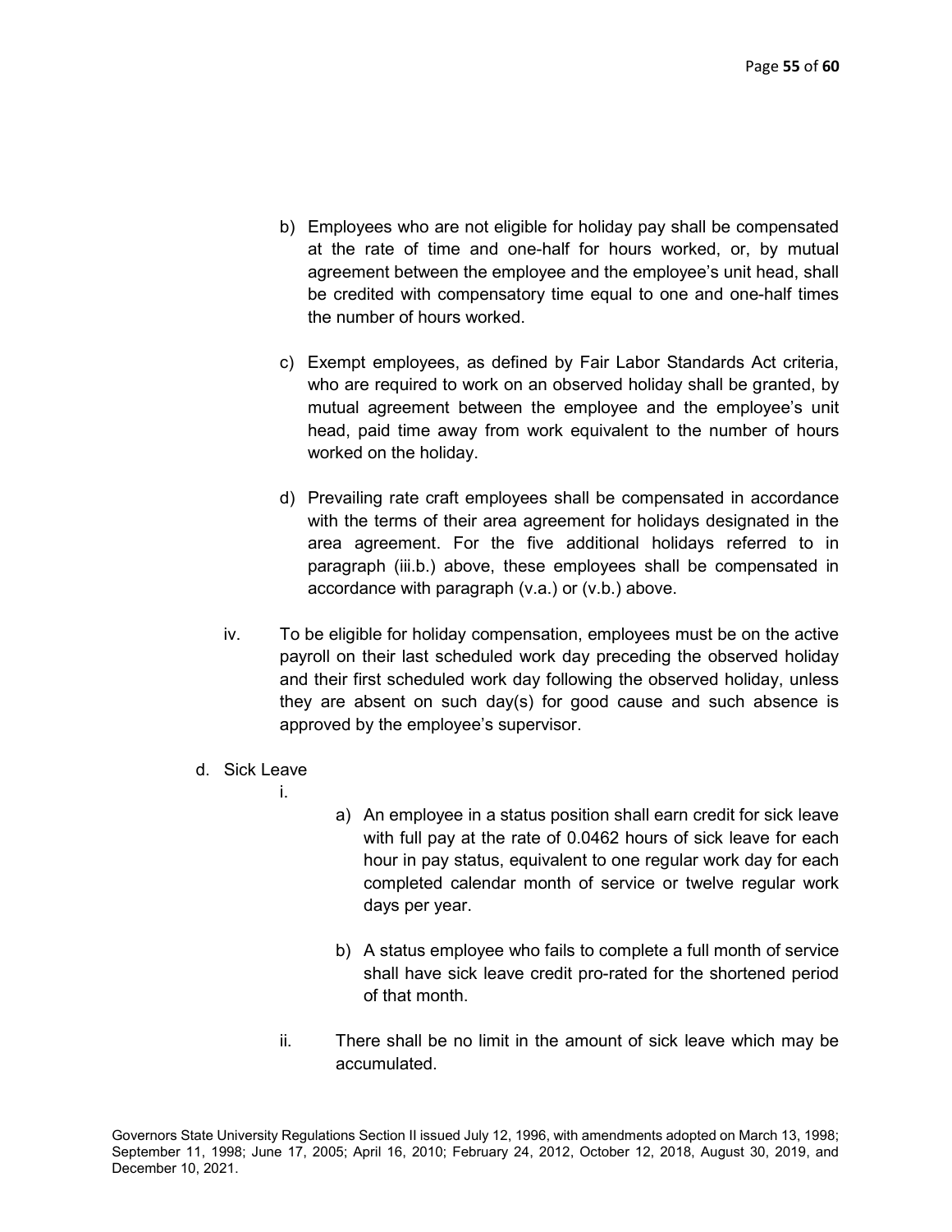b) Employees who are not eligible for holiday pay shall be compensated at the rate of time and one-half for hours worked, or, by mutual agreement between the employee and the employee's unit head, shall be credited with compensatory time equal to one and one-half times the number of hours worked.

c) Exempt employees, as defined by Fair Labor Standards Act criteria, who are required to work on an observed holiday shall be granted, by mutual agreement between the employee and the employee's unit head, paid time away from work equivalent to the number of hours worked on the holiday.

d) Prevailing rate craft employees shall be compensated in accordance with the terms of their area agreement for holidays designated in the area agreement. For the five additional holidays referred to in paragraph (iii.b.) above, these employees shall be compensated in accordance with paragraph (v.a.) or (v.b.) above.

iv. To be eligible for holiday compensation, employees must be on the active payroll on their last scheduled work day preceding the observed holiday and their first scheduled work day following the observed holiday, unless they are absent on such day(s) for good cause and such absence is approved by the employee's supervisor.

d. Sick Leave

i.

a) An employee in a status position shall earn credit for sick leave with full pay at the rate of 0.0462 hours of sick leave for each hour in pay status, equivalent to one regular work day for each completed calendar month of service or twelve regular work days per year.

b) A status employee who fails to complete a full month of service shall have sick leave credit pro-rated for the shortened period of that month.

ii. There shall be no limit in the amount of sick leave which may be accumulated.

Governors State University Regulations Section II issued July 12, 1996, with amendments adopted on March 13, 1998; September 11, 1998; June 17, 2005; April 16, 2010; February 24, 2012, October 12, 2018, August 30, 2019, and December 10, 2021.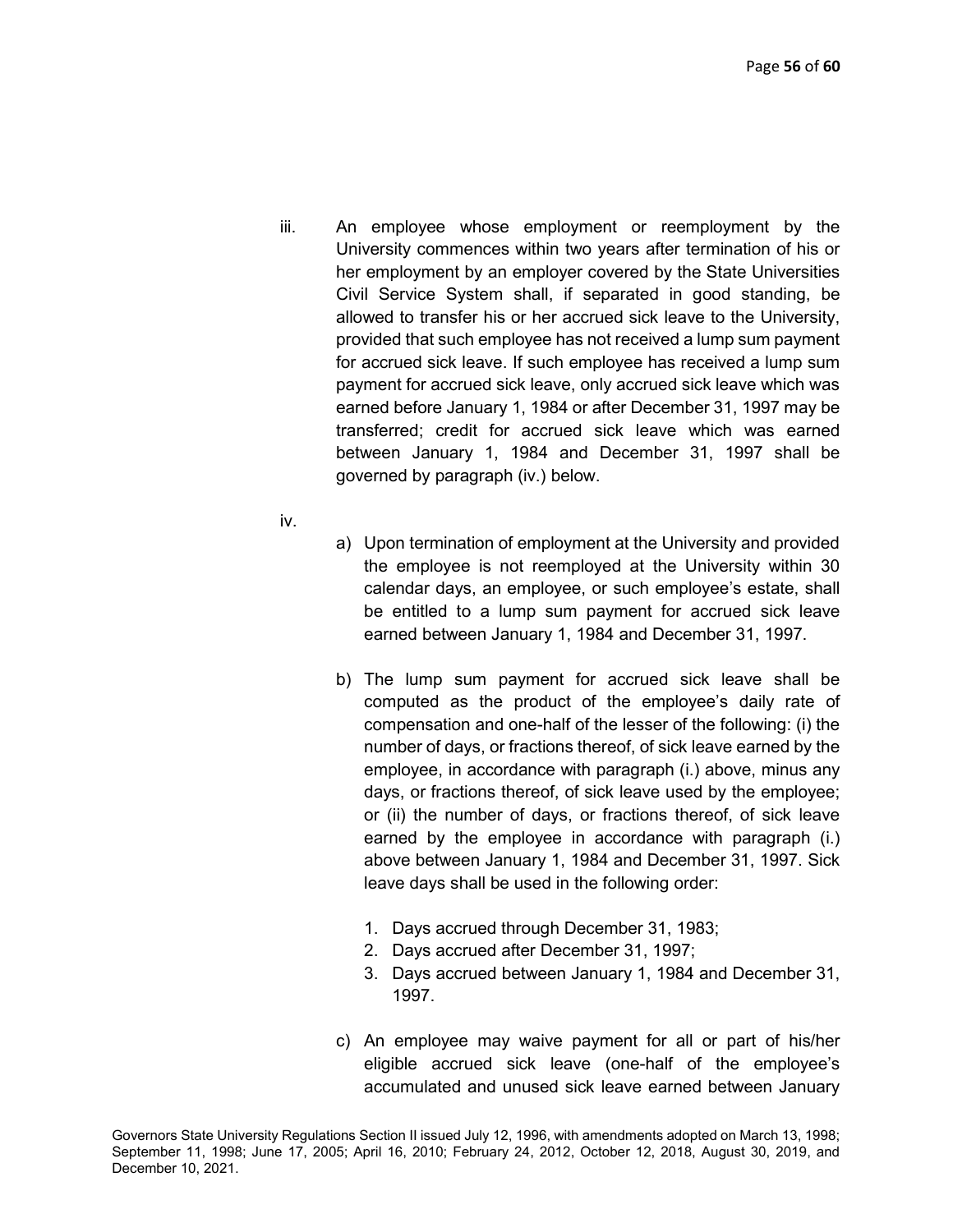iii. An employee whose employment or reemployment by the University commences within two years after termination of his or her employment by an employer covered by the State Universities Civil Service System shall, if separated in good standing, be allowed to transfer his or her accrued sick leave to the University, provided that such employee has not received a lump sum payment for accrued sick leave. If such employee has received a lump sum payment for accrued sick leave, only accrued sick leave which was earned before January 1, 1984 or after December 31, 1997 may be transferred; credit for accrued sick leave which was earned between January 1, 1984 and December 31, 1997 shall be governed by paragraph (iv.) below.

iv.

a) Upon termination of employment at the University and provided the employee is not reemployed at the University within 30 calendar days, an employee, or such employee's estate, shall be entitled to a lump sum payment for accrued sick leave earned between January 1, 1984 and December 31, 1997.

b) The lump sum payment for accrued sick leave shall be computed as the product of the employee's daily rate of compensation and one-half of the lesser of the following: (i) the number of days, or fractions thereof, of sick leave earned by the employee, in accordance with paragraph (i.) above, minus any days, or fractions thereof, of sick leave used by the employee; or (ii) the number of days, or fractions thereof, of sick leave earned by the employee in accordance with paragraph (i.) above between January 1, 1984 and December 31, 1997. Sick leave days shall be used in the following order:

1. Days accrued through December 31, 1983;
2. Days accrued after December 31, 1997;
3. Days accrued between January 1, 1984 and December 31, 1997.

c) An employee may waive payment for all or part of his/her eligible accrued sick leave (one-half of the employee's accumulated and unused sick leave earned between January

Governors State University Regulations Section II issued July 12, 1996, with amendments adopted on March 13, 1998; September 11, 1998; June 17, 2005; April 16, 2010; February 24, 2012, October 12, 2018, August 30, 2019, and December 10, 2021.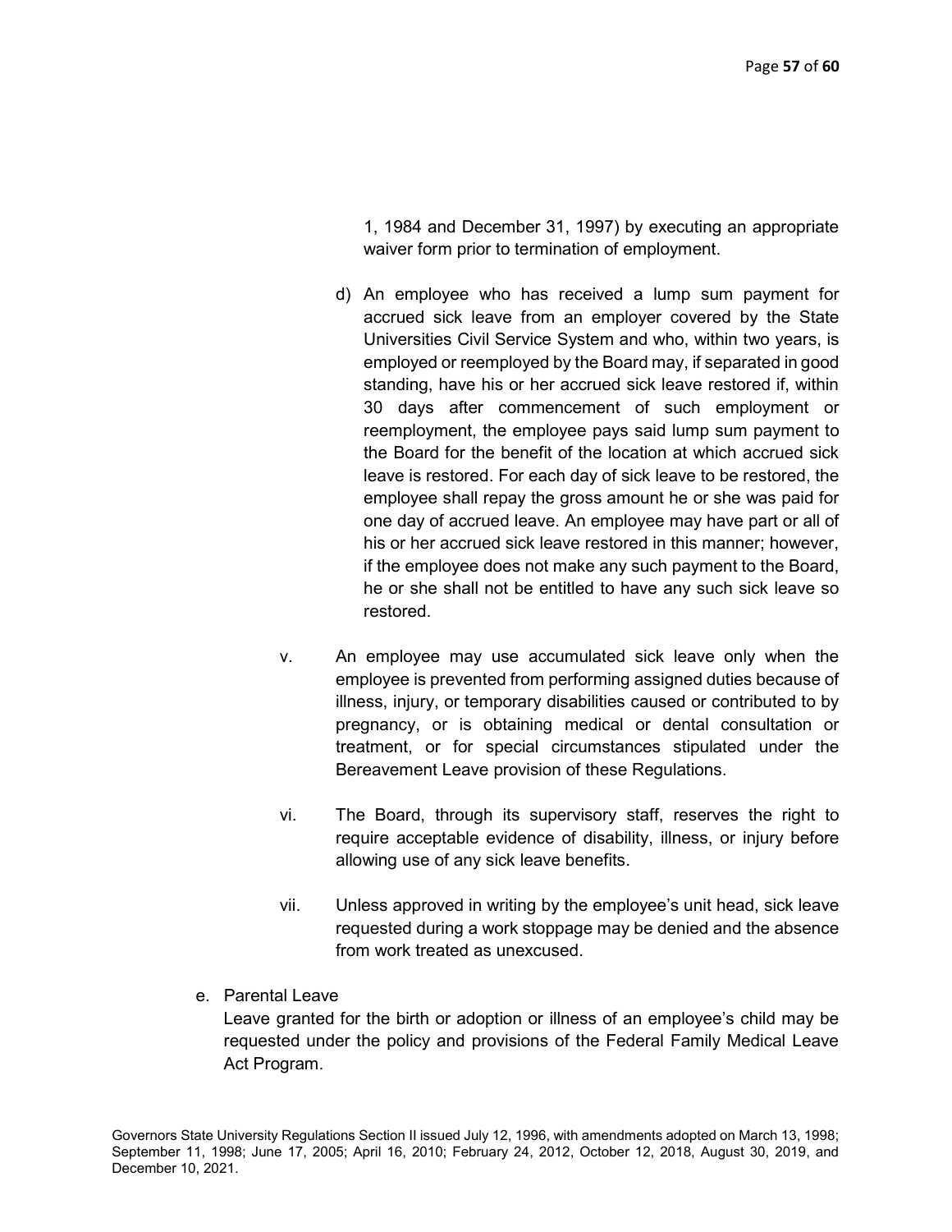1, 1984 and December 31, 1997) by executing an appropriate waiver form prior to termination of employment.

d) An employee who has received a lump sum payment for accrued sick leave from an employer covered by the State Universities Civil Service System and who, within two years, is employed or reemployed by the Board may, if separated in good standing, have his or her accrued sick leave restored if, within 30 days after commencement of such employment or reemployment, the employee pays said lump sum payment to the Board for the benefit of the location at which accrued sick leave is restored. For each day of sick leave to be restored, the employee shall repay the gross amount he or she was paid for one day of accrued leave. An employee may have part or all of his or her accrued sick leave restored in this manner; however, if the employee does not make any such payment to the Board, he or she shall not be entitled to have any such sick leave so restored.

v. An employee may use accumulated sick leave only when the employee is prevented from performing assigned duties because of illness, injury, or temporary disabilities caused or contributed to by pregnancy, or is obtaining medical or dental consultation or treatment, or for special circumstances stipulated under the Bereavement Leave provision of these Regulations.

vi. The Board, through its supervisory staff, reserves the right to require acceptable evidence of disability, illness, or injury before allowing use of any sick leave benefits.

vii. Unless approved in writing by the employee's unit head, sick leave requested during a work stoppage may be denied and the absence from work treated as unexcused.

e. Parental Leave

Leave granted for the birth or adoption or illness of an employee's child may be requested under the policy and provisions of the Federal Family Medical Leave Act Program.

Governors State University Regulations Section II issued July 12, 1996, with amendments adopted on March 13, 1998; September 11, 1998; June 17, 2005; April 16, 2010; February 24, 2012, October 12, 2018, August 30, 2019, and December 10, 2021.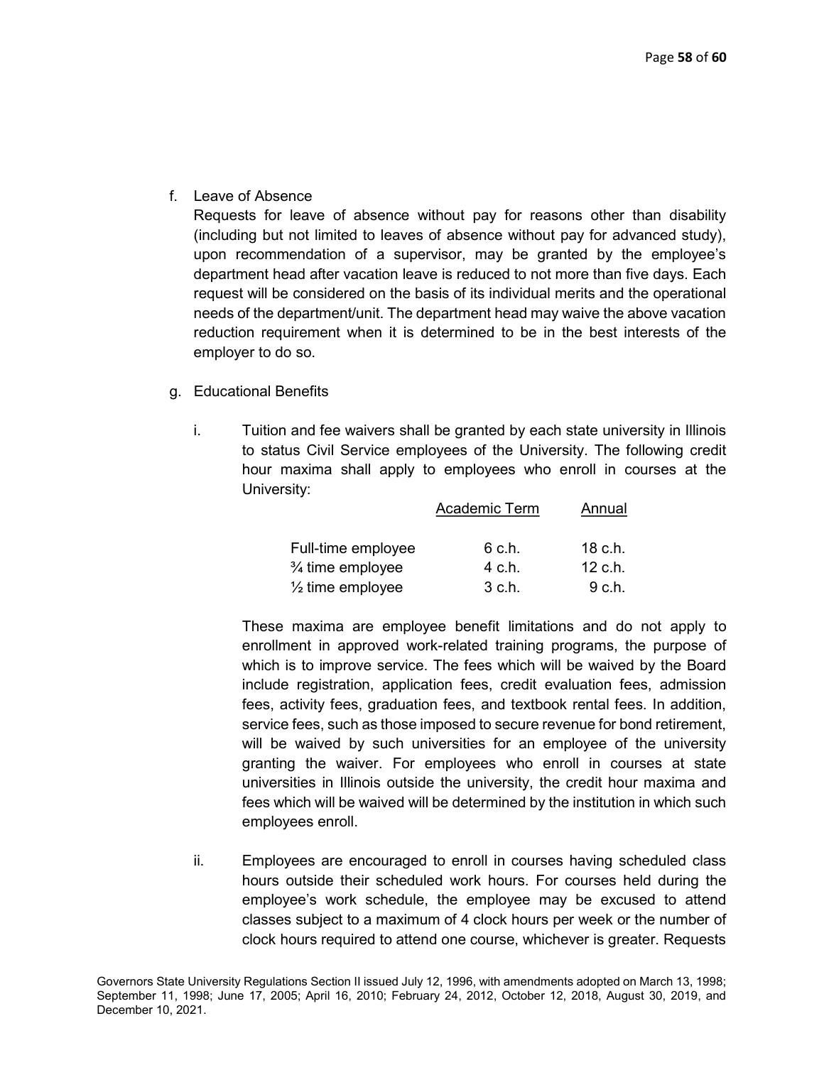f. Leave of Absence

Requests for leave of absence without pay for reasons other than disability (including but not limited to leaves of absence without pay for advanced study), upon recommendation of a supervisor, may be granted by the employee's department head after vacation leave is reduced to not more than five days. Each request will be considered on the basis of its individual merits and the operational needs of the department/unit. The department head may waive the above vacation reduction requirement when it is determined to be in the best interests of the employer to do so.

g. Educational Benefits

i. Tuition and fee waivers shall be granted by each state university in Illinois to status Civil Service employees of the University. The following credit hour maxima shall apply to employees who enroll in courses at the University:

| | Academic Term | Annual |
|---|---|---|
| Full-time employee | 6 c.h. | 18 c.h. |
| ¾ time employee | 4 c.h. | 12 c.h. |
| ½ time employee | 3 c.h. | 9 c.h. |

These maxima are employee benefit limitations and do not apply to enrollment in approved work-related training programs, the purpose of which is to improve service. The fees which will be waived by the Board include registration, application fees, credit evaluation fees, admission fees, activity fees, graduation fees, and textbook rental fees. In addition, service fees, such as those imposed to secure revenue for bond retirement, will be waived by such universities for an employee of the university granting the waiver. For employees who enroll in courses at state universities in Illinois outside the university, the credit hour maxima and fees which will be waived will be determined by the institution in which such employees enroll.

ii. Employees are encouraged to enroll in courses having scheduled class hours outside their scheduled work hours. For courses held during the employee's work schedule, the employee may be excused to attend classes subject to a maximum of 4 clock hours per week or the number of clock hours required to attend one course, whichever is greater. Requests

Governors State University Regulations Section II issued July 12, 1996, with amendments adopted on March 13, 1998; September 11, 1998; June 17, 2005; April 16, 2010; February 24, 2012, October 12, 2018, August 30, 2019, and December 10, 2021.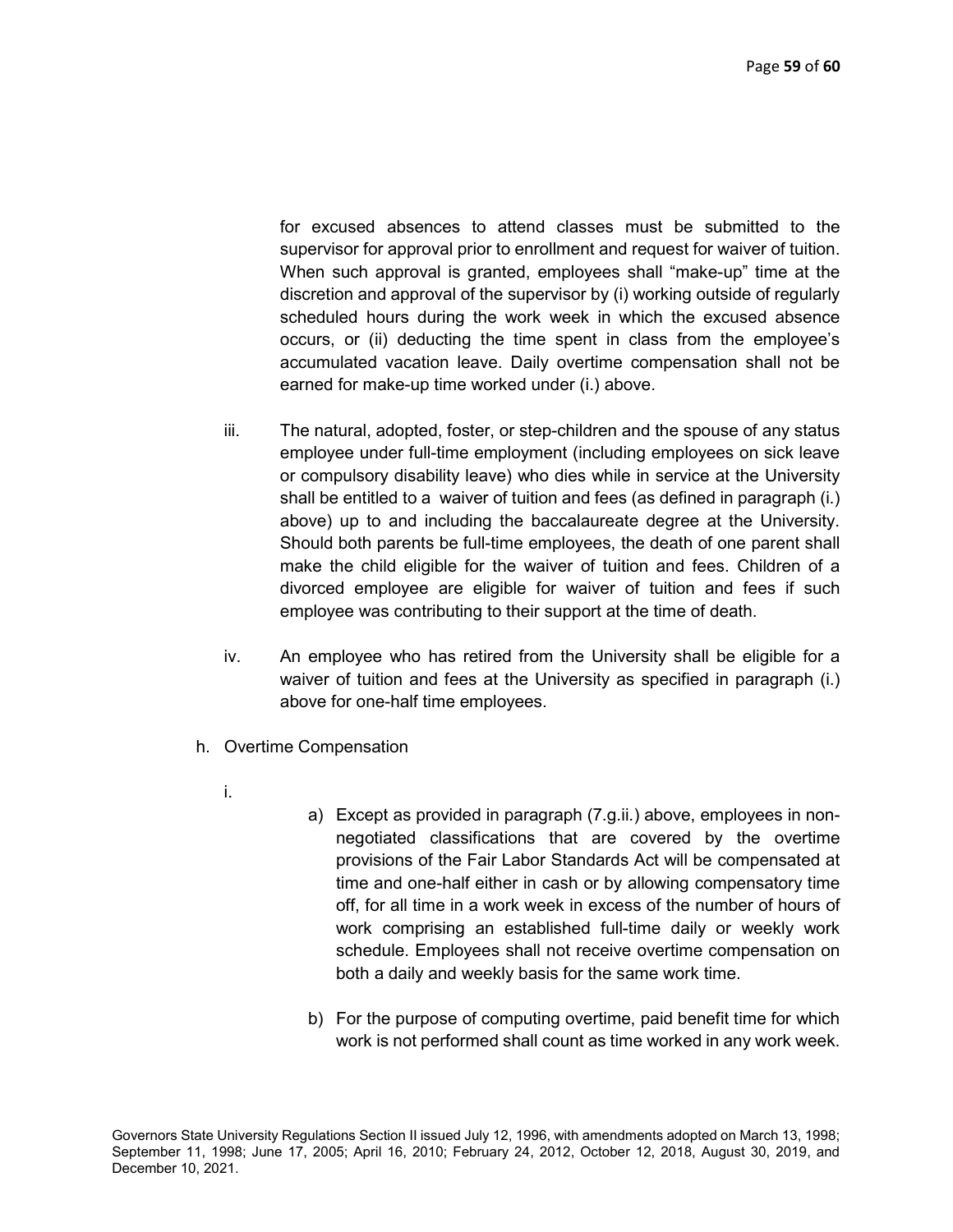for excused absences to attend classes must be submitted to the supervisor for approval prior to enrollment and request for waiver of tuition. When such approval is granted, employees shall "make-up" time at the discretion and approval of the supervisor by (i) working outside of regularly scheduled hours during the work week in which the excused absence occurs, or (ii) deducting the time spent in class from the employee's accumulated vacation leave. Daily overtime compensation shall not be earned for make-up time worked under (i.) above.

iii. The natural, adopted, foster, or step-children and the spouse of any status employee under full-time employment (including employees on sick leave or compulsory disability leave) who dies while in service at the University shall be entitled to a waiver of tuition and fees (as defined in paragraph (i.) above) up to and including the baccalaureate degree at the University. Should both parents be full-time employees, the death of one parent shall make the child eligible for the waiver of tuition and fees. Children of a divorced employee are eligible for waiver of tuition and fees if such employee was contributing to their support at the time of death.

iv. An employee who has retired from the University shall be eligible for a waiver of tuition and fees at the University as specified in paragraph (i.) above for one-half time employees.

h. Overtime Compensation

i.

a) Except as provided in paragraph (7.g.ii.) above, employees in non-negotiated classifications that are covered by the overtime provisions of the Fair Labor Standards Act will be compensated at time and one-half either in cash or by allowing compensatory time off, for all time in a work week in excess of the number of hours of work comprising an established full-time daily or weekly work schedule. Employees shall not receive overtime compensation on both a daily and weekly basis for the same work time.

b) For the purpose of computing overtime, paid benefit time for which work is not performed shall count as time worked in any work week.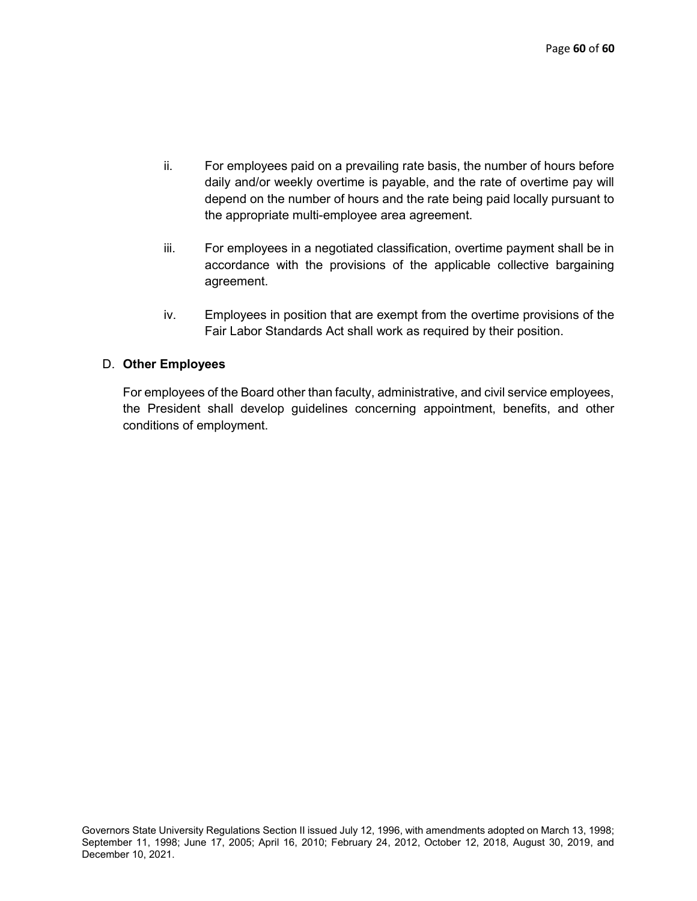ii. For employees paid on a prevailing rate basis, the number of hours before daily and/or weekly overtime is payable, and the rate of overtime pay will depend on the number of hours and the rate being paid locally pursuant to the appropriate multi-employee area agreement.

iii. For employees in a negotiated classification, overtime payment shall be in accordance with the provisions of the applicable collective bargaining agreement.

iv. Employees in position that are exempt from the overtime provisions of the Fair Labor Standards Act shall work as required by their position.

D. **Other Employees**

For employees of the Board other than faculty, administrative, and civil service employees, the President shall develop guidelines concerning appointment, benefits, and other conditions of employment.

Governors State University Regulations Section II issued July 12, 1996, with amendments adopted on March 13, 1998; September 11, 1998; June 17, 2005; April 16, 2010; February 24, 2012, October 12, 2018, August 30, 2019, and December 10, 2021.